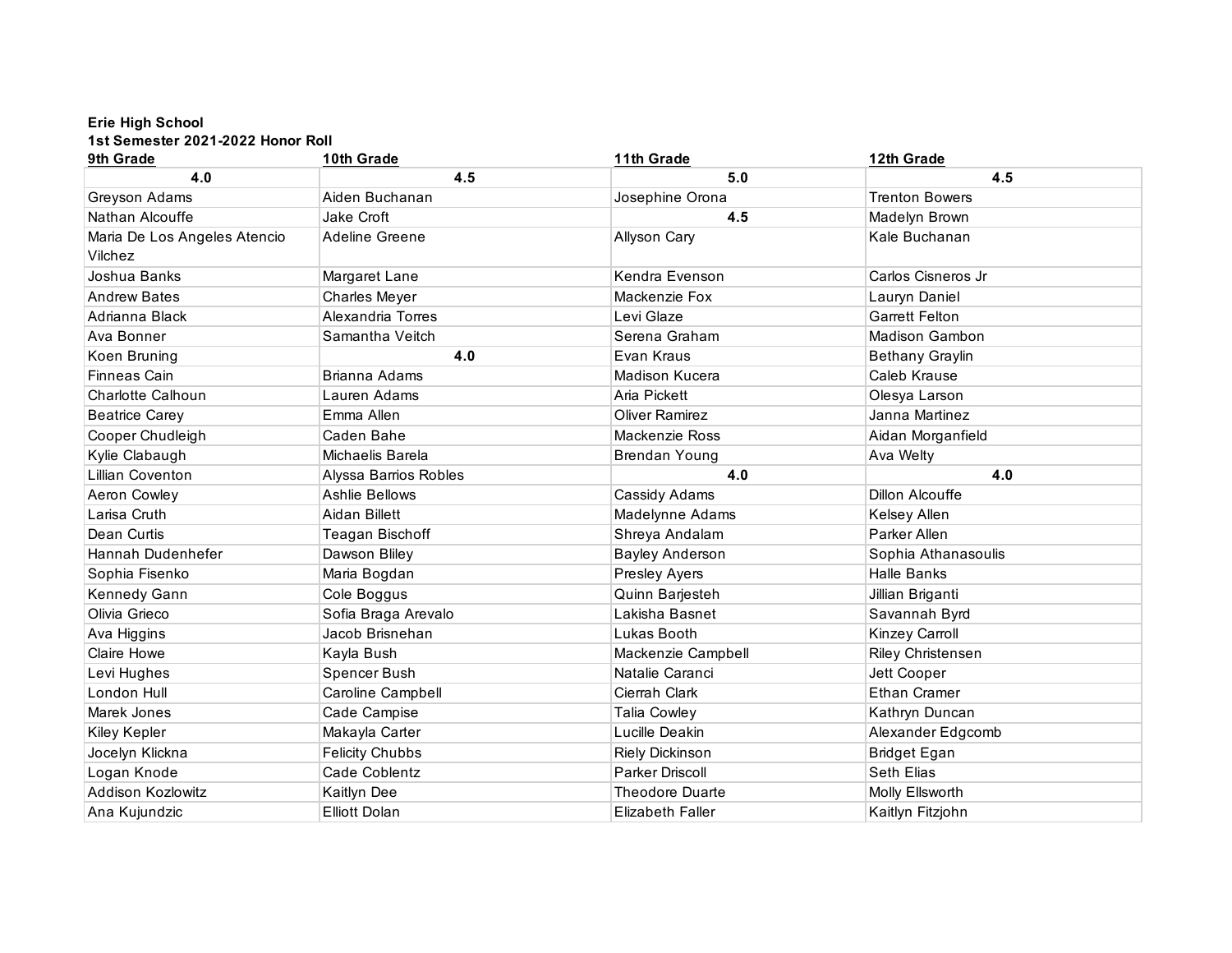**Erie High School**
**1st Semester 2021-2022 Honor Roll**

| 9th Grade | 10th Grade | 11th Grade | 12th Grade |
|---|---|---|---|
| **4.0** | **4.5** | **5.0** | **4.5** |
| Greyson Adams | Aiden Buchanan | Josephine Orona | Trenton Bowers |
| Nathan Alcouffe | Jake Croft | **4.5** | Madelyn Brown |
| Maria De Los Angeles Atencio Vilchez | Adeline Greene | Allyson Cary | Kale Buchanan |
| Joshua Banks | Margaret Lane | Kendra Evenson | Carlos Cisneros Jr |
| Andrew Bates | Charles Meyer | Mackenzie Fox | Lauryn Daniel |
| Adrianna Black | Alexandria Torres | Levi Glaze | Garrett Felton |
| Ava Bonner | Samantha Veitch | Serena Graham | Madison Gambon |
| Koen Bruning | **4.0** | Evan Kraus | Bethany Graylin |
| Finneas Cain | Brianna Adams | Madison Kucera | Caleb Krause |
| Charlotte Calhoun | Lauren Adams | Aria Pickett | Olesya Larson |
| Beatrice Carey | Emma Allen | Oliver Ramirez | Janna Martinez |
| Cooper Chudleigh | Caden Bahe | Mackenzie Ross | Aidan Morganfield |
| Kylie Clabaugh | Michaelis Barela | Brendan Young | Ava Welty |
| Lillian Coventon | Alyssa Barrios Robles | **4.0** | **4.0** |
| Aeron Cowley | Ashlie Bellows | Cassidy Adams | Dillon Alcouffe |
| Larisa Cruth | Aidan Billett | Madelynne Adams | Kelsey Allen |
| Dean Curtis | Teagan Bischoff | Shreya Andalam | Parker Allen |
| Hannah Dudenhefer | Dawson Bliley | Bayley Anderson | Sophia Athanasoulis |
| Sophia Fisenko | Maria Bogdan | Presley Ayers | Halle Banks |
| Kennedy Gann | Cole Boggus | Quinn Barjesteh | Jillian Briganti |
| Olivia Grieco | Sofia Braga Arevalo | Lakisha Basnet | Savannah Byrd |
| Ava Higgins | Jacob Brisnehan | Lukas Booth | Kinzey Carroll |
| Claire Howe | Kayla Bush | Mackenzie Campbell | Riley Christensen |
| Levi Hughes | Spencer Bush | Natalie Caranci | Jett Cooper |
| London Hull | Caroline Campbell | Cierrah Clark | Ethan Cramer |
| Marek Jones | Cade Campise | Talia Cowley | Kathryn Duncan |
| Kiley Kepler | Makayla Carter | Lucille Deakin | Alexander Edgcomb |
| Jocelyn Klickna | Felicity Chubbs | Riely Dickinson | Bridget Egan |
| Logan Knode | Cade Coblentz | Parker Driscoll | Seth Elias |
| Addison Kozlowitz | Kaitlyn Dee | Theodore Duarte | Molly Ellsworth |
| Ana Kujundzic | Elliott Dolan | Elizabeth Faller | Kaitlyn Fitzjohn |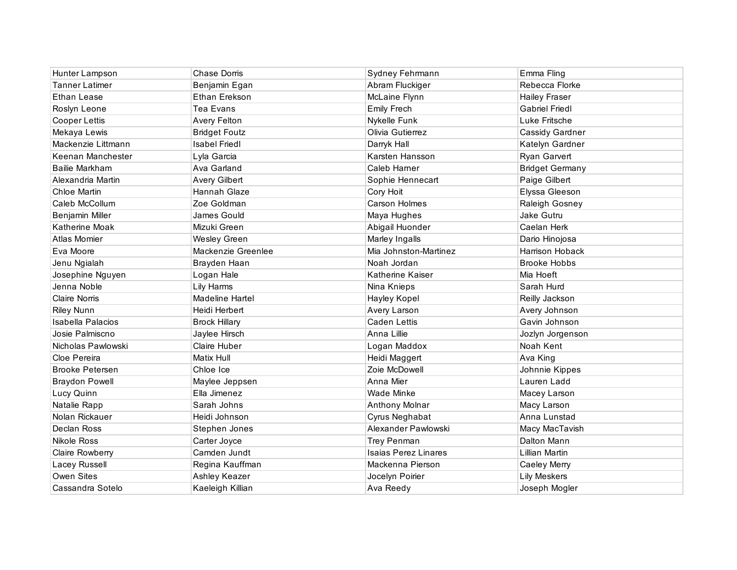| | | | |
|---|---|---|---|
| Hunter Lampson | Chase Dorris | Sydney Fehrmann | Emma Fling |
| Tanner Latimer | Benjamin Egan | Abram Fluckiger | Rebecca Florke |
| Ethan Lease | Ethan Erekson | McLaine Flynn | Hailey Fraser |
| Roslyn Leone | Tea Evans | Emily Frech | Gabriel Friedl |
| Cooper Lettis | Avery Felton | Nykelle Funk | Luke Fritsche |
| Mekaya Lewis | Bridget Foutz | Olivia Gutierrez | Cassidy Gardner |
| Mackenzie Littmann | Isabel Friedl | Darryk Hall | Katelyn Gardner |
| Keenan Manchester | Lyla Garcia | Karsten Hansson | Ryan Garvert |
| Bailie Markham | Ava Garland | Caleb Harner | Bridget Germany |
| Alexandria Martin | Avery Gilbert | Sophie Hennecart | Paige Gilbert |
| Chloe Martin | Hannah Glaze | Cory Hoit | Elyssa Gleeson |
| Caleb McCollum | Zoe Goldman | Carson Holmes | Raleigh Gosney |
| Benjamin Miller | James Gould | Maya Hughes | Jake Gutru |
| Katherine Moak | Mizuki Green | Abigail Huonder | Caelan Herk |
| Atlas Momier | Wesley Green | Marley Ingalls | Dario Hinojosa |
| Eva Moore | Mackenzie Greenlee | Mia Johnston-Martinez | Harrison Hoback |
| Jenu Ngialah | Brayden Haan | Noah Jordan | Brooke Hobbs |
| Josephine Nguyen | Logan Hale | Katherine Kaiser | Mia Hoeft |
| Jenna Noble | Lily Harms | Nina Knieps | Sarah Hurd |
| Claire Norris | Madeline Hartel | Hayley Kopel | Reilly Jackson |
| Riley Nunn | Heidi Herbert | Avery Larson | Avery Johnson |
| Isabella Palacios | Brock Hillary | Caden Lettis | Gavin Johnson |
| Josie Palmiscno | Jaylee Hirsch | Anna Lillie | Jozlyn Jorgenson |
| Nicholas Pawlowski | Claire Huber | Logan Maddox | Noah Kent |
| Cloe Pereira | Matix Hull | Heidi Maggert | Ava King |
| Brooke Petersen | Chloe Ice | Zoie McDowell | Johnnie Kippes |
| Braydon Powell | Maylee Jeppsen | Anna Mier | Lauren Ladd |
| Lucy Quinn | Ella Jimenez | Wade Minke | Macey Larson |
| Natalie Rapp | Sarah Johns | Anthony Molnar | Macy Larson |
| Nolan Rickauer | Heidi Johnson | Cyrus Neghabat | Anna Lunstad |
| Declan Ross | Stephen Jones | Alexander Pawlowski | Macy MacTavish |
| Nikole Ross | Carter Joyce | Trey Penman | Dalton Mann |
| Claire Rowberry | Camden Jundt | Isaias Perez Linares | Lillian Martin |
| Lacey Russell | Regina Kauffman | Mackenna Pierson | Caeley Merry |
| Owen Sites | Ashley Keazer | Jocelyn Poirier | Lily Meskers |
| Cassandra Sotelo | Kaeleigh Killian | Ava Reedy | Joseph Mogler |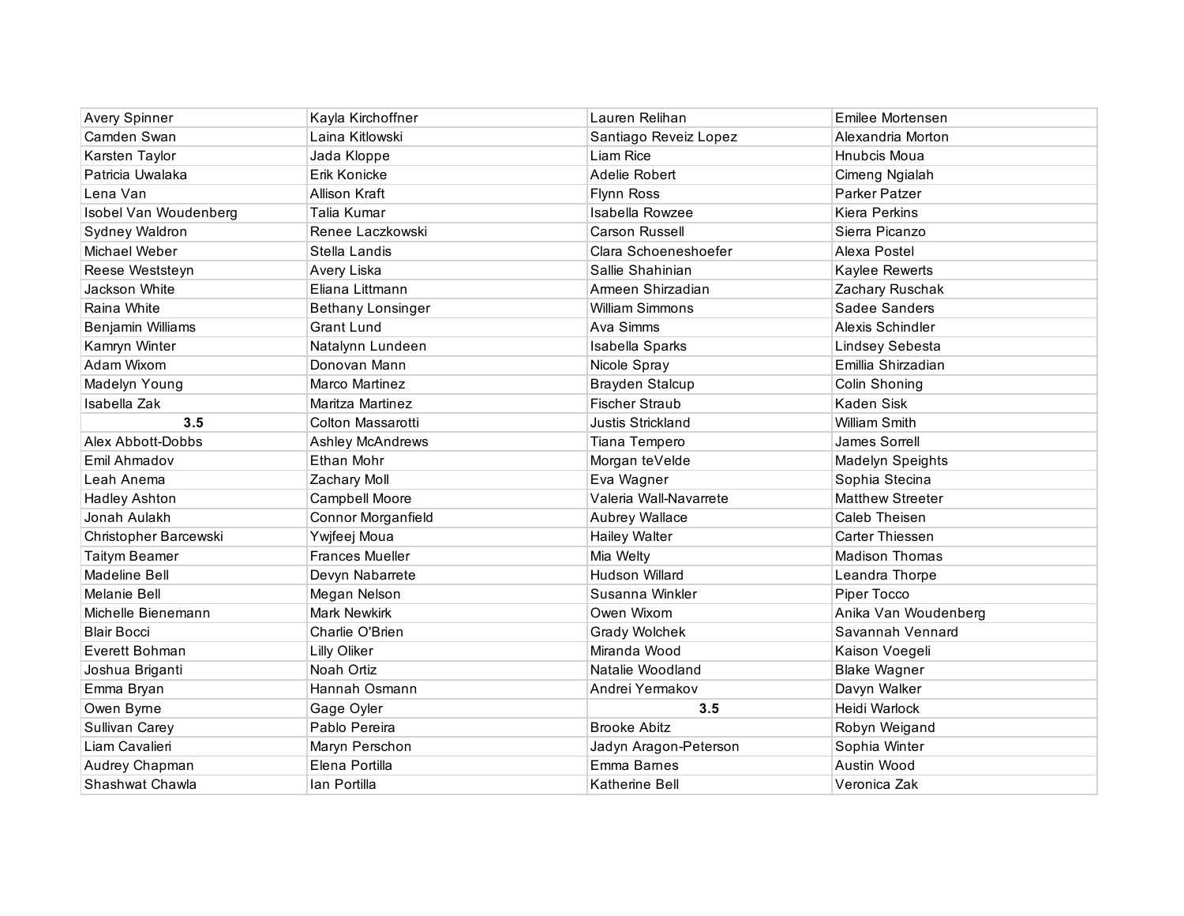| | | | |
|---|---|---|---|
| Avery Spinner | Kayla Kirchoffner | Lauren Relihan | Emilee Mortensen |
| Camden Swan | Laina Kitlowski | Santiago Reveiz Lopez | Alexandria Morton |
| Karsten Taylor | Jada Kloppe | Liam Rice | Hnubcis Moua |
| Patricia Uwalaka | Erik Konicke | Adelie Robert | Cimeng Ngialah |
| Lena Van | Allison Kraft | Flynn Ross | Parker Patzer |
| Isobel Van Woudenberg | Talia Kumar | Isabella Rowzee | Kiera Perkins |
| Sydney Waldron | Renee Laczkowski | Carson Russell | Sierra Picanzo |
| Michael Weber | Stella Landis | Clara Schoeneshoefer | Alexa Postel |
| Reese Weststeyn | Avery Liska | Sallie Shahinian | Kaylee Rewerts |
| Jackson White | Eliana Littmann | Armeen Shirzadian | Zachary Ruschak |
| Raina White | Bethany Lonsinger | William Simmons | Sadee Sanders |
| Benjamin Williams | Grant Lund | Ava Simms | Alexis Schindler |
| Kamryn Winter | Natalynn Lundeen | Isabella Sparks | Lindsey Sebesta |
| Adam Wixom | Donovan Mann | Nicole Spray | Emillia Shirzadian |
| Madelyn Young | Marco Martinez | Brayden Stalcup | Colin Shoning |
| Isabella Zak | Maritza Martinez | Fischer Straub | Kaden Sisk |
| **3.5** | Colton Massarotti | Justis Strickland | William Smith |
| Alex Abbott-Dobbs | Ashley McAndrews | Tiana Tempero | James Sorrell |
| Emil Ahmadov | Ethan Mohr | Morgan teVelde | Madelyn Speights |
| Leah Anema | Zachary Moll | Eva Wagner | Sophia Stecina |
| Hadley Ashton | Campbell Moore | Valeria Wall-Navarrete | Matthew Streeter |
| Jonah Aulakh | Connor Morganfield | Aubrey Wallace | Caleb Theisen |
| Christopher Barcewski | Ywjfeej Moua | Hailey Walter | Carter Thiessen |
| Taitym Beamer | Frances Mueller | Mia Welty | Madison Thomas |
| Madeline Bell | Devyn Nabarrete | Hudson Willard | Leandra Thorpe |
| Melanie Bell | Megan Nelson | Susanna Winkler | Piper Tocco |
| Michelle Bienemann | Mark Newkirk | Owen Wixom | Anika Van Woudenberg |
| Blair Bocci | Charlie O'Brien | Grady Wolchek | Savannah Vennard |
| Everett Bohman | Lilly Oliker | Miranda Wood | Kaison Voegeli |
| Joshua Briganti | Noah Ortiz | Natalie Woodland | Blake Wagner |
| Emma Bryan | Hannah Osmann | Andrei Yermakov | Davyn Walker |
| Owen Byrne | Gage Oyler | **3.5** | Heidi Warlock |
| Sullivan Carey | Pablo Pereira | Brooke Abitz | Robyn Weigand |
| Liam Cavalieri | Maryn Perschon | Jadyn Aragon-Peterson | Sophia Winter |
| Audrey Chapman | Elena Portilla | Emma Barnes | Austin Wood |
| Shashwat Chawla | Ian Portilla | Katherine Bell | Veronica Zak |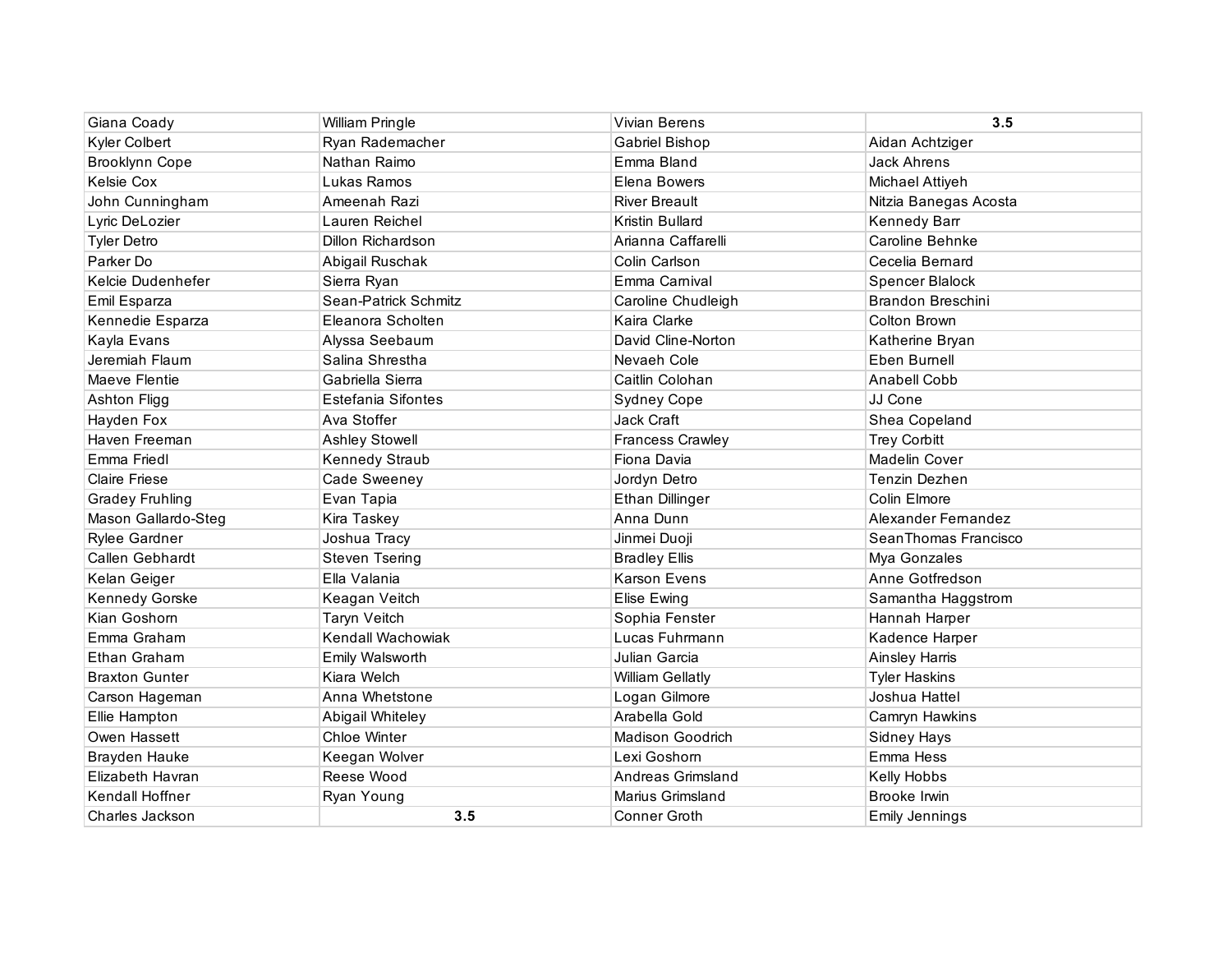| | | | |
|---|---|---|---|
| Giana Coady | William Pringle | Vivian Berens | **3.5** |
| Kyler Colbert | Ryan Rademacher | Gabriel Bishop | Aidan Achtziger |
| Brooklynn Cope | Nathan Raimo | Emma Bland | Jack Ahrens |
| Kelsie Cox | Lukas Ramos | Elena Bowers | Michael Attiyeh |
| John Cunningham | Ameenah Razi | River Breault | Nitzia Banegas Acosta |
| Lyric DeLozier | Lauren Reichel | Kristin Bullard | Kennedy Barr |
| Tyler Detro | Dillon Richardson | Arianna Caffarelli | Caroline Behnke |
| Parker Do | Abigail Ruschak | Colin Carlson | Cecelia Bernard |
| Kelcie Dudenhefer | Sierra Ryan | Emma Carnival | Spencer Blalock |
| Emil Esparza | Sean-Patrick Schmitz | Caroline Chudleigh | Brandon Breschini |
| Kennedie Esparza | Eleanora Scholten | Kaira Clarke | Colton Brown |
| Kayla Evans | Alyssa Seebaum | David Cline-Norton | Katherine Bryan |
| Jeremiah Flaum | Salina Shrestha | Nevaeh Cole | Eben Burnell |
| Maeve Flentie | Gabriella Sierra | Caitlin Colohan | Anabell Cobb |
| Ashton Fligg | Estefania Sifontes | Sydney Cope | JJ Cone |
| Hayden Fox | Ava Stoffer | Jack Craft | Shea Copeland |
| Haven Freeman | Ashley Stowell | Francess Crawley | Trey Corbitt |
| Emma Friedl | Kennedy Straub | Fiona Davia | Madelin Cover |
| Claire Friese | Cade Sweeney | Jordyn Detro | Tenzin Dezhen |
| Gradey Fruhling | Evan Tapia | Ethan Dillinger | Colin Elmore |
| Mason Gallardo-Steg | Kira Taskey | Anna Dunn | Alexander Fernandez |
| Rylee Gardner | Joshua Tracy | Jinmei Duoji | SeanThomas Francisco |
| Callen Gebhardt | Steven Tsering | Bradley Ellis | Mya Gonzales |
| Kelan Geiger | Ella Valania | Karson Evens | Anne Gotfredson |
| Kennedy Gorske | Keagan Veitch | Elise Ewing | Samantha Haggstrom |
| Kian Goshorn | Taryn Veitch | Sophia Fenster | Hannah Harper |
| Emma Graham | Kendall Wachowiak | Lucas Fuhrmann | Kadence Harper |
| Ethan Graham | Emily Walsworth | Julian Garcia | Ainsley Harris |
| Braxton Gunter | Kiara Welch | William Gellatly | Tyler Haskins |
| Carson Hageman | Anna Whetstone | Logan Gilmore | Joshua Hattel |
| Ellie Hampton | Abigail Whiteley | Arabella Gold | Camryn Hawkins |
| Owen Hassett | Chloe Winter | Madison Goodrich | Sidney Hays |
| Brayden Hauke | Keegan Wolver | Lexi Goshorn | Emma Hess |
| Elizabeth Havran | Reese Wood | Andreas Grimsland | Kelly Hobbs |
| Kendall Hoffner | Ryan Young | Marius Grimsland | Brooke Irwin |
| Charles Jackson | **3.5** | Conner Groth | Emily Jennings |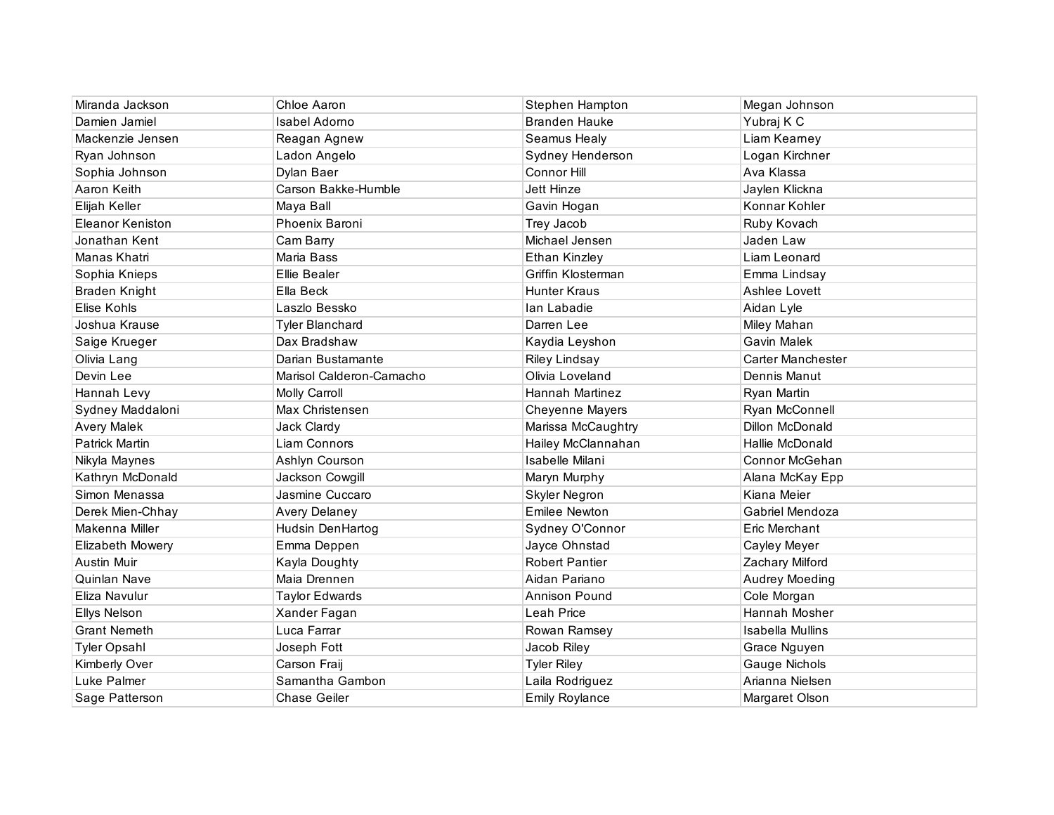| | | | |
|---|---|---|---|
| Miranda Jackson | Chloe Aaron | Stephen Hampton | Megan Johnson |
| Damien Jamiel | Isabel Adorno | Branden Hauke | Yubraj K C |
| Mackenzie Jensen | Reagan Agnew | Seamus Healy | Liam Kearney |
| Ryan Johnson | Ladon Angelo | Sydney Henderson | Logan Kirchner |
| Sophia Johnson | Dylan Baer | Connor Hill | Ava Klassa |
| Aaron Keith | Carson Bakke-Humble | Jett Hinze | Jaylen Klickna |
| Elijah Keller | Maya Ball | Gavin Hogan | Konnar Kohler |
| Eleanor Keniston | Phoenix Baroni | Trey Jacob | Ruby Kovach |
| Jonathan Kent | Cam Barry | Michael Jensen | Jaden Law |
| Manas Khatri | Maria Bass | Ethan Kinzley | Liam Leonard |
| Sophia Knieps | Ellie Bealer | Griffin Klosterman | Emma Lindsay |
| Braden Knight | Ella Beck | Hunter Kraus | Ashlee Lovett |
| Elise Kohls | Laszlo Bessko | Ian Labadie | Aidan Lyle |
| Joshua Krause | Tyler Blanchard | Darren Lee | Miley Mahan |
| Saige Krueger | Dax Bradshaw | Kaydia Leyshon | Gavin Malek |
| Olivia Lang | Darian Bustamante | Riley Lindsay | Carter Manchester |
| Devin Lee | Marisol Calderon-Camacho | Olivia Loveland | Dennis Manut |
| Hannah Levy | Molly Carroll | Hannah Martinez | Ryan Martin |
| Sydney Maddaloni | Max Christensen | Cheyenne Mayers | Ryan McConnell |
| Avery Malek | Jack Clardy | Marissa McCaughtry | Dillon McDonald |
| Patrick Martin | Liam Connors | Hailey McClannahan | Hallie McDonald |
| Nikyla Maynes | Ashlyn Courson | Isabelle Milani | Connor McGehan |
| Kathryn McDonald | Jackson Cowgill | Maryn Murphy | Alana McKay Epp |
| Simon Menassa | Jasmine Cuccaro | Skyler Negron | Kiana Meier |
| Derek Mien-Chhay | Avery Delaney | Emilee Newton | Gabriel Mendoza |
| Makenna Miller | Hudsin DenHartog | Sydney O'Connor | Eric Merchant |
| Elizabeth Mowery | Emma Deppen | Jayce Ohnstad | Cayley Meyer |
| Austin Muir | Kayla Doughty | Robert Pantier | Zachary Milford |
| Quinlan Nave | Maia Drennen | Aidan Pariano | Audrey Moeding |
| Eliza Navulur | Taylor Edwards | Annison Pound | Cole Morgan |
| Ellys Nelson | Xander Fagan | Leah Price | Hannah Mosher |
| Grant Nemeth | Luca Farrar | Rowan Ramsey | Isabella Mullins |
| Tyler Opsahl | Joseph Fott | Jacob Riley | Grace Nguyen |
| Kimberly Over | Carson Fraij | Tyler Riley | Gauge Nichols |
| Luke Palmer | Samantha Gambon | Laila Rodriguez | Arianna Nielsen |
| Sage Patterson | Chase Geiler | Emily Roylance | Margaret Olson |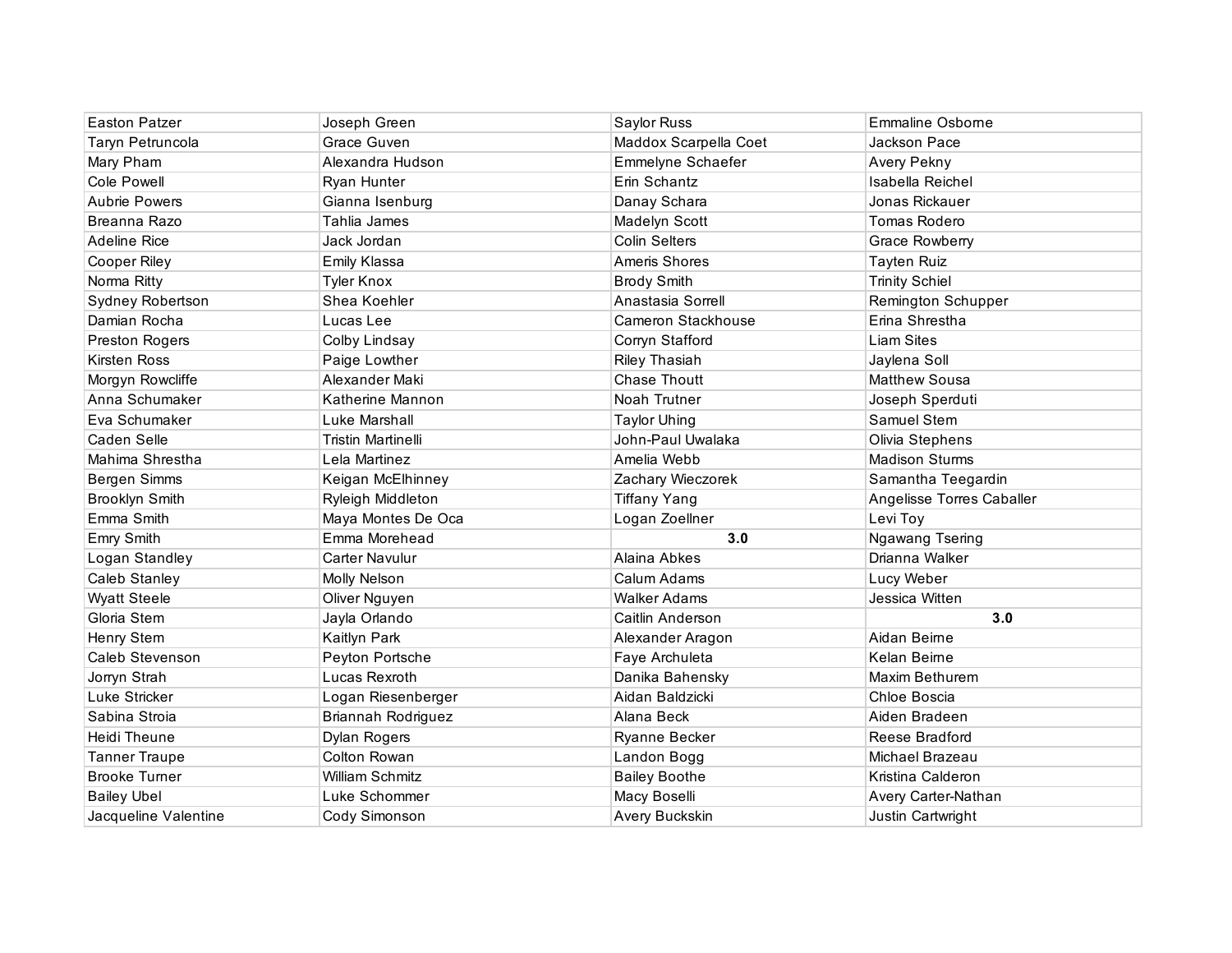| | | | |
|---|---|---|---|
| Easton Patzer | Joseph Green | Saylor Russ | Emmaline Osborne |
| Taryn Petruncola | Grace Guven | Maddox Scarpella Coet | Jackson Pace |
| Mary Pham | Alexandra Hudson | Emmelyne Schaefer | Avery Pekny |
| Cole Powell | Ryan Hunter | Erin Schantz | Isabella Reichel |
| Aubrie Powers | Gianna Isenburg | Danay Schara | Jonas Rickauer |
| Breanna Razo | Tahlia James | Madelyn Scott | Tomas Rodero |
| Adeline Rice | Jack Jordan | Colin Selters | Grace Rowberry |
| Cooper Riley | Emily Klassa | Ameris Shores | Tayten Ruiz |
| Norma Ritty | Tyler Knox | Brody Smith | Trinity Schiel |
| Sydney Robertson | Shea Koehler | Anastasia Sorrell | Remington Schupper |
| Damian Rocha | Lucas Lee | Cameron Stackhouse | Erina Shrestha |
| Preston Rogers | Colby Lindsay | Corryn Stafford | Liam Sites |
| Kirsten Ross | Paige Lowther | Riley Thasiah | Jaylena Soll |
| Morgyn Rowcliffe | Alexander Maki | Chase Thoutt | Matthew Sousa |
| Anna Schumaker | Katherine Mannon | Noah Trutner | Joseph Sperduti |
| Eva Schumaker | Luke Marshall | Taylor Uhing | Samuel Stem |
| Caden Selle | Tristin Martinelli | John-Paul Uwalaka | Olivia Stephens |
| Mahima Shrestha | Lela Martinez | Amelia Webb | Madison Sturms |
| Bergen Simms | Keigan McElhinney | Zachary Wieczorek | Samantha Teegardin |
| Brooklyn Smith | Ryleigh Middleton | Tiffany Yang | Angelisse Torres Caballer |
| Emma Smith | Maya Montes De Oca | Logan Zoellner | Levi Toy |
| Emry Smith | Emma Morehead | **3.0** | Ngawang Tsering |
| Logan Standley | Carter Navulur | Alaina Abkes | Drianna Walker |
| Caleb Stanley | Molly Nelson | Calum Adams | Lucy Weber |
| Wyatt Steele | Oliver Nguyen | Walker Adams | Jessica Witten |
| Gloria Stem | Jayla Orlando | Caitlin Anderson | **3.0** |
| Henry Stem | Kaitlyn Park | Alexander Aragon | Aidan Beirne |
| Caleb Stevenson | Peyton Portsche | Faye Archuleta | Kelan Beirne |
| Jorryn Strah | Lucas Rexroth | Danika Bahensky | Maxim Bethurem |
| Luke Stricker | Logan Riesenberger | Aidan Baldzicki | Chloe Boscia |
| Sabina Stroia | Briannah Rodriguez | Alana Beck | Aiden Bradeen |
| Heidi Theune | Dylan Rogers | Ryanne Becker | Reese Bradford |
| Tanner Traupe | Colton Rowan | Landon Bogg | Michael Brazeau |
| Brooke Turner | William Schmitz | Bailey Boothe | Kristina Calderon |
| Bailey Ubel | Luke Schommer | Macy Boselli | Avery Carter-Nathan |
| Jacqueline Valentine | Cody Simonson | Avery Buckskin | Justin Cartwright |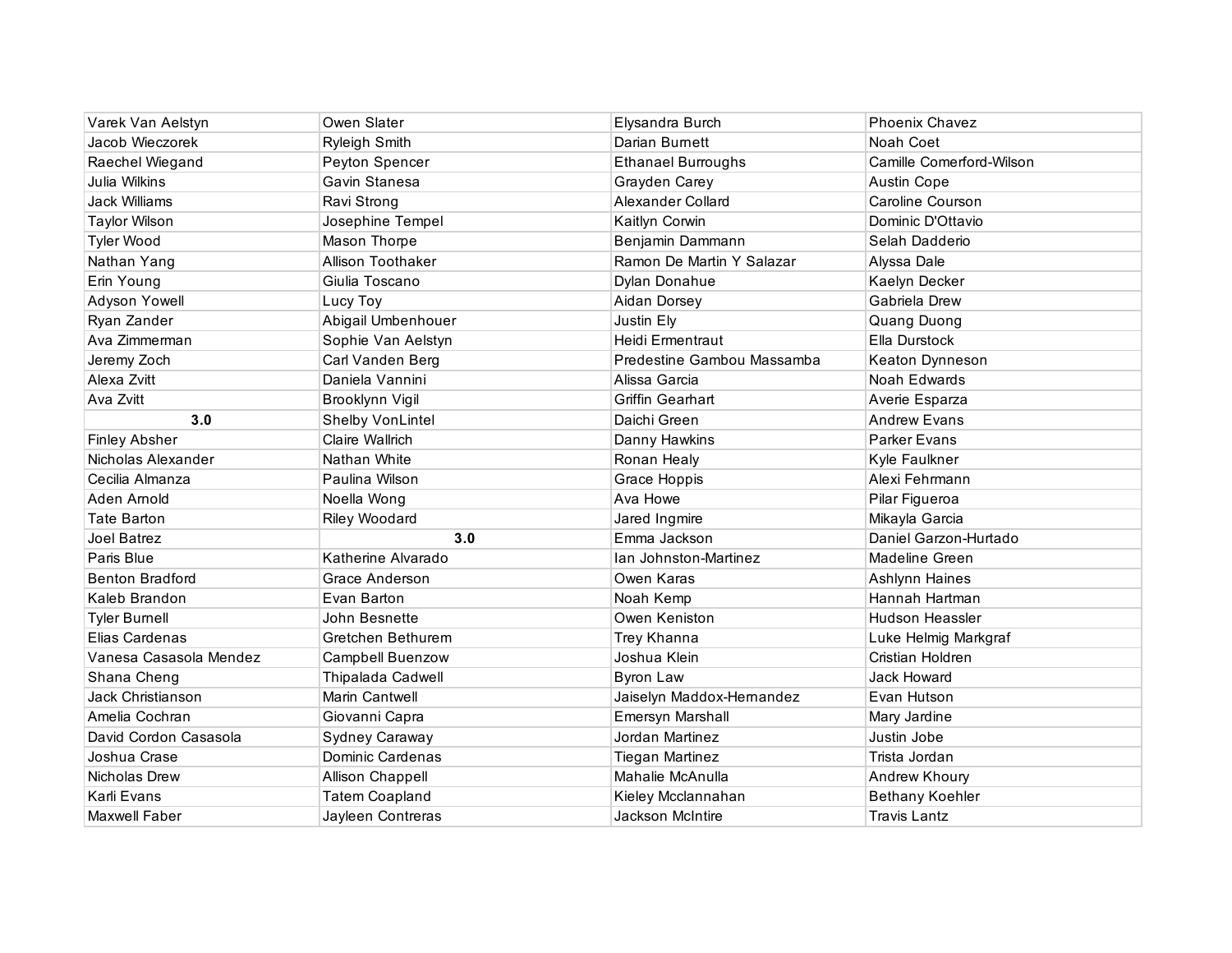| Varek Van Aelstyn | Owen Slater | Elysandra Burch | Phoenix Chavez |
|---|---|---|---|
| Jacob Wieczorek | Ryleigh Smith | Darian Burnett | Noah Coet |
| Raechel Wiegand | Peyton Spencer | Ethanael Burroughs | Camille Comerford-Wilson |
| Julia Wilkins | Gavin Stanesa | Grayden Carey | Austin Cope |
| Jack Williams | Ravi Strong | Alexander Collard | Caroline Courson |
| Taylor Wilson | Josephine Tempel | Kaitlyn Corwin | Dominic D'Ottavio |
| Tyler Wood | Mason Thorpe | Benjamin Dammann | Selah Dadderio |
| Nathan Yang | Allison Toothaker | Ramon De Martin Y Salazar | Alyssa Dale |
| Erin Young | Giulia Toscano | Dylan Donahue | Kaelyn Decker |
| Adyson Yowell | Lucy Toy | Aidan Dorsey | Gabriela Drew |
| Ryan Zander | Abigail Umbenhouer | Justin Ely | Quang Duong |
| Ava Zimmerman | Sophie Van Aelstyn | Heidi Ermentraut | Ella Durstock |
| Jeremy Zoch | Carl Vanden Berg | Predestine Gambou Massamba | Keaton Dynneson |
| Alexa Zvitt | Daniela Vannini | Alissa Garcia | Noah Edwards |
| Ava Zvitt | Brooklynn Vigil | Griffin Gearhart | Averie Esparza |
| **3.0** | Shelby VonLintel | Daichi Green | Andrew Evans |
| Finley Absher | Claire Wallrich | Danny Hawkins | Parker Evans |
| Nicholas Alexander | Nathan White | Ronan Healy | Kyle Faulkner |
| Cecilia Almanza | Paulina Wilson | Grace Hoppis | Alexi Fehrmann |
| Aden Arnold | Noella Wong | Ava Howe | Pilar Figueroa |
| Tate Barton | Riley Woodard | Jared Ingmire | Mikayla Garcia |
| Joel Batrez | **3.0** | Emma Jackson | Daniel Garzon-Hurtado |
| Paris Blue | Katherine Alvarado | Ian Johnston-Martinez | Madeline Green |
| Benton Bradford | Grace Anderson | Owen Karas | Ashlynn Haines |
| Kaleb Brandon | Evan Barton | Noah Kemp | Hannah Hartman |
| Tyler Burnell | John Besnette | Owen Keniston | Hudson Heassler |
| Elias Cardenas | Gretchen Bethurem | Trey Khanna | Luke Helmig Markgraf |
| Vanesa Casasola Mendez | Campbell Buenzow | Joshua Klein | Cristian Holdren |
| Shana Cheng | Thipalada Cadwell | Byron Law | Jack Howard |
| Jack Christianson | Marin Cantwell | Jaiselyn Maddox-Hernandez | Evan Hutson |
| Amelia Cochran | Giovanni Capra | Emersyn Marshall | Mary Jardine |
| David Cordon Casasola | Sydney Caraway | Jordan Martinez | Justin Jobe |
| Joshua Crase | Dominic Cardenas | Tiegan Martinez | Trista Jordan |
| Nicholas Drew | Allison Chappell | Mahalie McAnulla | Andrew Khoury |
| Karli Evans | Tatem Coapland | Kieley Mcclannahan | Bethany Koehler |
| Maxwell Faber | Jayleen Contreras | Jackson McIntire | Travis Lantz |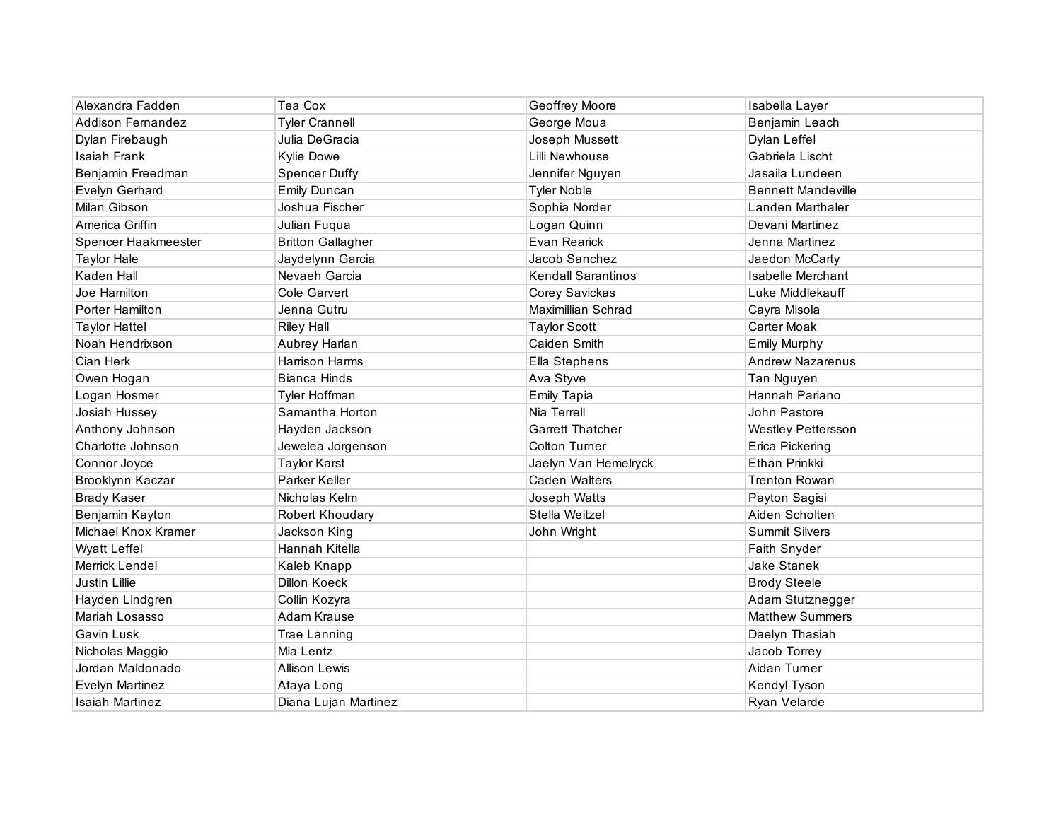| | | | |
|---|---|---|---|
| Alexandra Fadden | Tea Cox | Geoffrey Moore | Isabella Layer |
| Addison Fernandez | Tyler Crannell | George Moua | Benjamin Leach |
| Dylan Firebaugh | Julia DeGracia | Joseph Mussett | Dylan Leffel |
| Isaiah Frank | Kylie Dowe | Lilli Newhouse | Gabriela Lischt |
| Benjamin Freedman | Spencer Duffy | Jennifer Nguyen | Jasaila Lundeen |
| Evelyn Gerhard | Emily Duncan | Tyler Noble | Bennett Mandeville |
| Milan Gibson | Joshua Fischer | Sophia Norder | Landen Marthaler |
| America Griffin | Julian Fuqua | Logan Quinn | Devani Martinez |
| Spencer Haakmeester | Britton Gallagher | Evan Rearick | Jenna Martinez |
| Taylor Hale | Jaydelynn Garcia | Jacob Sanchez | Jaedon McCarty |
| Kaden Hall | Nevaeh Garcia | Kendall Sarantinos | Isabelle Merchant |
| Joe Hamilton | Cole Garvert | Corey Savickas | Luke Middlekauff |
| Porter Hamilton | Jenna Gutru | Maximillian Schrad | Cayra Misola |
| Taylor Hattel | Riley Hall | Taylor Scott | Carter Moak |
| Noah Hendrixson | Aubrey Harlan | Caiden Smith | Emily Murphy |
| Cian Herk | Harrison Harms | Ella Stephens | Andrew Nazarenus |
| Owen Hogan | Bianca Hinds | Ava Styve | Tan Nguyen |
| Logan Hosmer | Tyler Hoffman | Emily Tapia | Hannah Pariano |
| Josiah Hussey | Samantha Horton | Nia Terrell | John Pastore |
| Anthony Johnson | Hayden Jackson | Garrett Thatcher | Westley Pettersson |
| Charlotte Johnson | Jewelea Jorgenson | Colton Turner | Erica Pickering |
| Connor Joyce | Taylor Karst | Jaelyn Van Hemelryck | Ethan Prinkki |
| Brooklynn Kaczar | Parker Keller | Caden Walters | Trenton Rowan |
| Brady Kaser | Nicholas Kelm | Joseph Watts | Payton Sagisi |
| Benjamin Kayton | Robert Khoudary | Stella Weitzel | Aiden Scholten |
| Michael Knox Kramer | Jackson King | John Wright | Summit Silvers |
| Wyatt Leffel | Hannah Kitella | | Faith Snyder |
| Merrick Lendel | Kaleb Knapp | | Jake Stanek |
| Justin Lillie | Dillon Koeck | | Brody Steele |
| Hayden Lindgren | Collin Kozyra | | Adam Stutznegger |
| Mariah Losasso | Adam Krause | | Matthew Summers |
| Gavin Lusk | Trae Lanning | | Daelyn Thasiah |
| Nicholas Maggio | Mia Lentz | | Jacob Torrey |
| Jordan Maldonado | Allison Lewis | | Aidan Turner |
| Evelyn Martinez | Ataya Long | | Kendyl Tyson |
| Isaiah Martinez | Diana Lujan Martinez | | Ryan Velarde |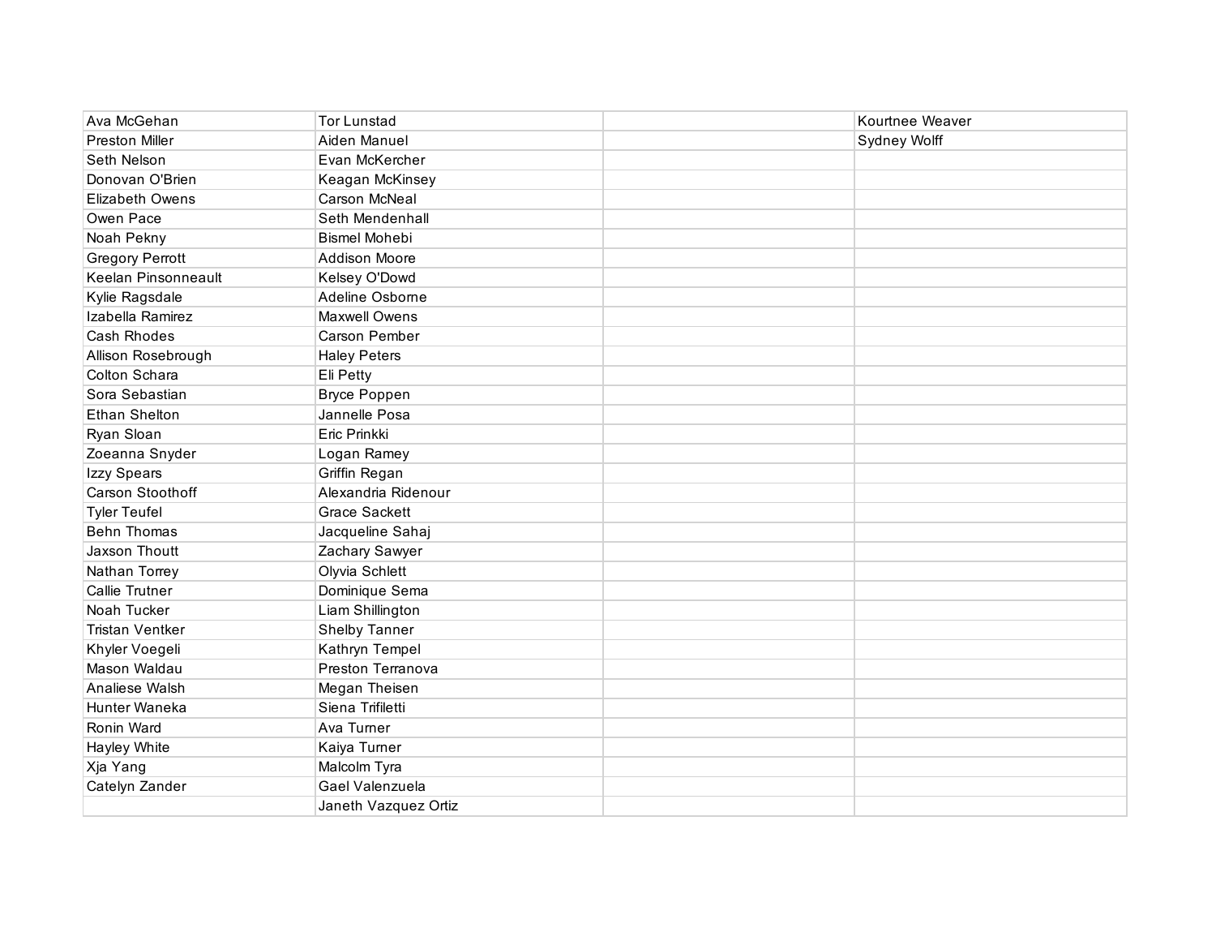| | | | |
|---|---|---|---|
| Ava McGehan | Tor Lunstad | | Kourtnee Weaver |
| Preston Miller | Aiden Manuel | | Sydney Wolff |
| Seth Nelson | Evan McKercher | | |
| Donovan O'Brien | Keagan McKinsey | | |
| Elizabeth Owens | Carson McNeal | | |
| Owen Pace | Seth Mendenhall | | |
| Noah Pekny | Bismel Mohebi | | |
| Gregory Perrott | Addison Moore | | |
| Keelan Pinsonneault | Kelsey O'Dowd | | |
| Kylie Ragsdale | Adeline Osborne | | |
| Izabella Ramirez | Maxwell Owens | | |
| Cash Rhodes | Carson Pember | | |
| Allison Rosebrough | Haley Peters | | |
| Colton Schara | Eli Petty | | |
| Sora Sebastian | Bryce Poppen | | |
| Ethan Shelton | Jannelle Posa | | |
| Ryan Sloan | Eric Prinkki | | |
| Zoeanna Snyder | Logan Ramey | | |
| Izzy Spears | Griffin Regan | | |
| Carson Stoothoff | Alexandria Ridenour | | |
| Tyler Teufel | Grace Sackett | | |
| Behn Thomas | Jacqueline Sahaj | | |
| Jaxson Thoutt | Zachary Sawyer | | |
| Nathan Torrey | Olyvia Schlett | | |
| Callie Trutner | Dominique Sema | | |
| Noah Tucker | Liam Shillington | | |
| Tristan Ventker | Shelby Tanner | | |
| Khyler Voegeli | Kathryn Tempel | | |
| Mason Waldau | Preston Terranova | | |
| Analiese Walsh | Megan Theisen | | |
| Hunter Waneka | Siena Trifiletti | | |
| Ronin Ward | Ava Turner | | |
| Hayley White | Kaiya Turner | | |
| Xja Yang | Malcolm Tyra | | |
| Catelyn Zander | Gael Valenzuela | | |
| | Janeth Vazquez Ortiz | | |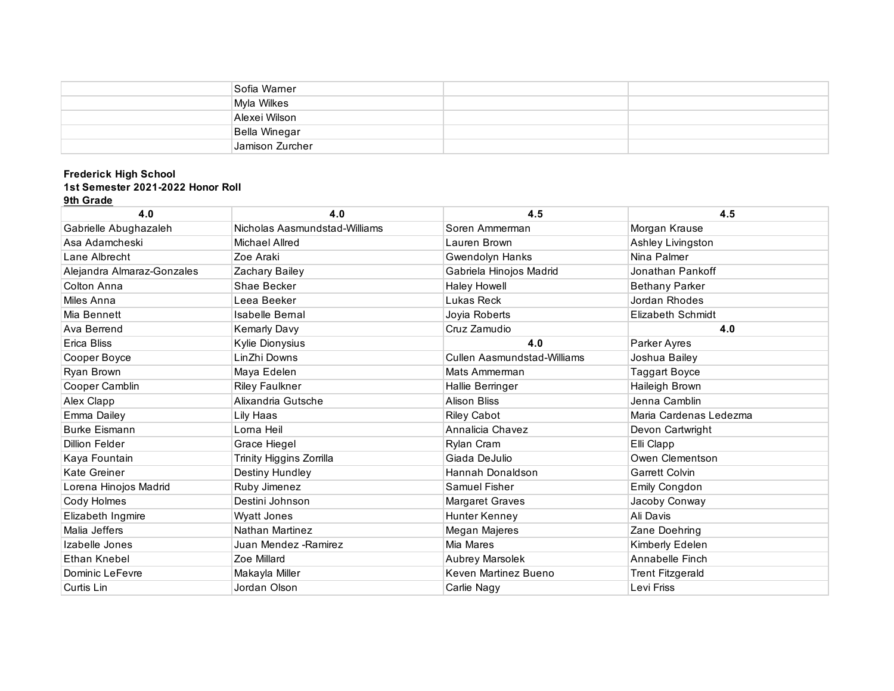| | | | |
|---|---|---|---|
| | Sofia Warner | | |
| | Myla Wilkes | | |
| | Alexei Wilson | | |
| | Bella Winegar | | |
| | Jamison Zurcher | | |

**Frederick High School**
**1st Semester 2021-2022 Honor Roll**
**9th Grade**

| 4.0 | 4.0 | 4.5 | 4.5 |
|---|---|---|---|
| Gabrielle Abughazaleh | Nicholas Aasmundstad-Williams | Soren Ammerman | Morgan Krause |
| Asa Adamcheski | Michael Allred | Lauren Brown | Ashley Livingston |
| Lane Albrecht | Zoe Araki | Gwendolyn Hanks | Nina Palmer |
| Alejandra Almaraz-Gonzales | Zachary Bailey | Gabriela Hinojos Madrid | Jonathan Pankoff |
| Colton Anna | Shae Becker | Haley Howell | Bethany Parker |
| Miles Anna | Leea Beeker | Lukas Reck | Jordan Rhodes |
| Mia Bennett | Isabelle Bernal | Joyia Roberts | Elizabeth Schmidt |
| Ava Berrend | Kemarly Davy | Cruz Zamudio | **4.0** |
| Erica Bliss | Kylie Dionysius | **4.0** | Parker Ayres |
| Cooper Boyce | LinZhi Downs | Cullen Aasmundstad-Williams | Joshua Bailey |
| Ryan Brown | Maya Edelen | Mats Ammerman | Taggart Boyce |
| Cooper Camblin | Riley Faulkner | Hallie Berringer | Haileigh Brown |
| Alex Clapp | Alixandria Gutsche | Alison Bliss | Jenna Camblin |
| Emma Dailey | Lily Haas | Riley Cabot | Maria Cardenas Ledezma |
| Burke Eismann | Lorna Heil | Annalicia Chavez | Devon Cartwright |
| Dillion Felder | Grace Hiegel | Rylan Cram | Elli Clapp |
| Kaya Fountain | Trinity Higgins Zorrilla | Giada DeJulio | Owen Clementson |
| Kate Greiner | Destiny Hundley | Hannah Donaldson | Garrett Colvin |
| Lorena Hinojos Madrid | Ruby Jimenez | Samuel Fisher | Emily Congdon |
| Cody Holmes | Destini Johnson | Margaret Graves | Jacoby Conway |
| Elizabeth Ingmire | Wyatt Jones | Hunter Kenney | Ali Davis |
| Malia Jeffers | Nathan Martinez | Megan Majeres | Zane Doehring |
| Izabelle Jones | Juan Mendez -Ramirez | Mia Mares | Kimberly Edelen |
| Ethan Knebel | Zoe Millard | Aubrey Marsolek | Annabelle Finch |
| Dominic LeFevre | Makayla Miller | Keven Martinez Bueno | Trent Fitzgerald |
| Curtis Lin | Jordan Olson | Carlie Nagy | Levi Friss |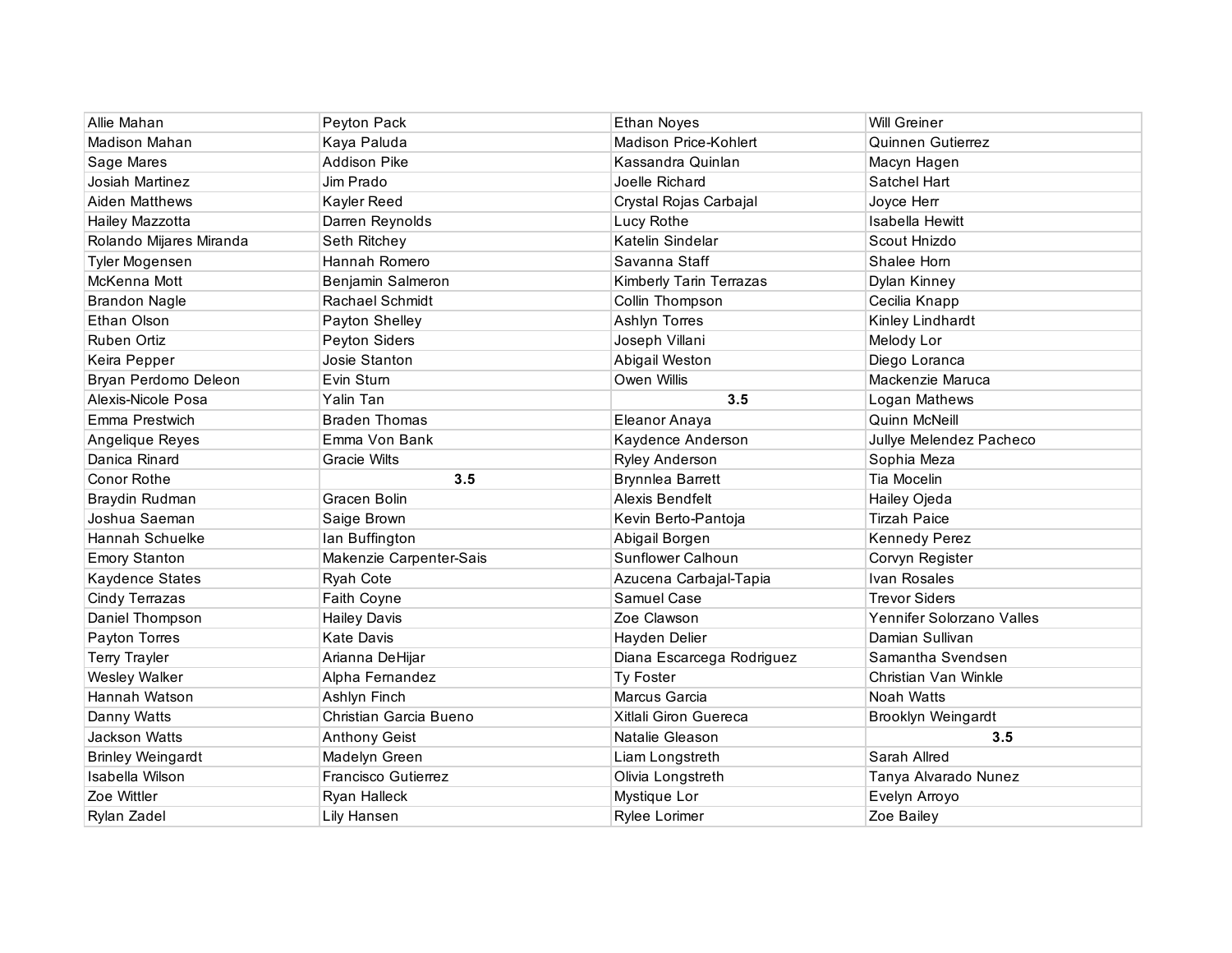| Allie Mahan | Peyton Pack | Ethan Noyes | Will Greiner |
|---|---|---|---|
| Madison Mahan | Kaya Paluda | Madison Price-Kohlert | Quinnen Gutierrez |
| Sage Mares | Addison Pike | Kassandra Quinlan | Macyn Hagen |
| Josiah Martinez | Jim Prado | Joelle Richard | Satchel Hart |
| Aiden Matthews | Kayler Reed | Crystal Rojas Carbajal | Joyce Herr |
| Hailey Mazzotta | Darren Reynolds | Lucy Rothe | Isabella Hewitt |
| Rolando Mijares Miranda | Seth Ritchey | Katelin Sindelar | Scout Hnizdo |
| Tyler Mogensen | Hannah Romero | Savanna Staff | Shalee Horn |
| McKenna Mott | Benjamin Salmeron | Kimberly Tarin Terrazas | Dylan Kinney |
| Brandon Nagle | Rachael Schmidt | Collin Thompson | Cecilia Knapp |
| Ethan Olson | Payton Shelley | Ashlyn Torres | Kinley Lindhardt |
| Ruben Ortiz | Peyton Siders | Joseph Villani | Melody Lor |
| Keira Pepper | Josie Stanton | Abigail Weston | Diego Loranca |
| Bryan Perdomo Deleon | Evin Sturn | Owen Willis | Mackenzie Maruca |
| Alexis-Nicole Posa | Yalin Tan | **3.5** | Logan Mathews |
| Emma Prestwich | Braden Thomas | Eleanor Anaya | Quinn McNeill |
| Angelique Reyes | Emma Von Bank | Kaydence Anderson | Jullye Melendez Pacheco |
| Danica Rinard | Gracie Wilts | Ryley Anderson | Sophia Meza |
| Conor Rothe | **3.5** | Brynnlea Barrett | Tia Mocelin |
| Braydin Rudman | Gracen Bolin | Alexis Bendfelt | Hailey Ojeda |
| Joshua Saeman | Saige Brown | Kevin Berto-Pantoja | Tirzah Paice |
| Hannah Schuelke | Ian Buffington | Abigail Borgen | Kennedy Perez |
| Emory Stanton | Makenzie Carpenter-Sais | Sunflower Calhoun | Corvyn Register |
| Kaydence States | Ryah Cote | Azucena Carbajal-Tapia | Ivan Rosales |
| Cindy Terrazas | Faith Coyne | Samuel Case | Trevor Siders |
| Daniel Thompson | Hailey Davis | Zoe Clawson | Yennifer Solorzano Valles |
| Payton Torres | Kate Davis | Hayden Delier | Damian Sullivan |
| Terry Trayler | Arianna DeHijar | Diana Escarcega Rodriguez | Samantha Svendsen |
| Wesley Walker | Alpha Fernandez | Ty Foster | Christian Van Winkle |
| Hannah Watson | Ashlyn Finch | Marcus Garcia | Noah Watts |
| Danny Watts | Christian Garcia Bueno | Xitlali Giron Guereca | Brooklyn Weingardt |
| Jackson Watts | Anthony Geist | Natalie Gleason | **3.5** |
| Brinley Weingardt | Madelyn Green | Liam Longstreth | Sarah Allred |
| Isabella Wilson | Francisco Gutierrez | Olivia Longstreth | Tanya Alvarado Nunez |
| Zoe Wittler | Ryan Halleck | Mystique Lor | Evelyn Arroyo |
| Rylan Zadel | Lily Hansen | Rylee Lorimer | Zoe Bailey |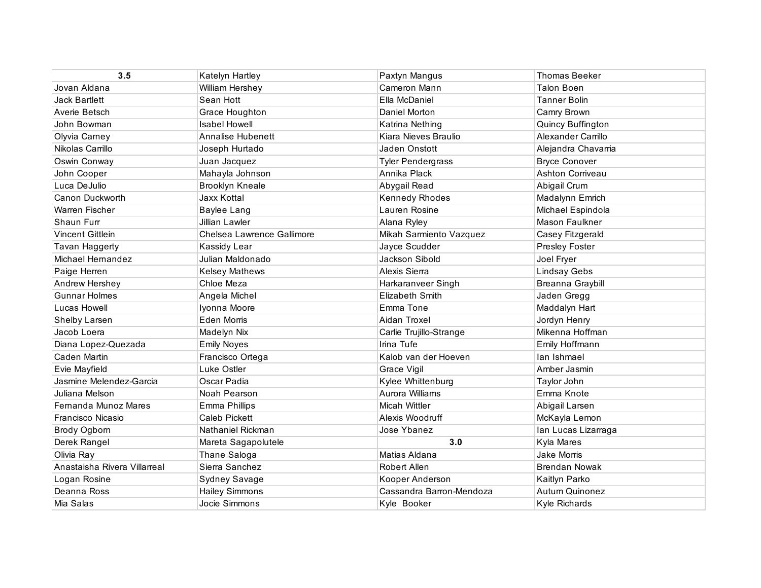| | | | |
|---|---|---|---|
| **3.5** | Katelyn Hartley | Paxtyn Mangus | Thomas Beeker |
| Jovan Aldana | William Hershey | Cameron Mann | Talon Boen |
| Jack Bartlett | Sean Hott | Ella McDaniel | Tanner Bolin |
| Averie Betsch | Grace Houghton | Daniel Morton | Camry Brown |
| John Bowman | Isabel Howell | Katrina Nething | Quincy Buffington |
| Olyvia Carney | Annalise Hubenett | Kiara Nieves Braulio | Alexander Carrillo |
| Nikolas Carrillo | Joseph Hurtado | Jaden Onstott | Alejandra Chavarria |
| Oswin Conway | Juan Jacquez | Tyler Pendergrass | Bryce Conover |
| John Cooper | Mahayla Johnson | Annika Plack | Ashton Corriveau |
| Luca DeJulio | Brooklyn Kneale | Abygail Read | Abigail Crum |
| Canon Duckworth | Jaxx Kottal | Kennedy Rhodes | Madalynn Emrich |
| Warren Fischer | Baylee Lang | Lauren Rosine | Michael Espindola |
| Shaun Furr | Jillian Lawler | Alana Ryley | Mason Faulkner |
| Vincent Gittlein | Chelsea Lawrence Gallimore | Mikah Sarmiento Vazquez | Casey Fitzgerald |
| Tavan Haggerty | Kassidy Lear | Jayce Scudder | Presley Foster |
| Michael Hernandez | Julian Maldonado | Jackson Sibold | Joel Fryer |
| Paige Herren | Kelsey Mathews | Alexis Sierra | Lindsay Gebs |
| Andrew Hershey | Chloe Meza | Harkaranveer Singh | Breanna Graybill |
| Gunnar Holmes | Angela Michel | Elizabeth Smith | Jaden Gregg |
| Lucas Howell | Iyonna Moore | Emma Tone | Maddalyn Hart |
| Shelby Larsen | Eden Morris | Aidan Troxel | Jordyn Henry |
| Jacob Loera | Madelyn Nix | Carlie Trujillo-Strange | Mikenna Hoffman |
| Diana Lopez-Quezada | Emily Noyes | Irina Tufe | Emily Hoffmann |
| Caden Martin | Francisco Ortega | Kalob van der Hoeven | Ian Ishmael |
| Evie Mayfield | Luke Ostler | Grace Vigil | Amber Jasmin |
| Jasmine Melendez-Garcia | Oscar Padia | Kylee Whittenburg | Taylor John |
| Juliana Melson | Noah Pearson | Aurora Williams | Emma Knote |
| Fernanda Munoz Mares | Emma Phillips | Micah Wittler | Abigail Larsen |
| Francisco Nicasio | Caleb Pickett | Alexis Woodruff | McKayla Lemon |
| Brody Ogborn | Nathaniel Rickman | Jose Ybanez | Ian Lucas Lizarraga |
| Derek Rangel | Mareta Sagapolutele | **3.0** | Kyla Mares |
| Olivia Ray | Thane Saloga | Matias Aldana | Jake Morris |
| Anastaisha Rivera Villarreal | Sierra Sanchez | Robert Allen | Brendan Nowak |
| Logan Rosine | Sydney Savage | Kooper Anderson | Kaitlyn Parko |
| Deanna Ross | Hailey Simmons | Cassandra Barron-Mendoza | Autum Quinonez |
| Mia Salas | Jocie Simmons | Kyle Booker | Kyle Richards |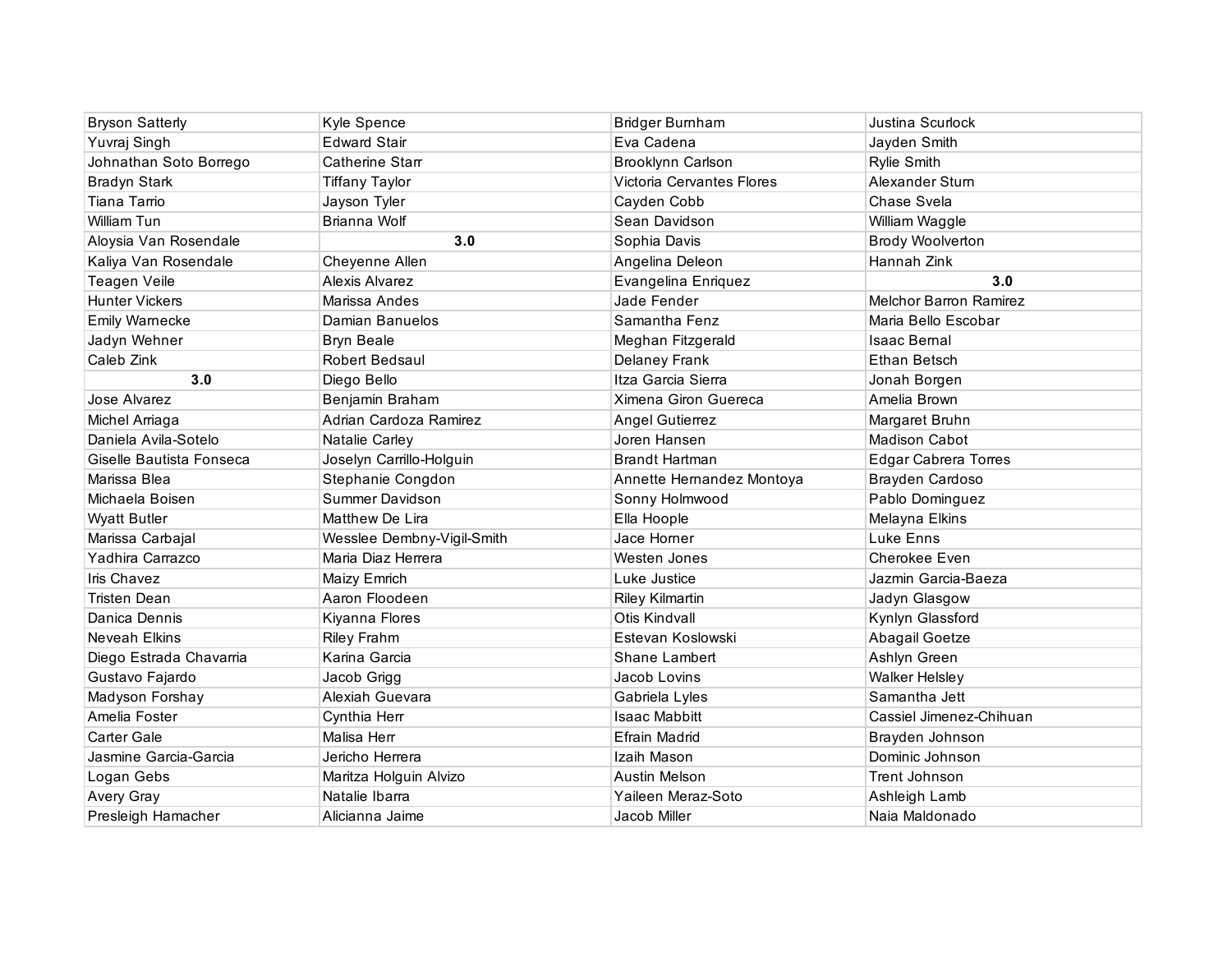| | | | |
|---|---|---|---|
| Bryson Satterly | Kyle Spence | Bridger Burnham | Justina Scurlock |
| Yuvraj Singh | Edward Stair | Eva Cadena | Jayden Smith |
| Johnathan Soto Borrego | Catherine Starr | Brooklynn Carlson | Rylie Smith |
| Bradyn Stark | Tiffany Taylor | Victoria Cervantes Flores | Alexander Sturn |
| Tiana Tarrio | Jayson Tyler | Cayden Cobb | Chase Svela |
| William Tun | Brianna Wolf | Sean Davidson | William Waggle |
| Aloysia Van Rosendale | **3.0** | Sophia Davis | Brody Woolverton |
| Kaliya Van Rosendale | Cheyenne Allen | Angelina Deleon | Hannah Zink |
| Teagen Veile | Alexis Alvarez | Evangelina Enriquez | **3.0** |
| Hunter Vickers | Marissa Andes | Jade Fender | Melchor Barron Ramirez |
| Emily Warnecke | Damian Banuelos | Samantha Fenz | Maria Bello Escobar |
| Jadyn Wehner | Bryn Beale | Meghan Fitzgerald | Isaac Bernal |
| Caleb Zink | Robert Bedsaul | Delaney Frank | Ethan Betsch |
| **3.0** | Diego Bello | Itza Garcia Sierra | Jonah Borgen |
| Jose Alvarez | Benjamin Braham | Ximena Giron Guereca | Amelia Brown |
| Michel Arriaga | Adrian Cardoza Ramirez | Angel Gutierrez | Margaret Bruhn |
| Daniela Avila-Sotelo | Natalie Carley | Joren Hansen | Madison Cabot |
| Giselle Bautista Fonseca | Joselyn Carrillo-Holguin | Brandt Hartman | Edgar Cabrera Torres |
| Marissa Blea | Stephanie Congdon | Annette Hernandez Montoya | Brayden Cardoso |
| Michaela Boisen | Summer Davidson | Sonny Holmwood | Pablo Dominguez |
| Wyatt Butler | Matthew De Lira | Ella Hoople | Melayna Elkins |
| Marissa Carbajal | Wesslee Dembny-Vigil-Smith | Jace Horner | Luke Enns |
| Yadhira Carrazco | Maria Diaz Herrera | Westen Jones | Cherokee Even |
| Iris Chavez | Maizy Emrich | Luke Justice | Jazmin Garcia-Baeza |
| Tristen Dean | Aaron Floodeen | Riley Kilmartin | Jadyn Glasgow |
| Danica Dennis | Kiyanna Flores | Otis Kindvall | Kynlyn Glassford |
| Neveah Elkins | Riley Frahm | Estevan Koslowski | Abagail Goetze |
| Diego Estrada Chavarria | Karina Garcia | Shane Lambert | Ashlyn Green |
| Gustavo Fajardo | Jacob Grigg | Jacob Lovins | Walker Helsley |
| Madyson Forshay | Alexiah Guevara | Gabriela Lyles | Samantha Jett |
| Amelia Foster | Cynthia Herr | Isaac Mabbitt | Cassiel Jimenez-Chihuan |
| Carter Gale | Malisa Herr | Efrain Madrid | Brayden Johnson |
| Jasmine Garcia-Garcia | Jericho Herrera | Izaih Mason | Dominic Johnson |
| Logan Gebs | Maritza Holguin Alvizo | Austin Melson | Trent Johnson |
| Avery Gray | Natalie Ibarra | Yaileen Meraz-Soto | Ashleigh Lamb |
| Presleigh Hamacher | Alicianna Jaime | Jacob Miller | Naia Maldonado |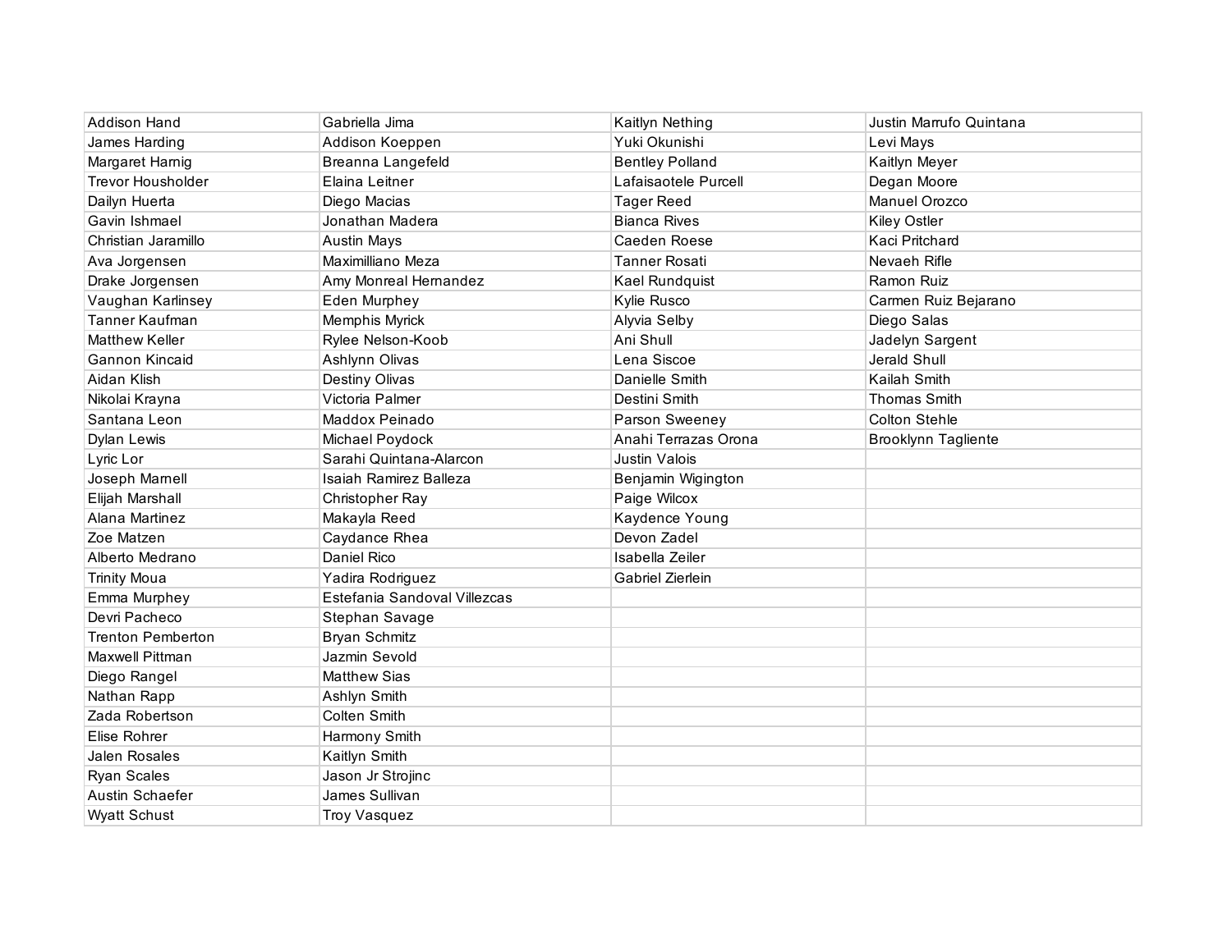| | | | |
|---|---|---|---|
| Addison Hand | Gabriella Jima | Kaitlyn Nething | Justin Marrufo Quintana |
| James Harding | Addison Koeppen | Yuki Okunishi | Levi Mays |
| Margaret Harnig | Breanna Langefeld | Bentley Polland | Kaitlyn Meyer |
| Trevor Housholder | Elaina Leitner | Lafaisaotele Purcell | Degan Moore |
| Dailyn Huerta | Diego Macias | Tager Reed | Manuel Orozco |
| Gavin Ishmael | Jonathan Madera | Bianca Rives | Kiley Ostler |
| Christian Jaramillo | Austin Mays | Caeden Roese | Kaci Pritchard |
| Ava Jorgensen | Maximilliano Meza | Tanner Rosati | Nevaeh Rifle |
| Drake Jorgensen | Amy Monreal Hernandez | Kael Rundquist | Ramon Ruiz |
| Vaughan Karlinsey | Eden Murphey | Kylie Rusco | Carmen Ruiz Bejarano |
| Tanner Kaufman | Memphis Myrick | Alyvia Selby | Diego Salas |
| Matthew Keller | Rylee Nelson-Koob | Ani Shull | Jadelyn Sargent |
| Gannon Kincaid | Ashlynn Olivas | Lena Siscoe | Jerald Shull |
| Aidan Klish | Destiny Olivas | Danielle Smith | Kailah Smith |
| Nikolai Krayna | Victoria Palmer | Destini Smith | Thomas Smith |
| Santana Leon | Maddox Peinado | Parson Sweeney | Colton Stehle |
| Dylan Lewis | Michael Poydock | Anahi Terrazas Orona | Brooklynn Tagliente |
| Lyric Lor | Sarahi Quintana-Alarcon | Justin Valois | |
| Joseph Marnell | Isaiah Ramirez Balleza | Benjamin Wigington | |
| Elijah Marshall | Christopher Ray | Paige Wilcox | |
| Alana Martinez | Makayla Reed | Kaydence Young | |
| Zoe Matzen | Caydance Rhea | Devon Zadel | |
| Alberto Medrano | Daniel Rico | Isabella Zeiler | |
| Trinity Moua | Yadira Rodriguez | Gabriel Zierlein | |
| Emma Murphey | Estefania Sandoval Villezcas | | |
| Devri Pacheco | Stephan Savage | | |
| Trenton Pemberton | Bryan Schmitz | | |
| Maxwell Pittman | Jazmin Sevold | | |
| Diego Rangel | Matthew Sias | | |
| Nathan Rapp | Ashlyn Smith | | |
| Zada Robertson | Colten Smith | | |
| Elise Rohrer | Harmony Smith | | |
| Jalen Rosales | Kaitlyn Smith | | |
| Ryan Scales | Jason Jr Strojinc | | |
| Austin Schaefer | James Sullivan | | |
| Wyatt Schust | Troy Vasquez | | |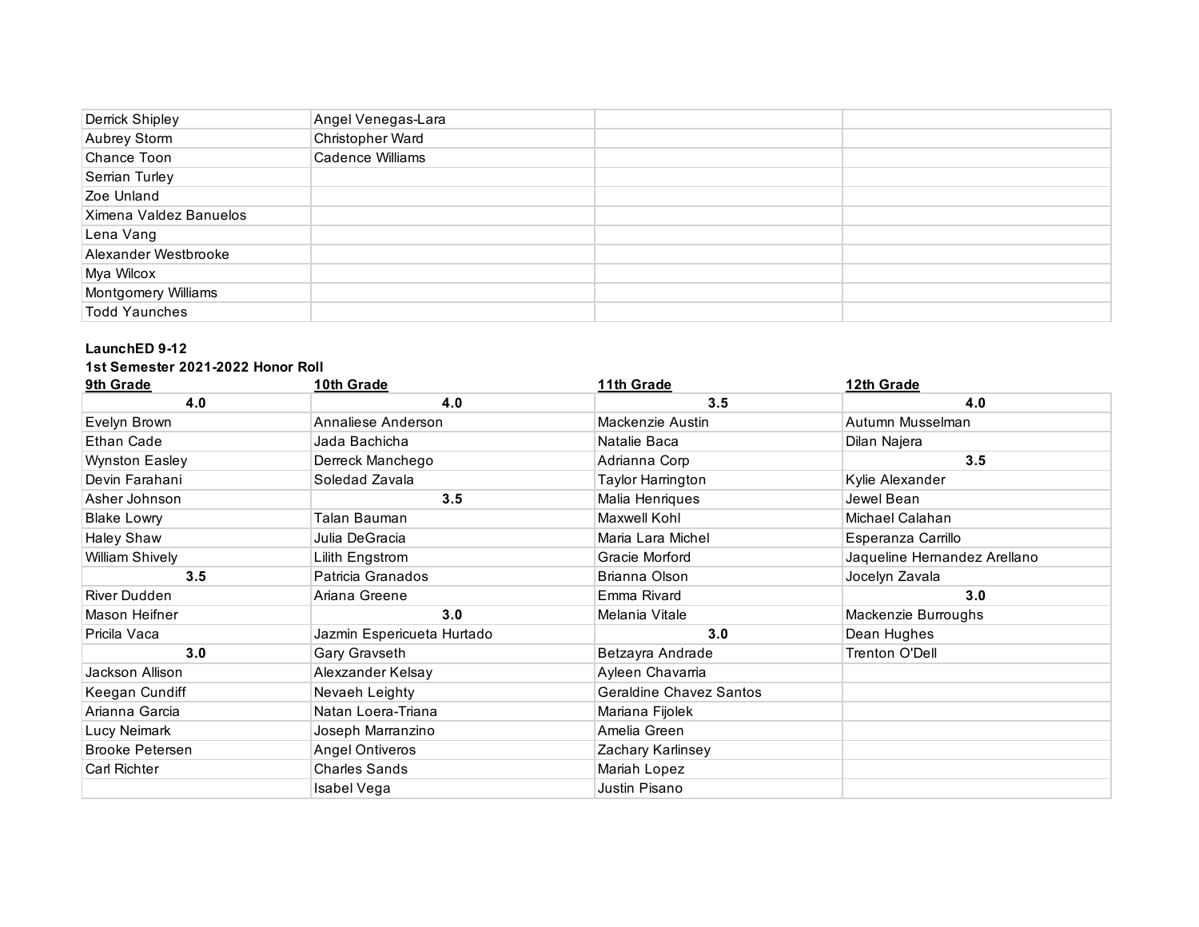| | | | |
|---|---|---|---|
| Derrick Shipley | Angel Venegas-Lara | | |
| Aubrey Storm | Christopher Ward | | |
| Chance Toon | Cadence Williams | | |
| Serrian Turley | | | |
| Zoe Unland | | | |
| Ximena Valdez Banuelos | | | |
| Lena Vang | | | |
| Alexander Westbrooke | | | |
| Mya Wilcox | | | |
| Montgomery Williams | | | |
| Todd Yaunches | | | |

**LaunchED 9-12**
**1st Semester 2021-2022 Honor Roll**

| 9th Grade | 10th Grade | 11th Grade | 12th Grade |
|---|---|---|---|
| **4.0** | **4.0** | **3.5** | **4.0** |
| Evelyn Brown | Annaliese Anderson | Mackenzie Austin | Autumn Musselman |
| Ethan Cade | Jada Bachicha | Natalie Baca | Dilan Najera |
| Wynston Easley | Derreck Manchego | Adrianna Corp | **3.5** |
| Devin Farahani | Soledad Zavala | Taylor Harrington | Kylie Alexander |
| Asher Johnson | **3.5** | Malia Henriques | Jewel Bean |
| Blake Lowry | Talan Bauman | Maxwell Kohl | Michael Calahan |
| Haley Shaw | Julia DeGracia | Maria Lara Michel | Esperanza Carrillo |
| William Shively | Lilith Engstrom | Gracie Morford | Jaqueline Hernandez Arellano |
| **3.5** | Patricia Granados | Brianna Olson | Jocelyn Zavala |
| River Dudden | Ariana Greene | Emma Rivard | **3.0** |
| Mason Heifner | **3.0** | Melania Vitale | Mackenzie Burroughs |
| Pricila Vaca | Jazmin Espericueta Hurtado | **3.0** | Dean Hughes |
| **3.0** | Gary Gravseth | Betzayra Andrade | Trenton O'Dell |
| Jackson Allison | Alexzander Kelsay | Ayleen Chavarria | |
| Keegan Cundiff | Nevaeh Leighty | Geraldine Chavez Santos | |
| Arianna Garcia | Natan Loera-Triana | Mariana Fijolek | |
| Lucy Neimark | Joseph Marranzino | Amelia Green | |
| Brooke Petersen | Angel Ontiveros | Zachary Karlinsey | |
| Carl Richter | Charles Sands | Mariah Lopez | |
| | Isabel Vega | Justin Pisano | |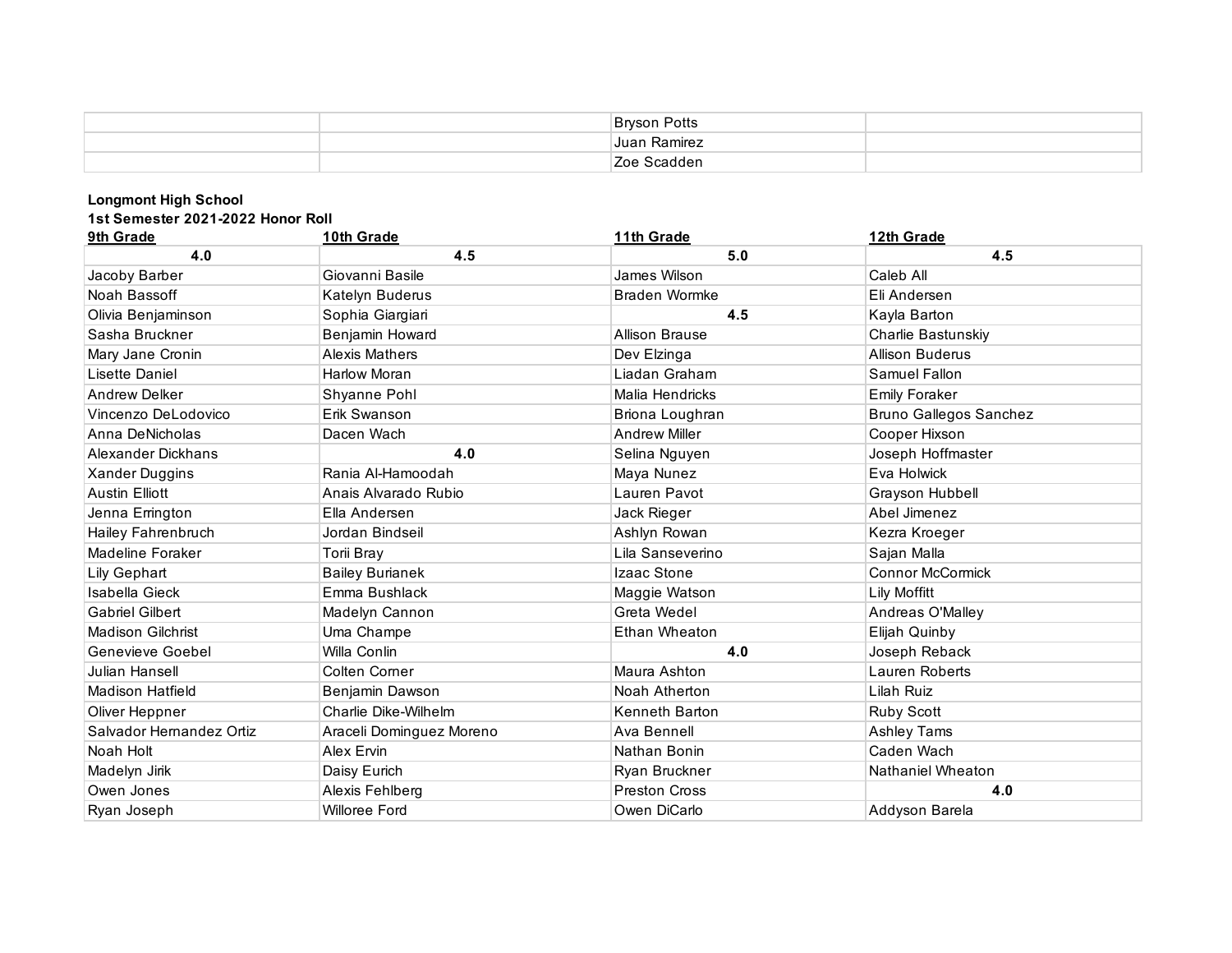| | | | |
|---|---|---|---|
| | | Bryson Potts | |
| | | Juan Ramirez | |
| | | Zoe Scadden | |

**Longmont High School**
**1st Semester 2021-2022 Honor Roll**

| 9th Grade | 10th Grade | 11th Grade | 12th Grade |
|---|---|---|---|
| **4.0** | **4.5** | **5.0** | **4.5** |
| Jacoby Barber | Giovanni Basile | James Wilson | Caleb All |
| Noah Bassoff | Katelyn Buderus | Braden Wormke | Eli Andersen |
| Olivia Benjaminson | Sophia Giargiari | **4.5** | Kayla Barton |
| Sasha Bruckner | Benjamin Howard | Allison Brause | Charlie Bastunskiy |
| Mary Jane Cronin | Alexis Mathers | Dev Elzinga | Allison Buderus |
| Lisette Daniel | Harlow Moran | Liadan Graham | Samuel Fallon |
| Andrew Delker | Shyanne Pohl | Malia Hendricks | Emily Foraker |
| Vincenzo DeLodovico | Erik Swanson | Briona Loughran | Bruno Gallegos Sanchez |
| Anna DeNicholas | Dacen Wach | Andrew Miller | Cooper Hixson |
| Alexander Dickhans | **4.0** | Selina Nguyen | Joseph Hoffmaster |
| Xander Duggins | Rania Al-Hamoodah | Maya Nunez | Eva Holwick |
| Austin Elliott | Anais Alvarado Rubio | Lauren Pavot | Grayson Hubbell |
| Jenna Errington | Ella Andersen | Jack Rieger | Abel Jimenez |
| Hailey Fahrenbruch | Jordan Bindseil | Ashlyn Rowan | Kezra Kroeger |
| Madeline Foraker | Torii Bray | Lila Sanseverino | Sajan Malla |
| Lily Gephart | Bailey Burianek | Izaac Stone | Connor McCormick |
| Isabella Gieck | Emma Bushlack | Maggie Watson | Lily Moffitt |
| Gabriel Gilbert | Madelyn Cannon | Greta Wedel | Andreas O'Malley |
| Madison Gilchrist | Uma Champe | Ethan Wheaton | Elijah Quinby |
| Genevieve Goebel | Willa Conlin | **4.0** | Joseph Reback |
| Julian Hansell | Colten Corner | Maura Ashton | Lauren Roberts |
| Madison Hatfield | Benjamin Dawson | Noah Atherton | Lilah Ruiz |
| Oliver Heppner | Charlie Dike-Wilhelm | Kenneth Barton | Ruby Scott |
| Salvador Hernandez Ortiz | Araceli Dominguez Moreno | Ava Bennell | Ashley Tams |
| Noah Holt | Alex Ervin | Nathan Bonin | Caden Wach |
| Madelyn Jirik | Daisy Eurich | Ryan Bruckner | Nathaniel Wheaton |
| Owen Jones | Alexis Fehlberg | Preston Cross | **4.0** |
| Ryan Joseph | Willoree Ford | Owen DiCarlo | Addyson Barela |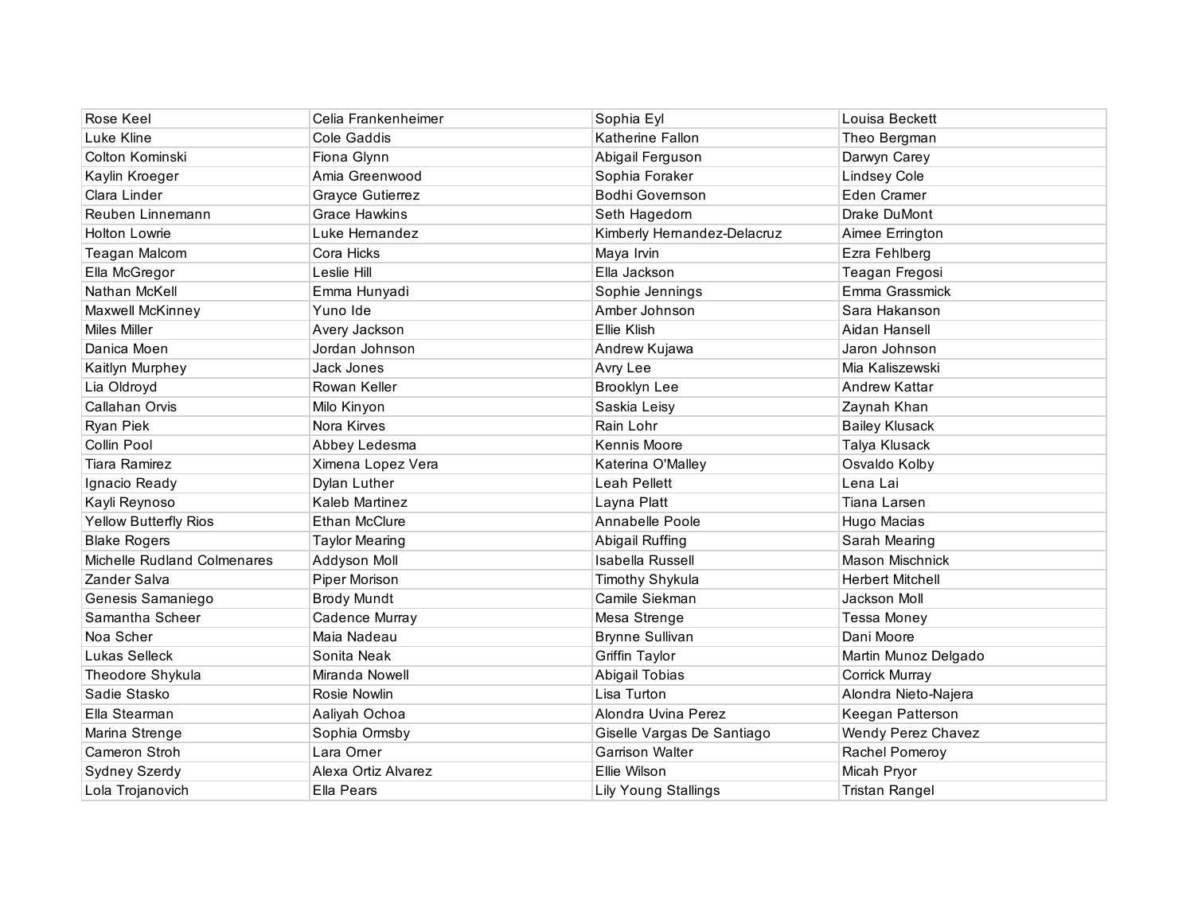| | | | |
|---|---|---|---|
| Rose Keel | Celia Frankenheimer | Sophia Eyl | Louisa Beckett |
| Luke Kline | Cole Gaddis | Katherine Fallon | Theo Bergman |
| Colton Kominski | Fiona Glynn | Abigail Ferguson | Darwyn Carey |
| Kaylin Kroeger | Amia Greenwood | Sophia Foraker | Lindsey Cole |
| Clara Linder | Grayce Gutierrez | Bodhi Governson | Eden Cramer |
| Reuben Linnemann | Grace Hawkins | Seth Hagedorn | Drake DuMont |
| Holton Lowrie | Luke Hernandez | Kimberly Hernandez-Delacruz | Aimee Errington |
| Teagan Malcom | Cora Hicks | Maya Irvin | Ezra Fehlberg |
| Ella McGregor | Leslie Hill | Ella Jackson | Teagan Fregosi |
| Nathan McKell | Emma Hunyadi | Sophie Jennings | Emma Grassmick |
| Maxwell McKinney | Yuno Ide | Amber Johnson | Sara Hakanson |
| Miles Miller | Avery Jackson | Ellie Klish | Aidan Hansell |
| Danica Moen | Jordan Johnson | Andrew Kujawa | Jaron Johnson |
| Kaitlyn Murphey | Jack Jones | Avry Lee | Mia Kaliszewski |
| Lia Oldroyd | Rowan Keller | Brooklyn Lee | Andrew Kattar |
| Callahan Orvis | Milo Kinyon | Saskia Leisy | Zaynah Khan |
| Ryan Piek | Nora Kirves | Rain Lohr | Bailey Klusack |
| Collin Pool | Abbey Ledesma | Kennis Moore | Talya Klusack |
| Tiara Ramirez | Ximena Lopez Vera | Katerina O'Malley | Osvaldo Kolby |
| Ignacio Ready | Dylan Luther | Leah Pellett | Lena Lai |
| Kayli Reynoso | Kaleb Martinez | Layna Platt | Tiana Larsen |
| Yellow Butterfly Rios | Ethan McClure | Annabelle Poole | Hugo Macias |
| Blake Rogers | Taylor Mearing | Abigail Ruffing | Sarah Mearing |
| Michelle Rudland Colmenares | Addyson Moll | Isabella Russell | Mason Mischnick |
| Zander Salva | Piper Morison | Timothy Shykula | Herbert Mitchell |
| Genesis Samaniego | Brody Mundt | Camile Siekman | Jackson Moll |
| Samantha Scheer | Cadence Murray | Mesa Strenge | Tessa Money |
| Noa Scher | Maia Nadeau | Brynne Sullivan | Dani Moore |
| Lukas Selleck | Sonita Neak | Griffin Taylor | Martin Munoz Delgado |
| Theodore Shykula | Miranda Nowell | Abigail Tobias | Corrick Murray |
| Sadie Stasko | Rosie Nowlin | Lisa Turton | Alondra Nieto-Najera |
| Ella Stearman | Aaliyah Ochoa | Alondra Uvina Perez | Keegan Patterson |
| Marina Strenge | Sophia Ormsby | Giselle Vargas De Santiago | Wendy Perez Chavez |
| Cameron Stroh | Lara Orner | Garrison Walter | Rachel Pomeroy |
| Sydney Szerdy | Alexa Ortiz Alvarez | Ellie Wilson | Micah Pryor |
| Lola Trojanovich | Ella Pears | Lily Young Stallings | Tristan Rangel |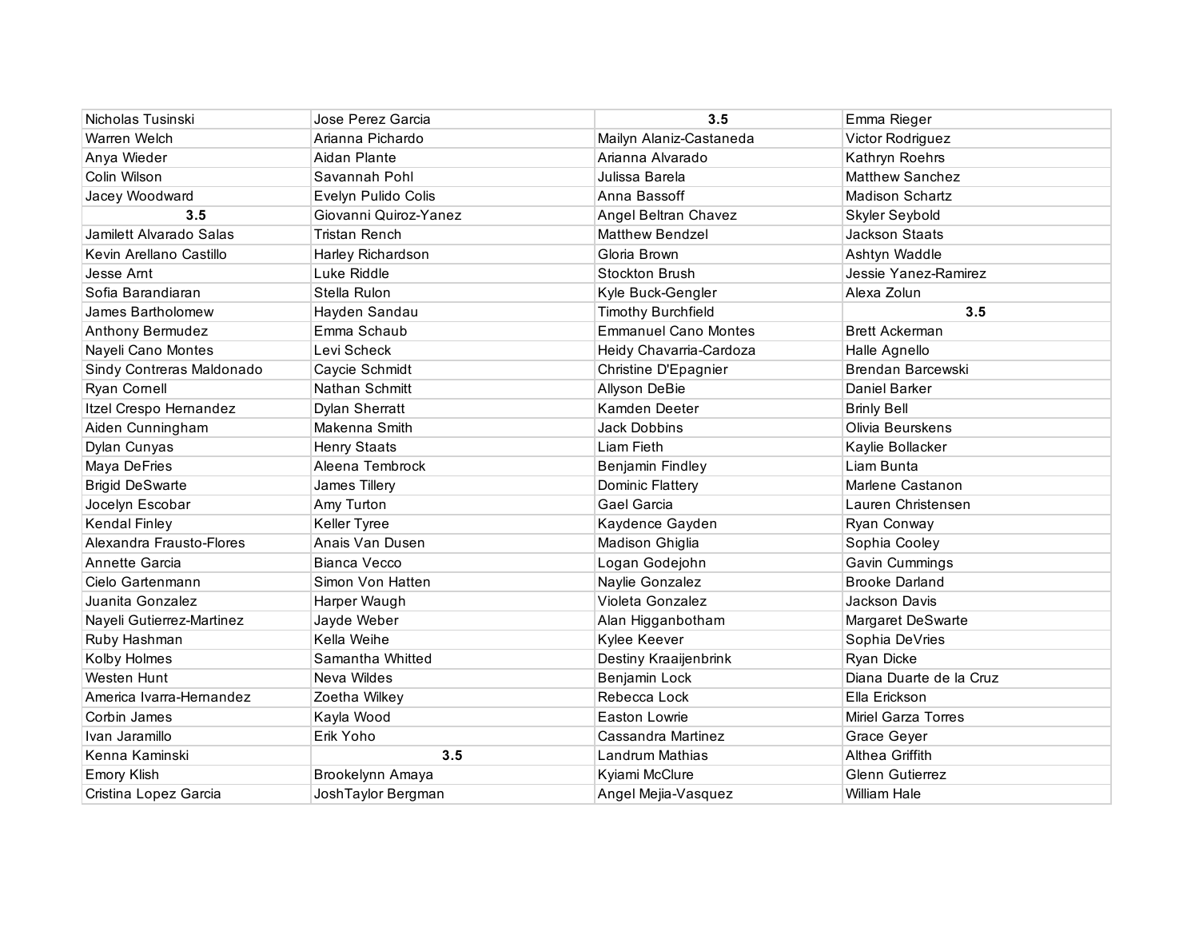| | | | |
|---|---|---|---|
| Nicholas Tusinski | Jose Perez Garcia | **3.5** | Emma Rieger |
| Warren Welch | Arianna Pichardo | Mailyn Alaniz-Castaneda | Victor Rodriguez |
| Anya Wieder | Aidan Plante | Arianna Alvarado | Kathryn Roehrs |
| Colin Wilson | Savannah Pohl | Julissa Barela | Matthew Sanchez |
| Jacey Woodward | Evelyn Pulido Colis | Anna Bassoff | Madison Schartz |
| **3.5** | Giovanni Quiroz-Yanez | Angel Beltran Chavez | Skyler Seybold |
| Jamilett Alvarado Salas | Tristan Rench | Matthew Bendzel | Jackson Staats |
| Kevin Arellano Castillo | Harley Richardson | Gloria Brown | Ashtyn Waddle |
| Jesse Arnt | Luke Riddle | Stockton Brush | Jessie Yanez-Ramirez |
| Sofia Barandiaran | Stella Rulon | Kyle Buck-Gengler | Alexa Zolun |
| James Bartholomew | Hayden Sandau | Timothy Burchfield | **3.5** |
| Anthony Bermudez | Emma Schaub | Emmanuel Cano Montes | Brett Ackerman |
| Nayeli Cano Montes | Levi Scheck | Heidy Chavarria-Cardoza | Halle Agnello |
| Sindy Contreras Maldonado | Caycie Schmidt | Christine D'Epagnier | Brendan Barcewski |
| Ryan Cornell | Nathan Schmitt | Allyson DeBie | Daniel Barker |
| Itzel Crespo Hernandez | Dylan Sherratt | Kamden Deeter | Brinly Bell |
| Aiden Cunningham | Makenna Smith | Jack Dobbins | Olivia Beurskens |
| Dylan Cunyas | Henry Staats | Liam Fieth | Kaylie Bollacker |
| Maya DeFries | Aleena Tembrock | Benjamin Findley | Liam Bunta |
| Brigid DeSwarte | James Tillery | Dominic Flattery | Marlene Castanon |
| Jocelyn Escobar | Amy Turton | Gael Garcia | Lauren Christensen |
| Kendal Finley | Keller Tyree | Kaydence Gayden | Ryan Conway |
| Alexandra Frausto-Flores | Anais Van Dusen | Madison Ghiglia | Sophia Cooley |
| Annette Garcia | Bianca Vecco | Logan Godejohn | Gavin Cummings |
| Cielo Gartenmann | Simon Von Hatten | Naylie Gonzalez | Brooke Darland |
| Juanita Gonzalez | Harper Waugh | Violeta Gonzalez | Jackson Davis |
| Nayeli Gutierrez-Martinez | Jayde Weber | Alan Higganbotham | Margaret DeSwarte |
| Ruby Hashman | Kella Weihe | Kylee Keever | Sophia DeVries |
| Kolby Holmes | Samantha Whitted | Destiny Kraaijenbrink | Ryan Dicke |
| Westen Hunt | Neva Wildes | Benjamin Lock | Diana Duarte de la Cruz |
| America Ivarra-Hernandez | Zoetha Wilkey | Rebecca Lock | Ella Erickson |
| Corbin James | Kayla Wood | Easton Lowrie | Miriel Garza Torres |
| Ivan Jaramillo | Erik Yoho | Cassandra Martinez | Grace Geyer |
| Kenna Kaminski | **3.5** | Landrum Mathias | Althea Griffith |
| Emory Klish | Brookelynn Amaya | Kyiami McClure | Glenn Gutierrez |
| Cristina Lopez Garcia | JoshTaylor Bergman | Angel Mejia-Vasquez | William Hale |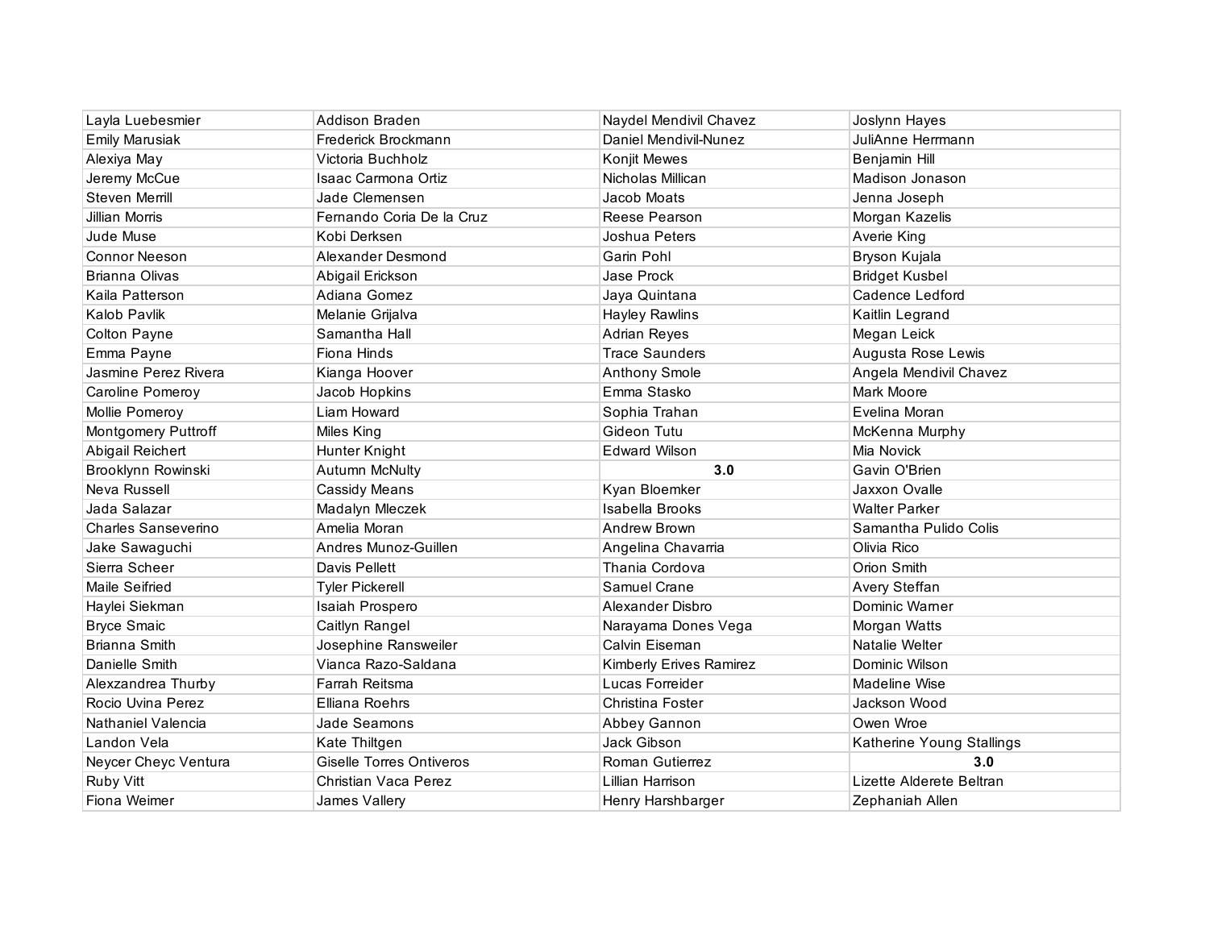| | | | |
|---|---|---|---|
| Layla Luebesmier | Addison Braden | Naydel Mendivil Chavez | Joslynn Hayes |
| Emily Marusiak | Frederick Brockmann | Daniel Mendivil-Nunez | JuliAnne Herrmann |
| Alexiya May | Victoria Buchholz | Konjit Mewes | Benjamin Hill |
| Jeremy McCue | Isaac Carmona Ortiz | Nicholas Millican | Madison Jonason |
| Steven Merrill | Jade Clemensen | Jacob Moats | Jenna Joseph |
| Jillian Morris | Fernando Coria De la Cruz | Reese Pearson | Morgan Kazelis |
| Jude Muse | Kobi Derksen | Joshua Peters | Averie King |
| Connor Neeson | Alexander Desmond | Garin Pohl | Bryson Kujala |
| Brianna Olivas | Abigail Erickson | Jase Prock | Bridget Kusbel |
| Kaila Patterson | Adiana Gomez | Jaya Quintana | Cadence Ledford |
| Kalob Pavlik | Melanie Grijalva | Hayley Rawlins | Kaitlin Legrand |
| Colton Payne | Samantha Hall | Adrian Reyes | Megan Leick |
| Emma Payne | Fiona Hinds | Trace Saunders | Augusta Rose Lewis |
| Jasmine Perez Rivera | Kianga Hoover | Anthony Smole | Angela Mendivil Chavez |
| Caroline Pomeroy | Jacob Hopkins | Emma Stasko | Mark Moore |
| Mollie Pomeroy | Liam Howard | Sophia Trahan | Evelina Moran |
| Montgomery Puttroff | Miles King | Gideon Tutu | McKenna Murphy |
| Abigail Reichert | Hunter Knight | Edward Wilson | Mia Novick |
| Brooklynn Rowinski | Autumn McNulty | **3.0** | Gavin O'Brien |
| Neva Russell | Cassidy Means | Kyan Bloemker | Jaxxon Ovalle |
| Jada Salazar | Madalyn Mleczek | Isabella Brooks | Walter Parker |
| Charles Sanseverino | Amelia Moran | Andrew Brown | Samantha Pulido Colis |
| Jake Sawaguchi | Andres Munoz-Guillen | Angelina Chavarria | Olivia Rico |
| Sierra Scheer | Davis Pellett | Thania Cordova | Orion Smith |
| Maile Seifried | Tyler Pickerell | Samuel Crane | Avery Steffan |
| Haylei Siekman | Isaiah Prospero | Alexander Disbro | Dominic Warner |
| Bryce Smaic | Caitlyn Rangel | Narayama Dones Vega | Morgan Watts |
| Brianna Smith | Josephine Ransweiler | Calvin Eiseman | Natalie Welter |
| Danielle Smith | Vianca Razo-Saldana | Kimberly Erives Ramirez | Dominic Wilson |
| Alexzandrea Thurby | Farrah Reitsma | Lucas Forreider | Madeline Wise |
| Rocio Uvina Perez | Elliana Roehrs | Christina Foster | Jackson Wood |
| Nathaniel Valencia | Jade Seamons | Abbey Gannon | Owen Wroe |
| Landon Vela | Kate Thiltgen | Jack Gibson | Katherine Young Stallings |
| Neycer Cheyc Ventura | Giselle Torres Ontiveros | Roman Gutierrez | **3.0** |
| Ruby Vitt | Christian Vaca Perez | Lillian Harrison | Lizette Alderete Beltran |
| Fiona Weimer | James Vallery | Henry Harshbarger | Zephaniah Allen |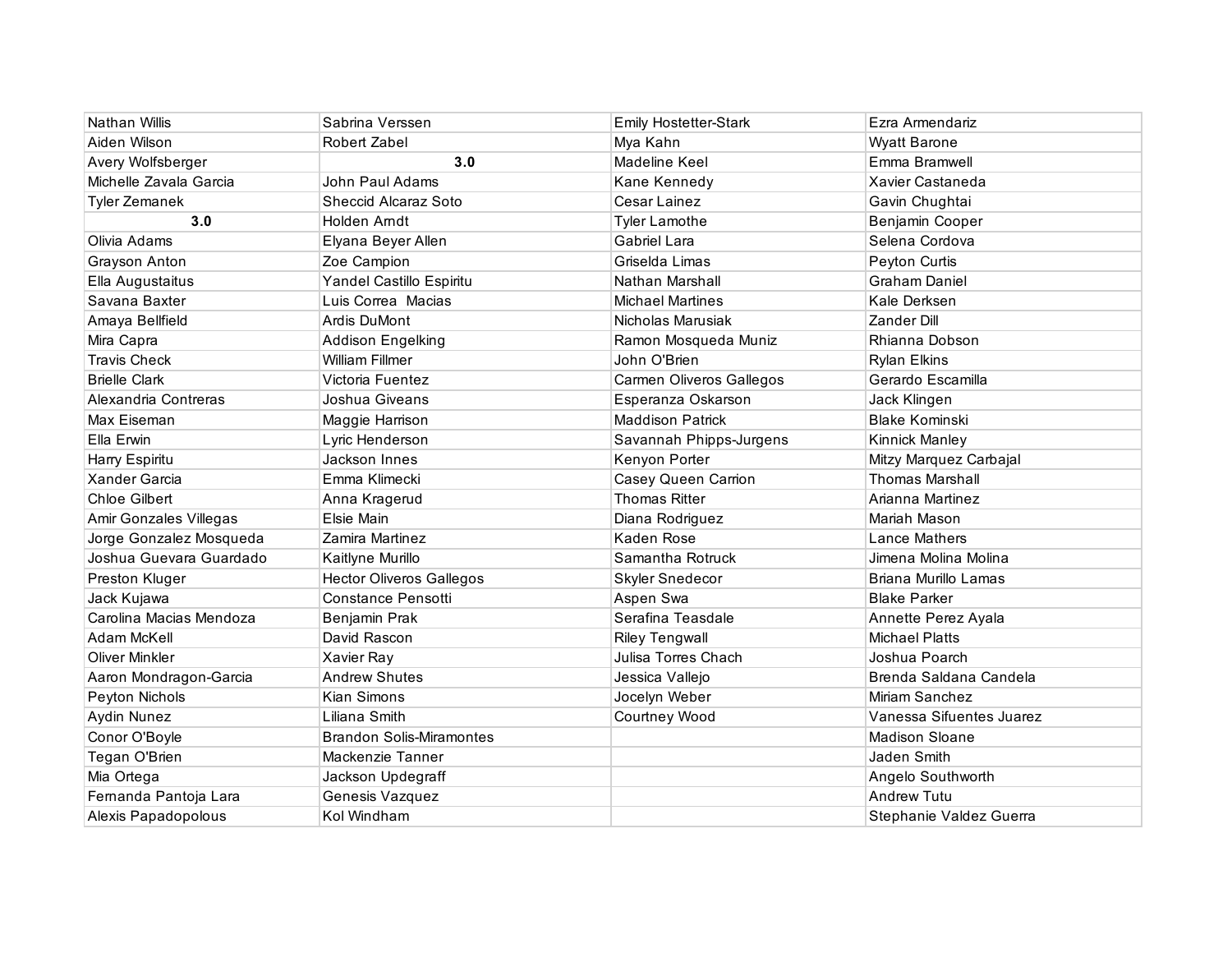| | | | |
|---|---|---|---|
| Nathan Willis | Sabrina Verssen | Emily Hostetter-Stark | Ezra Armendariz |
| Aiden Wilson | Robert Zabel | Mya Kahn | Wyatt Barone |
| Avery Wolfsberger | **3.0** | Madeline Keel | Emma Bramwell |
| Michelle Zavala Garcia | John Paul Adams | Kane Kennedy | Xavier Castaneda |
| Tyler Zemanek | Sheccid Alcaraz Soto | Cesar Lainez | Gavin Chughtai |
| **3.0** | Holden Arndt | Tyler Lamothe | Benjamin Cooper |
| Olivia Adams | Elyana Beyer Allen | Gabriel Lara | Selena Cordova |
| Grayson Anton | Zoe Campion | Griselda Limas | Peyton Curtis |
| Ella Augustaitus | Yandel Castillo Espiritu | Nathan Marshall | Graham Daniel |
| Savana Baxter | Luis Correa Macias | Michael Martines | Kale Derksen |
| Amaya Bellfield | Ardis DuMont | Nicholas Marusiak | Zander Dill |
| Mira Capra | Addison Engelking | Ramon Mosqueda Muniz | Rhianna Dobson |
| Travis Check | William Fillmer | John O'Brien | Rylan Elkins |
| Brielle Clark | Victoria Fuentez | Carmen Oliveros Gallegos | Gerardo Escamilla |
| Alexandria Contreras | Joshua Giveans | Esperanza Oskarson | Jack Klingen |
| Max Eiseman | Maggie Harrison | Maddison Patrick | Blake Kominski |
| Ella Erwin | Lyric Henderson | Savannah Phipps-Jurgens | Kinnick Manley |
| Harry Espiritu | Jackson Innes | Kenyon Porter | Mitzy Marquez Carbajal |
| Xander Garcia | Emma Klimecki | Casey Queen Carrion | Thomas Marshall |
| Chloe Gilbert | Anna Kragerud | Thomas Ritter | Arianna Martinez |
| Amir Gonzales Villegas | Elsie Main | Diana Rodriguez | Mariah Mason |
| Jorge Gonzalez Mosqueda | Zamira Martinez | Kaden Rose | Lance Mathers |
| Joshua Guevara Guardado | Kaitlyne Murillo | Samantha Rotruck | Jimena Molina Molina |
| Preston Kluger | Hector Oliveros Gallegos | Skyler Snedecor | Briana Murillo Lamas |
| Jack Kujawa | Constance Pensotti | Aspen Swa | Blake Parker |
| Carolina Macias Mendoza | Benjamin Prak | Serafina Teasdale | Annette Perez Ayala |
| Adam McKell | David Rascon | Riley Tengwall | Michael Platts |
| Oliver Minkler | Xavier Ray | Julisa Torres Chach | Joshua Poarch |
| Aaron Mondragon-Garcia | Andrew Shutes | Jessica Vallejo | Brenda Saldana Candela |
| Peyton Nichols | Kian Simons | Jocelyn Weber | Miriam Sanchez |
| Aydin Nunez | Liliana Smith | Courtney Wood | Vanessa Sifuentes Juarez |
| Conor O'Boyle | Brandon Solis-Miramontes | | Madison Sloane |
| Tegan O'Brien | Mackenzie Tanner | | Jaden Smith |
| Mia Ortega | Jackson Updegraff | | Angelo Southworth |
| Fernanda Pantoja Lara | Genesis Vazquez | | Andrew Tutu |
| Alexis Papadopolous | Kol Windham | | Stephanie Valdez Guerra |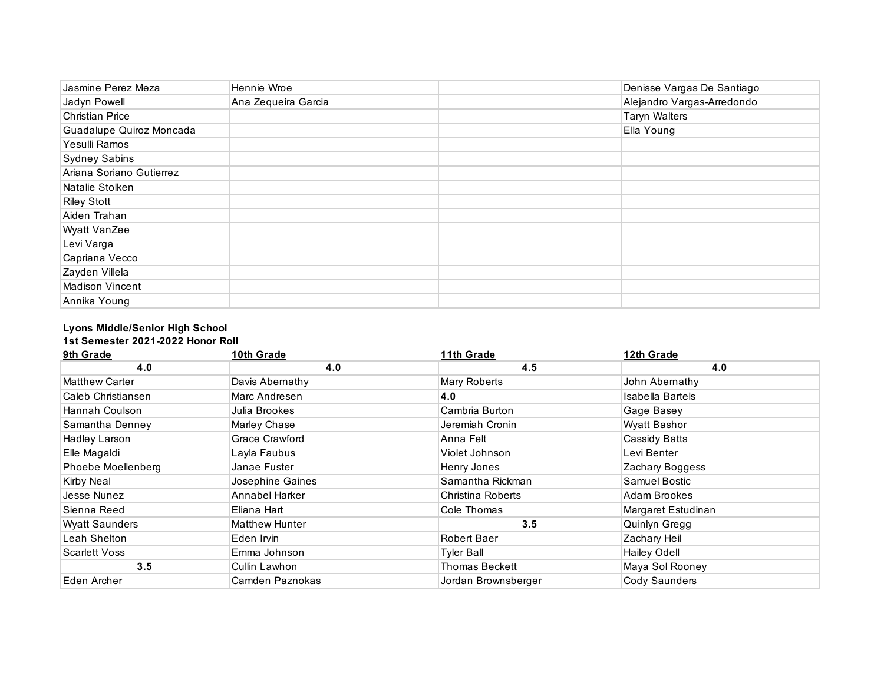| | | | |
|---|---|---|---|
| Jasmine Perez Meza | Hennie Wroe | | Denisse Vargas De Santiago |
| Jadyn Powell | Ana Zequeira Garcia | | Alejandro Vargas-Arredondo |
| Christian Price | | | Taryn Walters |
| Guadalupe Quiroz Moncada | | | Ella Young |
| Yesulli Ramos | | | |
| Sydney Sabins | | | |
| Ariana Soriano Gutierrez | | | |
| Natalie Stolken | | | |
| Riley Stott | | | |
| Aiden Trahan | | | |
| Wyatt VanZee | | | |
| Levi Varga | | | |
| Capriana Vecco | | | |
| Zayden Villela | | | |
| Madison Vincent | | | |
| Annika Young | | | |

**Lyons Middle/Senior High School**
**1st Semester 2021-2022 Honor Roll**

| 9th Grade | 10th Grade | 11th Grade | 12th Grade |
|---|---|---|---|
| **4.0** | **4.0** | **4.5** | **4.0** |
| Matthew Carter | Davis Abernathy | Mary Roberts | John Abernathy |
| Caleb Christiansen | Marc Andresen | **4.0** | Isabella Bartels |
| Hannah Coulson | Julia Brookes | Cambria Burton | Gage Basey |
| Samantha Denney | Marley Chase | Jeremiah Cronin | Wyatt Bashor |
| Hadley Larson | Grace Crawford | Anna Felt | Cassidy Batts |
| Elle Magaldi | Layla Faubus | Violet Johnson | Levi Benter |
| Phoebe Moellenberg | Janae Fuster | Henry Jones | Zachary Boggess |
| Kirby Neal | Josephine Gaines | Samantha Rickman | Samuel Bostic |
| Jesse Nunez | Annabel Harker | Christina Roberts | Adam Brookes |
| Sienna Reed | Eliana Hart | Cole Thomas | Margaret Estudinan |
| Wyatt Saunders | Matthew Hunter | **3.5** | Quinlyn Gregg |
| Leah Shelton | Eden Irvin | Robert Baer | Zachary Heil |
| Scarlett Voss | Emma Johnson | Tyler Ball | Hailey Odell |
| **3.5** | Cullin Lawhon | Thomas Beckett | Maya Sol Rooney |
| Eden Archer | Camden Paznokas | Jordan Brownsberger | Cody Saunders |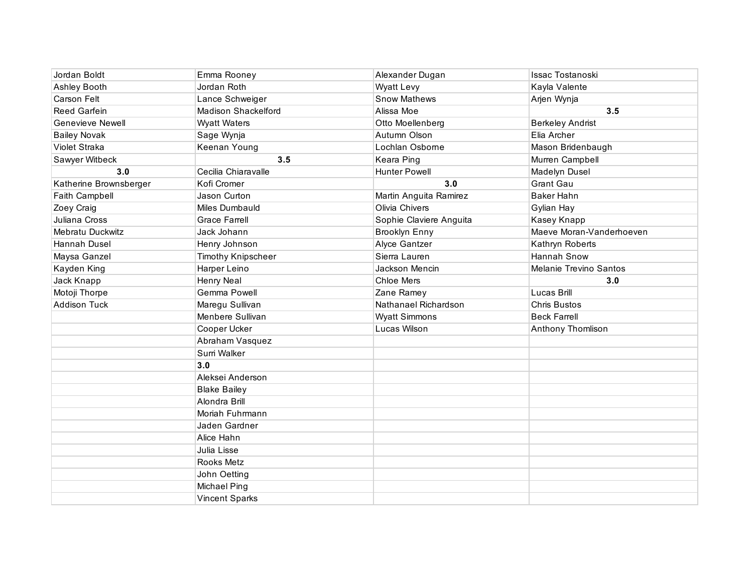| | | | |
|---|---|---|---|
| Jordan Boldt | Emma Rooney | Alexander Dugan | Issac Tostanoski |
| Ashley Booth | Jordan Roth | Wyatt Levy | Kayla Valente |
| Carson Felt | Lance Schweiger | Snow Mathews | Arjen Wynja |
| Reed Garfein | Madison Shackelford | Alissa Moe | **3.5** |
| Genevieve Newell | Wyatt Waters | Otto Moellenberg | Berkeley Andrist |
| Bailey Novak | Sage Wynja | Autumn Olson | Elia Archer |
| Violet Straka | Keenan Young | Lochlan Osborne | Mason Bridenbaugh |
| Sawyer Witbeck | **3.5** | Keara Ping | Murren Campbell |
| **3.0** | Cecilia Chiaravalle | Hunter Powell | Madelyn Dusel |
| Katherine Brownsberger | Kofi Cromer | **3.0** | Grant Gau |
| Faith Campbell | Jason Curton | Martin Anguita Ramirez | Baker Hahn |
| Zoey Craig | Miles Dumbauld | Olivia Chivers | Gylian Hay |
| Juliana Cross | Grace Farrell | Sophie Claviere Anguita | Kasey Knapp |
| Mebratu Duckwitz | Jack Johann | Brooklyn Enny | Maeve Moran-Vanderhoeven |
| Hannah Dusel | Henry Johnson | Alyce Gantzer | Kathryn Roberts |
| Maysa Ganzel | Timothy Knipscheer | Sierra Lauren | Hannah Snow |
| Kayden King | Harper Leino | Jackson Mencin | Melanie Trevino Santos |
| Jack Knapp | Henry Neal | Chloe Mers | **3.0** |
| Motoji Thorpe | Gemma Powell | Zane Ramey | Lucas Brill |
| Addison Tuck | Maregu Sullivan | Nathanael Richardson | Chris Bustos |
| | Menbere Sullivan | Wyatt Simmons | Beck Farrell |
| | Cooper Ucker | Lucas Wilson | Anthony Thomlison |
| | Abraham Vasquez | | |
| | Surri Walker | | |
| | **3.0** | | |
| | Aleksei Anderson | | |
| | Blake Bailey | | |
| | Alondra Brill | | |
| | Moriah Fuhrmann | | |
| | Jaden Gardner | | |
| | Alice Hahn | | |
| | Julia Lisse | | |
| | Rooks Metz | | |
| | John Oetting | | |
| | Michael Ping | | |
| | Vincent Sparks | | |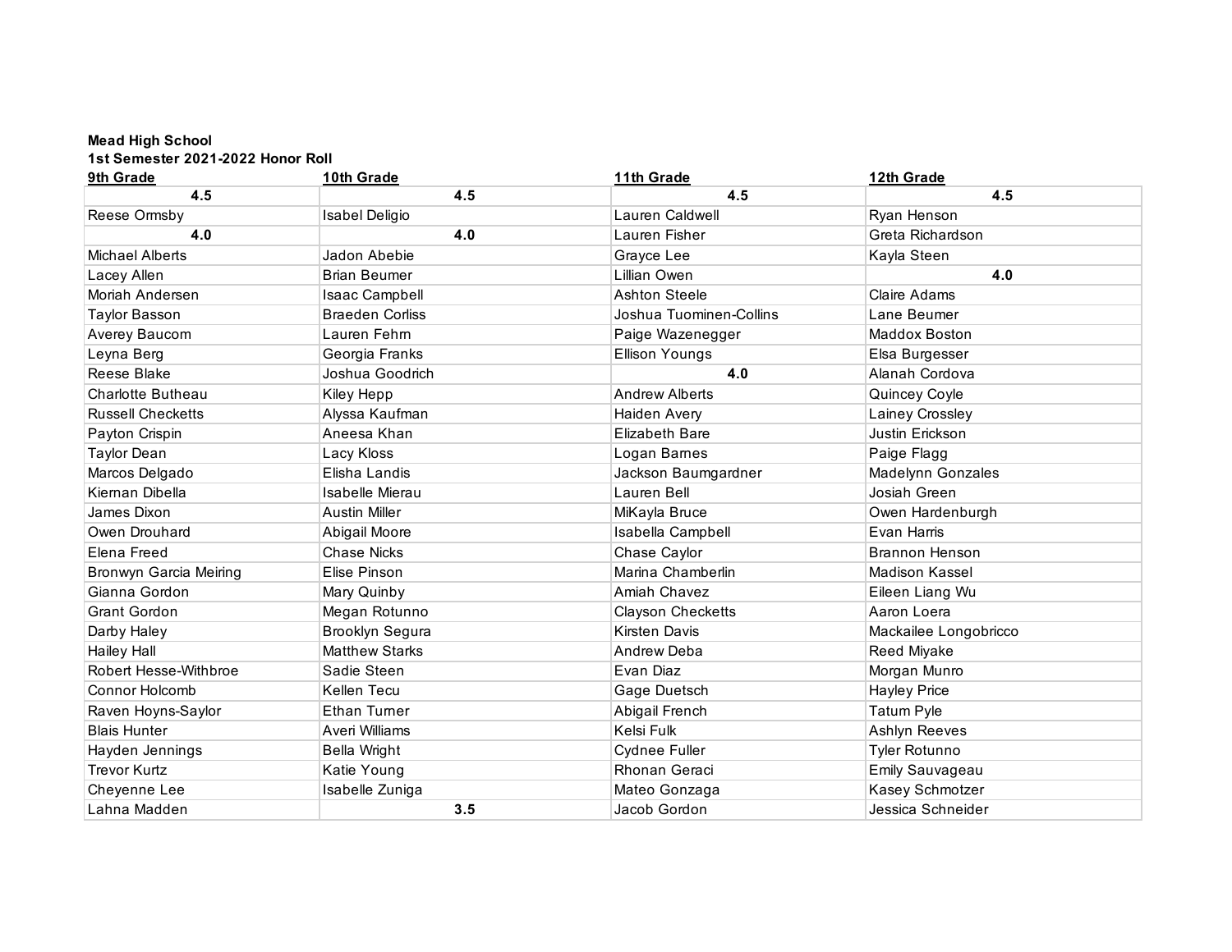**Mead High School**
**1st Semester 2021-2022 Honor Roll**

| 9th Grade | 10th Grade | 11th Grade | 12th Grade |
|---|---|---|---|
| **4.5** | **4.5** | **4.5** | **4.5** |
| Reese Ormsby | Isabel Deligio | Lauren Caldwell | Ryan Henson |
| **4.0** | **4.0** | Lauren Fisher | Greta Richardson |
| Michael Alberts | Jadon Abebie | Grayce Lee | Kayla Steen |
| Lacey Allen | Brian Beumer | Lillian Owen | **4.0** |
| Moriah Andersen | Isaac Campbell | Ashton Steele | Claire Adams |
| Taylor Basson | Braeden Corliss | Joshua Tuominen-Collins | Lane Beumer |
| Averey Baucom | Lauren Fehrn | Paige Wazenegger | Maddox Boston |
| Leyna Berg | Georgia Franks | Ellison Youngs | Elsa Burgesser |
| Reese Blake | Joshua Goodrich | **4.0** | Alanah Cordova |
| Charlotte Butheau | Kiley Hepp | Andrew Alberts | Quincey Coyle |
| Russell Checketts | Alyssa Kaufman | Haiden Avery | Lainey Crossley |
| Payton Crispin | Aneesa Khan | Elizabeth Bare | Justin Erickson |
| Taylor Dean | Lacy Kloss | Logan Barnes | Paige Flagg |
| Marcos Delgado | Elisha Landis | Jackson Baumgardner | Madelynn Gonzales |
| Kiernan Dibella | Isabelle Mierau | Lauren Bell | Josiah Green |
| James Dixon | Austin Miller | MiKayla Bruce | Owen Hardenburgh |
| Owen Drouhard | Abigail Moore | Isabella Campbell | Evan Harris |
| Elena Freed | Chase Nicks | Chase Caylor | Brannon Henson |
| Bronwyn Garcia Meiring | Elise Pinson | Marina Chamberlin | Madison Kassel |
| Gianna Gordon | Mary Quinby | Amiah Chavez | Eileen Liang Wu |
| Grant Gordon | Megan Rotunno | Clayson Checketts | Aaron Loera |
| Darby Haley | Brooklyn Segura | Kirsten Davis | Mackailee Longobricco |
| Hailey Hall | Matthew Starks | Andrew Deba | Reed Miyake |
| Robert Hesse-Withbroe | Sadie Steen | Evan Diaz | Morgan Munro |
| Connor Holcomb | Kellen Tecu | Gage Duetsch | Hayley Price |
| Raven Hoyns-Saylor | Ethan Turner | Abigail French | Tatum Pyle |
| Blais Hunter | Averi Williams | Kelsi Fulk | Ashlyn Reeves |
| Hayden Jennings | Bella Wright | Cydnee Fuller | Tyler Rotunno |
| Trevor Kurtz | Katie Young | Rhonan Geraci | Emily Sauvageau |
| Cheyenne Lee | Isabelle Zuniga | Mateo Gonzaga | Kasey Schmotzer |
| Lahna Madden | **3.5** | Jacob Gordon | Jessica Schneider |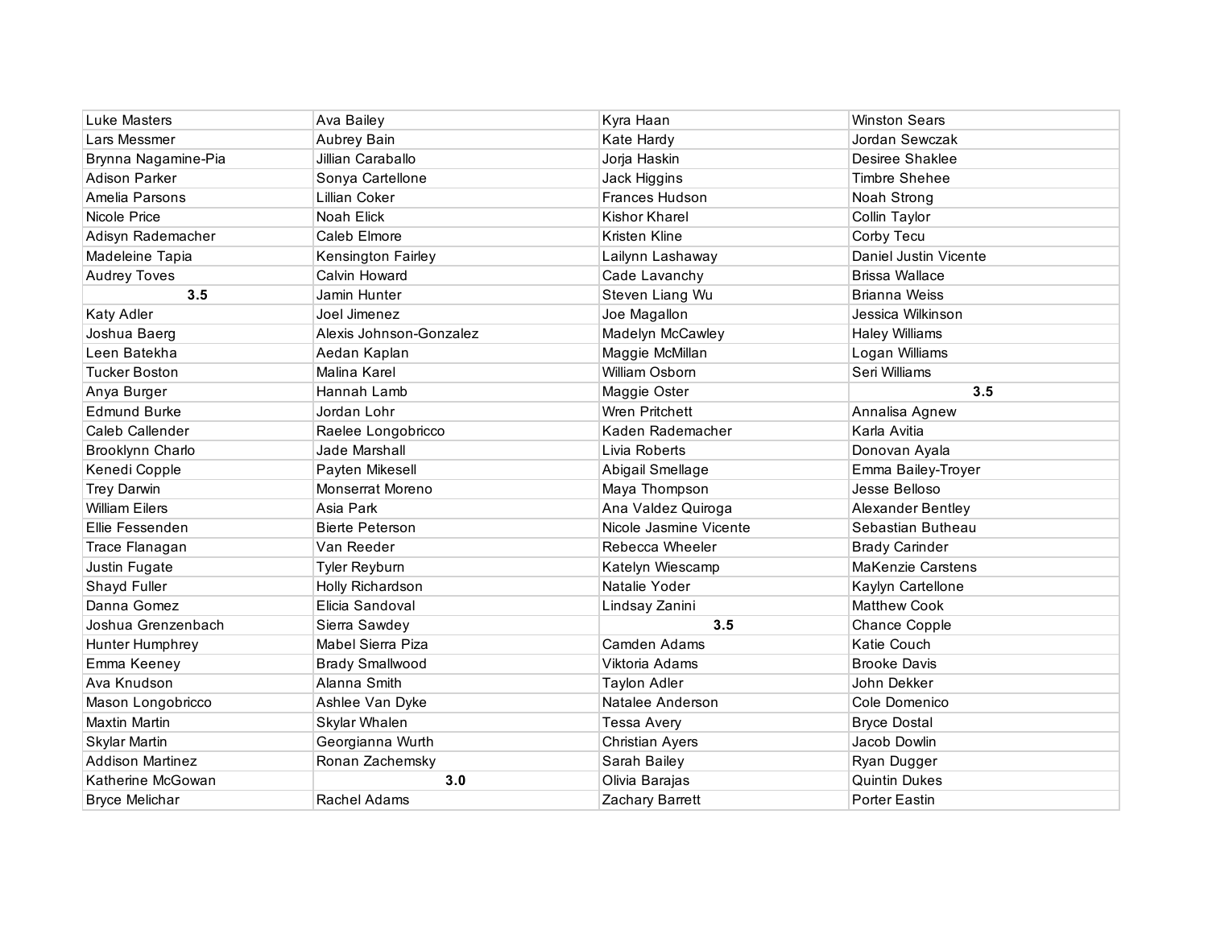| | | | |
|---|---|---|---|
| Luke Masters | Ava Bailey | Kyra Haan | Winston Sears |
| Lars Messmer | Aubrey Bain | Kate Hardy | Jordan Sewczak |
| Brynna Nagamine-Pia | Jillian Caraballo | Jorja Haskin | Desiree Shaklee |
| Adison Parker | Sonya Cartellone | Jack Higgins | Timbre Shehee |
| Amelia Parsons | Lillian Coker | Frances Hudson | Noah Strong |
| Nicole Price | Noah Elick | Kishor Kharel | Collin Taylor |
| Adisyn Rademacher | Caleb Elmore | Kristen Kline | Corby Tecu |
| Madeleine Tapia | Kensington Fairley | Lailynn Lashaway | Daniel Justin Vicente |
| Audrey Toves | Calvin Howard | Cade Lavanchy | Brissa Wallace |
| **3.5** | Jamin Hunter | Steven Liang Wu | Brianna Weiss |
| Katy Adler | Joel Jimenez | Joe Magallon | Jessica Wilkinson |
| Joshua Baerg | Alexis Johnson-Gonzalez | Madelyn McCawley | Haley Williams |
| Leen Batekha | Aedan Kaplan | Maggie McMillan | Logan Williams |
| Tucker Boston | Malina Karel | William Osborn | Seri Williams |
| Anya Burger | Hannah Lamb | Maggie Oster | **3.5** |
| Edmund Burke | Jordan Lohr | Wren Pritchett | Annalisa Agnew |
| Caleb Callender | Raelee Longobricco | Kaden Rademacher | Karla Avitia |
| Brooklynn Charlo | Jade Marshall | Livia Roberts | Donovan Ayala |
| Kenedi Copple | Payten Mikesell | Abigail Smellage | Emma Bailey-Troyer |
| Trey Darwin | Monserrat Moreno | Maya Thompson | Jesse Belloso |
| William Eilers | Asia Park | Ana Valdez Quiroga | Alexander Bentley |
| Ellie Fessenden | Bierte Peterson | Nicole Jasmine Vicente | Sebastian Butheau |
| Trace Flanagan | Van Reeder | Rebecca Wheeler | Brady Carinder |
| Justin Fugate | Tyler Reyburn | Katelyn Wiescamp | MaKenzie Carstens |
| Shayd Fuller | Holly Richardson | Natalie Yoder | Kaylyn Cartellone |
| Danna Gomez | Elicia Sandoval | Lindsay Zanini | Matthew Cook |
| Joshua Grenzenbach | Sierra Sawdey | **3.5** | Chance Copple |
| Hunter Humphrey | Mabel Sierra Piza | Camden Adams | Katie Couch |
| Emma Keeney | Brady Smallwood | Viktoria Adams | Brooke Davis |
| Ava Knudson | Alanna Smith | Taylon Adler | John Dekker |
| Mason Longobricco | Ashlee Van Dyke | Natalee Anderson | Cole Domenico |
| Maxtin Martin | Skylar Whalen | Tessa Avery | Bryce Dostal |
| Skylar Martin | Georgianna Wurth | Christian Ayers | Jacob Dowlin |
| Addison Martinez | Ronan Zachemsky | Sarah Bailey | Ryan Dugger |
| Katherine McGowan | **3.0** | Olivia Barajas | Quintin Dukes |
| Bryce Melichar | Rachel Adams | Zachary Barrett | Porter Eastin |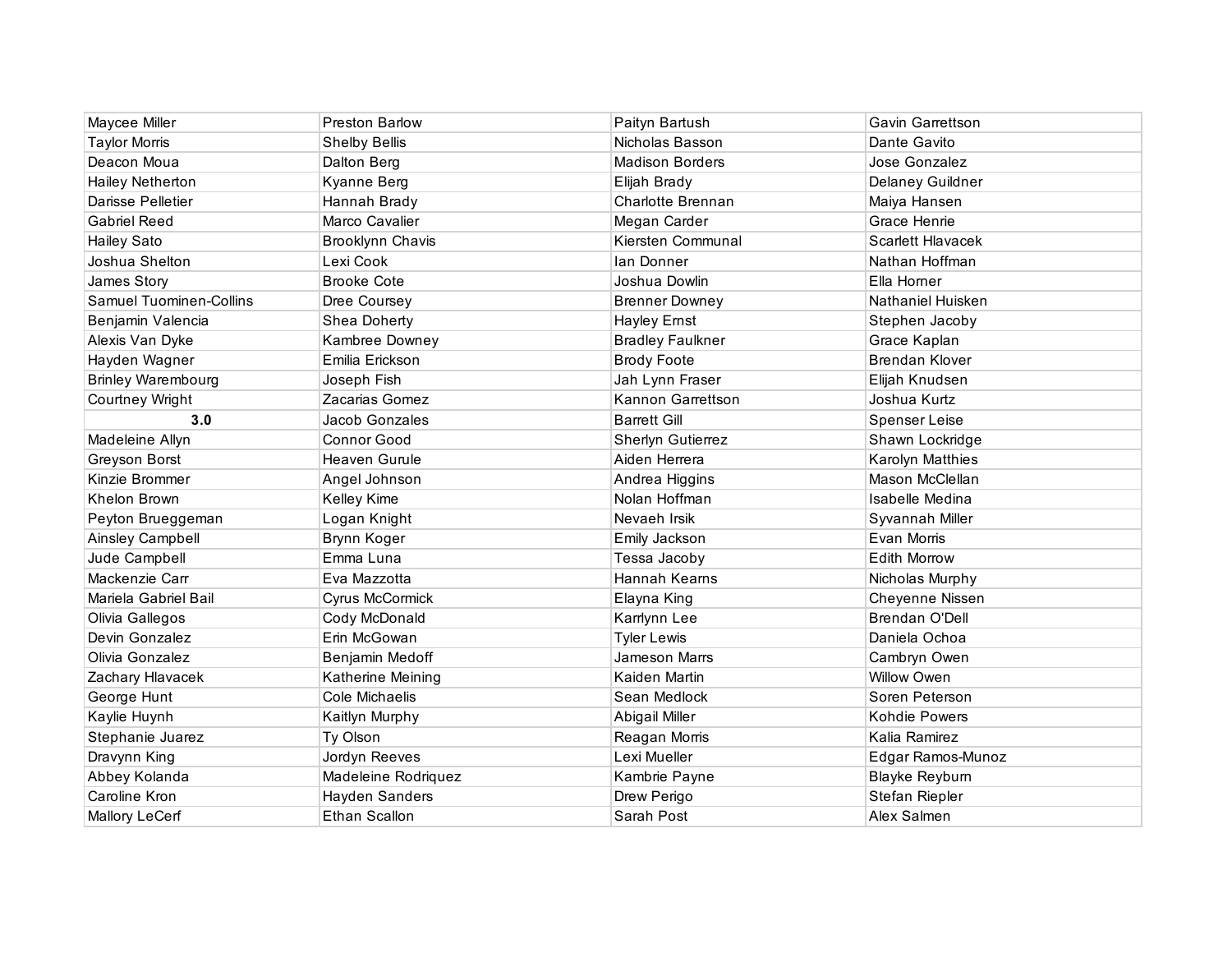| | | | |
|---|---|---|---|
| Maycee Miller | Preston Barlow | Paityn Bartush | Gavin Garrettson |
| Taylor Morris | Shelby Bellis | Nicholas Basson | Dante Gavito |
| Deacon Moua | Dalton Berg | Madison Borders | Jose Gonzalez |
| Hailey Netherton | Kyanne Berg | Elijah Brady | Delaney Guildner |
| Darisse Pelletier | Hannah Brady | Charlotte Brennan | Maiya Hansen |
| Gabriel Reed | Marco Cavalier | Megan Carder | Grace Henrie |
| Hailey Sato | Brooklynn Chavis | Kiersten Communal | Scarlett Hlavacek |
| Joshua Shelton | Lexi Cook | Ian Donner | Nathan Hoffman |
| James Story | Brooke Cote | Joshua Dowlin | Ella Horner |
| Samuel Tuominen-Collins | Dree Coursey | Brenner Downey | Nathaniel Huisken |
| Benjamin Valencia | Shea Doherty | Hayley Ernst | Stephen Jacoby |
| Alexis Van Dyke | Kambree Downey | Bradley Faulkner | Grace Kaplan |
| Hayden Wagner | Emilia Erickson | Brody Foote | Brendan Klover |
| Brinley Warembourg | Joseph Fish | Jah Lynn Fraser | Elijah Knudsen |
| Courtney Wright | Zacarias Gomez | Kannon Garrettson | Joshua Kurtz |
| **3.0** | Jacob Gonzales | Barrett Gill | Spenser Leise |
| Madeleine Allyn | Connor Good | Sherlyn Gutierrez | Shawn Lockridge |
| Greyson Borst | Heaven Gurule | Aiden Herrera | Karolyn Matthies |
| Kinzie Brommer | Angel Johnson | Andrea Higgins | Mason McClellan |
| Khelon Brown | Kelley Kime | Nolan Hoffman | Isabelle Medina |
| Peyton Brueggeman | Logan Knight | Nevaeh Irsik | Syvannah Miller |
| Ainsley Campbell | Brynn Koger | Emily Jackson | Evan Morris |
| Jude Campbell | Emma Luna | Tessa Jacoby | Edith Morrow |
| Mackenzie Carr | Eva Mazzotta | Hannah Kearns | Nicholas Murphy |
| Mariela Gabriel Bail | Cyrus McCormick | Elayna King | Cheyenne Nissen |
| Olivia Gallegos | Cody McDonald | Karrlynn Lee | Brendan O'Dell |
| Devin Gonzalez | Erin McGowan | Tyler Lewis | Daniela Ochoa |
| Olivia Gonzalez | Benjamin Medoff | Jameson Marrs | Cambryn Owen |
| Zachary Hlavacek | Katherine Meining | Kaiden Martin | Willow Owen |
| George Hunt | Cole Michaelis | Sean Medlock | Soren Peterson |
| Kaylie Huynh | Kaitlyn Murphy | Abigail Miller | Kohdie Powers |
| Stephanie Juarez | Ty Olson | Reagan Morris | Kalia Ramirez |
| Dravynn King | Jordyn Reeves | Lexi Mueller | Edgar Ramos-Munoz |
| Abbey Kolanda | Madeleine Rodriquez | Kambrie Payne | Blayke Reyburn |
| Caroline Kron | Hayden Sanders | Drew Perigo | Stefan Riepler |
| Mallory LeCerf | Ethan Scallon | Sarah Post | Alex Salmen |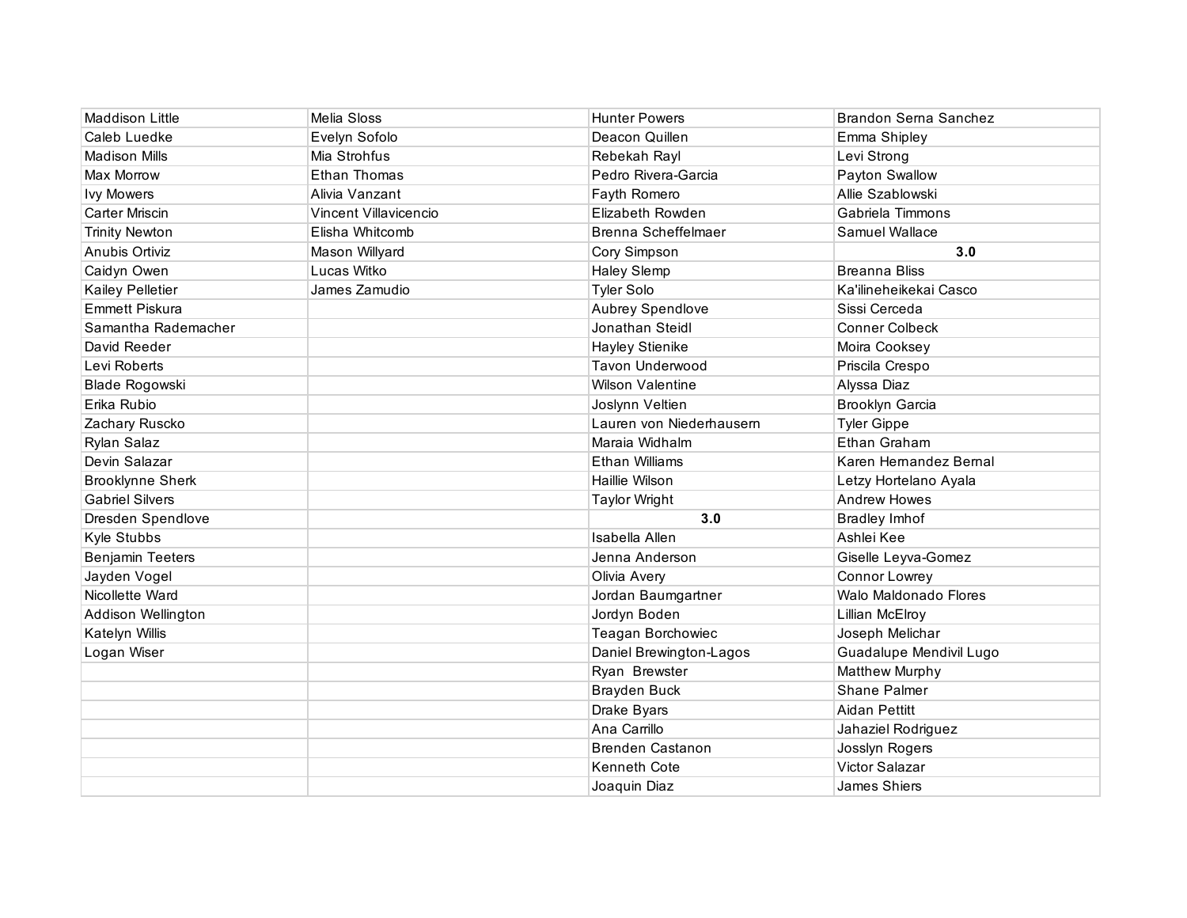| | | | |
|---|---|---|---|
| Maddison Little | Melia Sloss | Hunter Powers | Brandon Serna Sanchez |
| Caleb Luedke | Evelyn Sofolo | Deacon Quillen | Emma Shipley |
| Madison Mills | Mia Strohfus | Rebekah Rayl | Levi Strong |
| Max Morrow | Ethan Thomas | Pedro Rivera-Garcia | Payton Swallow |
| Ivy Mowers | Alivia Vanzant | Fayth Romero | Allie Szablowski |
| Carter Mriscin | Vincent Villavicencio | Elizabeth Rowden | Gabriela Timmons |
| Trinity Newton | Elisha Whitcomb | Brenna Scheffelmaer | Samuel Wallace |
| Anubis Ortiviz | Mason Willyard | Cory Simpson | **3.0** |
| Caidyn Owen | Lucas Witko | Haley Slemp | Breanna Bliss |
| Kailey Pelletier | James Zamudio | Tyler Solo | Ka'ilineheikekai Casco |
| Emmett Piskura | | Aubrey Spendlove | Sissi Cerceda |
| Samantha Rademacher | | Jonathan Steidl | Conner Colbeck |
| David Reeder | | Hayley Stienike | Moira Cooksey |
| Levi Roberts | | Tavon Underwood | Priscila Crespo |
| Blade Rogowski | | Wilson Valentine | Alyssa Diaz |
| Erika Rubio | | Joslynn Veltien | Brooklyn Garcia |
| Zachary Ruscko | | Lauren von Niederhausern | Tyler Gippe |
| Rylan Salaz | | Maraia Widhalm | Ethan Graham |
| Devin Salazar | | Ethan Williams | Karen Hernandez Bernal |
| Brooklynne Sherk | | Haillie Wilson | Letzy Hortelano Ayala |
| Gabriel Silvers | | Taylor Wright | Andrew Howes |
| Dresden Spendlove | | **3.0** | Bradley Imhof |
| Kyle Stubbs | | Isabella Allen | Ashlei Kee |
| Benjamin Teeters | | Jenna Anderson | Giselle Leyva-Gomez |
| Jayden Vogel | | Olivia Avery | Connor Lowrey |
| Nicollette Ward | | Jordan Baumgartner | Walo Maldonado Flores |
| Addison Wellington | | Jordyn Boden | Lillian McElroy |
| Katelyn Willis | | Teagan Borchowiec | Joseph Melichar |
| Logan Wiser | | Daniel Brewington-Lagos | Guadalupe Mendivil Lugo |
| | | Ryan Brewster | Matthew Murphy |
| | | Brayden Buck | Shane Palmer |
| | | Drake Byars | Aidan Pettitt |
| | | Ana Carrillo | Jahaziel Rodriguez |
| | | Brenden Castanon | Josslyn Rogers |
| | | Kenneth Cote | Victor Salazar |
| | | Joaquin Diaz | James Shiers |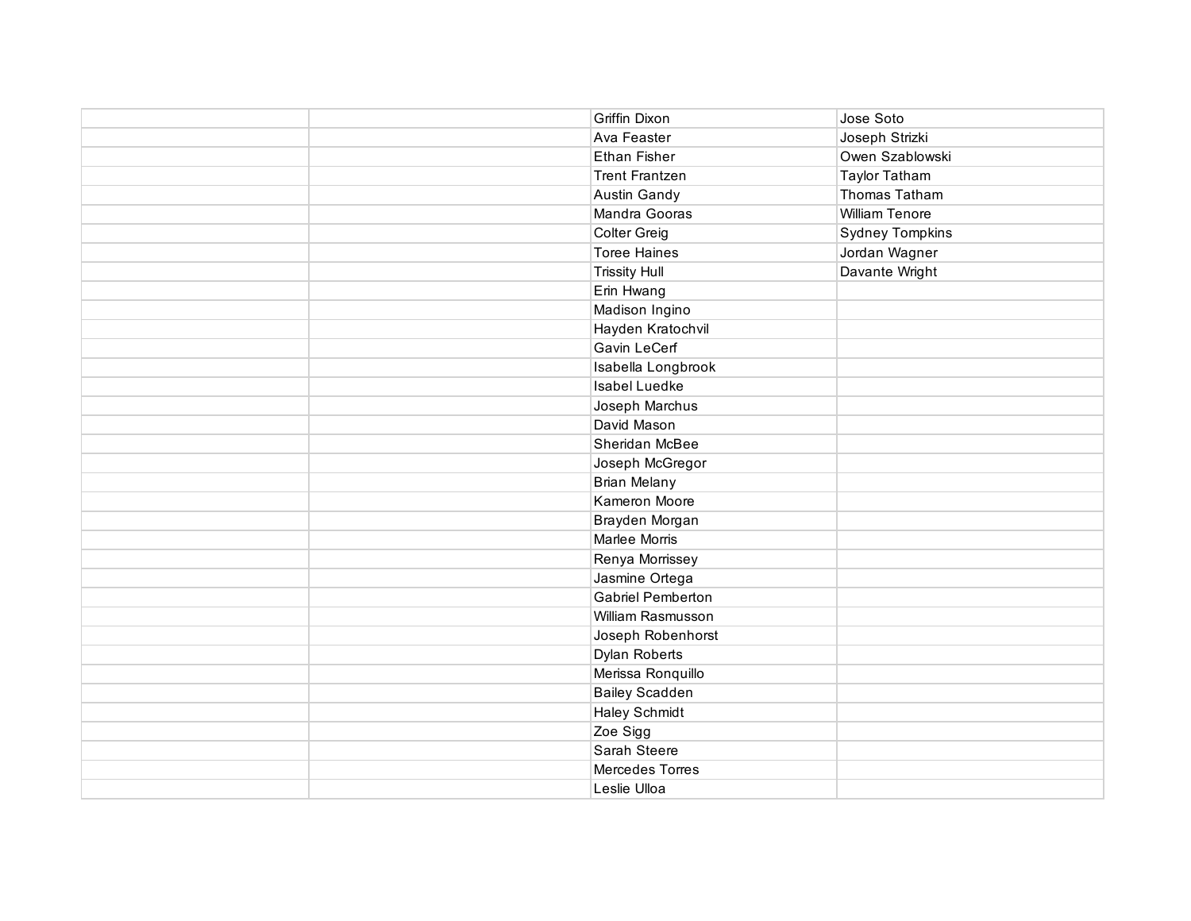| | | | |
|---|---|---|---|
| | | Griffin Dixon | Jose Soto |
| | | Ava Feaster | Joseph Strizki |
| | | Ethan Fisher | Owen Szablowski |
| | | Trent Frantzen | Taylor Tatham |
| | | Austin Gandy | Thomas Tatham |
| | | Mandra Gooras | William Tenore |
| | | Colter Greig | Sydney Tompkins |
| | | Toree Haines | Jordan Wagner |
| | | Trissity Hull | Davante Wright |
| | | Erin Hwang | |
| | | Madison Ingino | |
| | | Hayden Kratochvil | |
| | | Gavin LeCerf | |
| | | Isabella Longbrook | |
| | | Isabel Luedke | |
| | | Joseph Marchus | |
| | | David Mason | |
| | | Sheridan McBee | |
| | | Joseph McGregor | |
| | | Brian Melany | |
| | | Kameron Moore | |
| | | Brayden Morgan | |
| | | Marlee Morris | |
| | | Renya Morrissey | |
| | | Jasmine Ortega | |
| | | Gabriel Pemberton | |
| | | William Rasmusson | |
| | | Joseph Robenhorst | |
| | | Dylan Roberts | |
| | | Merissa Ronquillo | |
| | | Bailey Scadden | |
| | | Haley Schmidt | |
| | | Zoe Sigg | |
| | | Sarah Steere | |
| | | Mercedes Torres | |
| | | Leslie Ulloa | |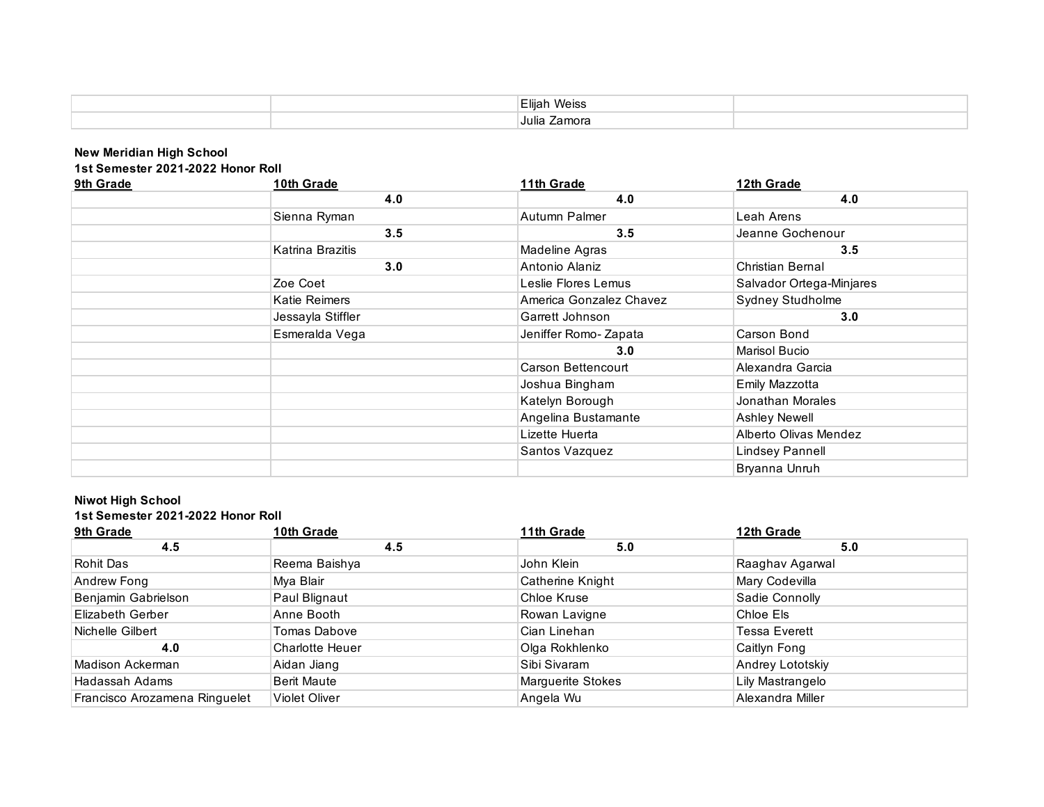| | | | |
|---|---|---|---|
| | | Elijah Weiss | |
| | | Julia Zamora | |

**New Meridian High School**
**1st Semester 2021-2022 Honor Roll**

| 9th Grade | 10th Grade | 11th Grade | 12th Grade |
|---|---|---|---|
| | **4.0** | **4.0** | **4.0** |
| | Sienna Ryman | Autumn Palmer | Leah Arens |
| | **3.5** | **3.5** | Jeanne Gochenour |
| | Katrina Brazitis | Madeline Agras | **3.5** |
| | **3.0** | Antonio Alaniz | Christian Bernal |
| | Zoe Coet | Leslie Flores Lemus | Salvador Ortega-Minjares |
| | Katie Reimers | America Gonzalez Chavez | Sydney Studholme |
| | Jessayla Stiffler | Garrett Johnson | **3.0** |
| | Esmeralda Vega | Jeniffer Romo- Zapata | Carson Bond |
| | | **3.0** | Marisol Bucio |
| | | Carson Bettencourt | Alexandra Garcia |
| | | Joshua Bingham | Emily Mazzotta |
| | | Katelyn Borough | Jonathan Morales |
| | | Angelina Bustamante | Ashley Newell |
| | | Lizette Huerta | Alberto Olivas Mendez |
| | | Santos Vazquez | Lindsey Pannell |
| | | | Bryanna Unruh |

**Niwot High School**
**1st Semester 2021-2022 Honor Roll**

| 9th Grade | 10th Grade | 11th Grade | 12th Grade |
|---|---|---|---|
| **4.5** | **4.5** | **5.0** | **5.0** |
| Rohit Das | Reema Baishya | John Klein | Raaghav Agarwal |
| Andrew Fong | Mya Blair | Catherine Knight | Mary Codevilla |
| Benjamin Gabrielson | Paul Blignaut | Chloe Kruse | Sadie Connolly |
| Elizabeth Gerber | Anne Booth | Rowan Lavigne | Chloe Els |
| Nichelle Gilbert | Tomas Dabove | Cian Linehan | Tessa Everett |
| **4.0** | Charlotte Heuer | Olga Rokhlenko | Caitlyn Fong |
| Madison Ackerman | Aidan Jiang | Sibi Sivaram | Andrey Lototskiy |
| Hadassah Adams | Berit Maute | Marguerite Stokes | Lily Mastrangelo |
| Francisco Arozamena Ringuelet | Violet Oliver | Angela Wu | Alexandra Miller |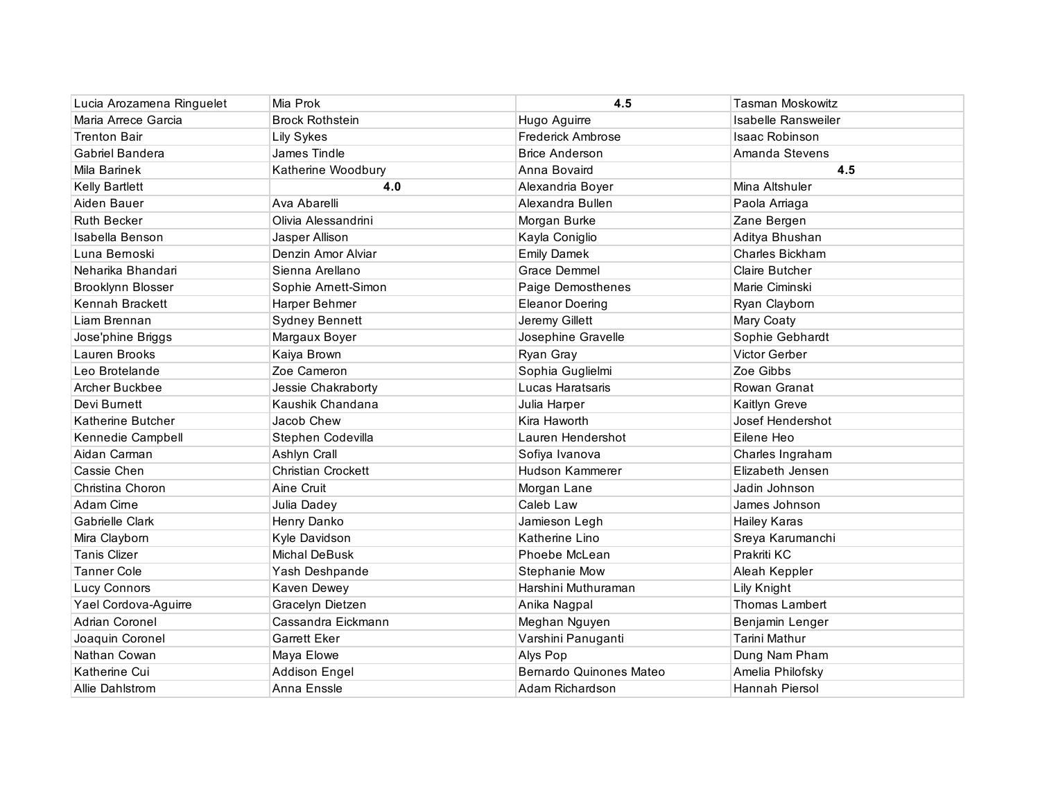| | | | |
|---|---|---|---|
| Lucia Arozamena Ringuelet | Mia Prok | **4.5** | Tasman Moskowitz |
| Maria Arrece Garcia | Brock Rothstein | Hugo Aguirre | Isabelle Ransweiler |
| Trenton Bair | Lily Sykes | Frederick Ambrose | Isaac Robinson |
| Gabriel Bandera | James Tindle | Brice Anderson | Amanda Stevens |
| Mila Barinek | Katherine Woodbury | Anna Bovaird | **4.5** |
| Kelly Bartlett | **4.0** | Alexandria Boyer | Mina Altshuler |
| Aiden Bauer | Ava Abarelli | Alexandra Bullen | Paola Arriaga |
| Ruth Becker | Olivia Alessandrini | Morgan Burke | Zane Bergen |
| Isabella Benson | Jasper Allison | Kayla Coniglio | Aditya Bhushan |
| Luna Bernoski | Denzin Amor Alviar | Emily Damek | Charles Bickham |
| Neharika Bhandari | Sienna Arellano | Grace Demmel | Claire Butcher |
| Brooklynn Blosser | Sophie Arnett-Simon | Paige Demosthenes | Marie Ciminski |
| Kennah Brackett | Harper Behmer | Eleanor Doering | Ryan Clayborn |
| Liam Brennan | Sydney Bennett | Jeremy Gillett | Mary Coaty |
| Jose'phine Briggs | Margaux Boyer | Josephine Gravelle | Sophie Gebhardt |
| Lauren Brooks | Kaiya Brown | Ryan Gray | Victor Gerber |
| Leo Brotelande | Zoe Cameron | Sophia Guglielmi | Zoe Gibbs |
| Archer Buckbee | Jessie Chakraborty | Lucas Haratsaris | Rowan Granat |
| Devi Burnett | Kaushik Chandana | Julia Harper | Kaitlyn Greve |
| Katherine Butcher | Jacob Chew | Kira Haworth | Josef Hendershot |
| Kennedie Campbell | Stephen Codevilla | Lauren Hendershot | Eilene Heo |
| Aidan Carman | Ashlyn Crall | Sofiya Ivanova | Charles Ingraham |
| Cassie Chen | Christian Crockett | Hudson Kammerer | Elizabeth Jensen |
| Christina Choron | Aine Cruit | Morgan Lane | Jadin Johnson |
| Adam Cirne | Julia Dadey | Caleb Law | James Johnson |
| Gabrielle Clark | Henry Danko | Jamieson Legh | Hailey Karas |
| Mira Clayborn | Kyle Davidson | Katherine Lino | Sreya Karumanchi |
| Tanis Clizer | Michal DeBusk | Phoebe McLean | Prakriti KC |
| Tanner Cole | Yash Deshpande | Stephanie Mow | Aleah Keppler |
| Lucy Connors | Kaven Dewey | Harshini Muthuraman | Lily Knight |
| Yael Cordova-Aguirre | Gracelyn Dietzen | Anika Nagpal | Thomas Lambert |
| Adrian Coronel | Cassandra Eickmann | Meghan Nguyen | Benjamin Lenger |
| Joaquin Coronel | Garrett Eker | Varshini Panuganti | Tarini Mathur |
| Nathan Cowan | Maya Elowe | Alys Pop | Dung Nam Pham |
| Katherine Cui | Addison Engel | Bernardo Quinones Mateo | Amelia Philofsky |
| Allie Dahlstrom | Anna Enssle | Adam Richardson | Hannah Piersol |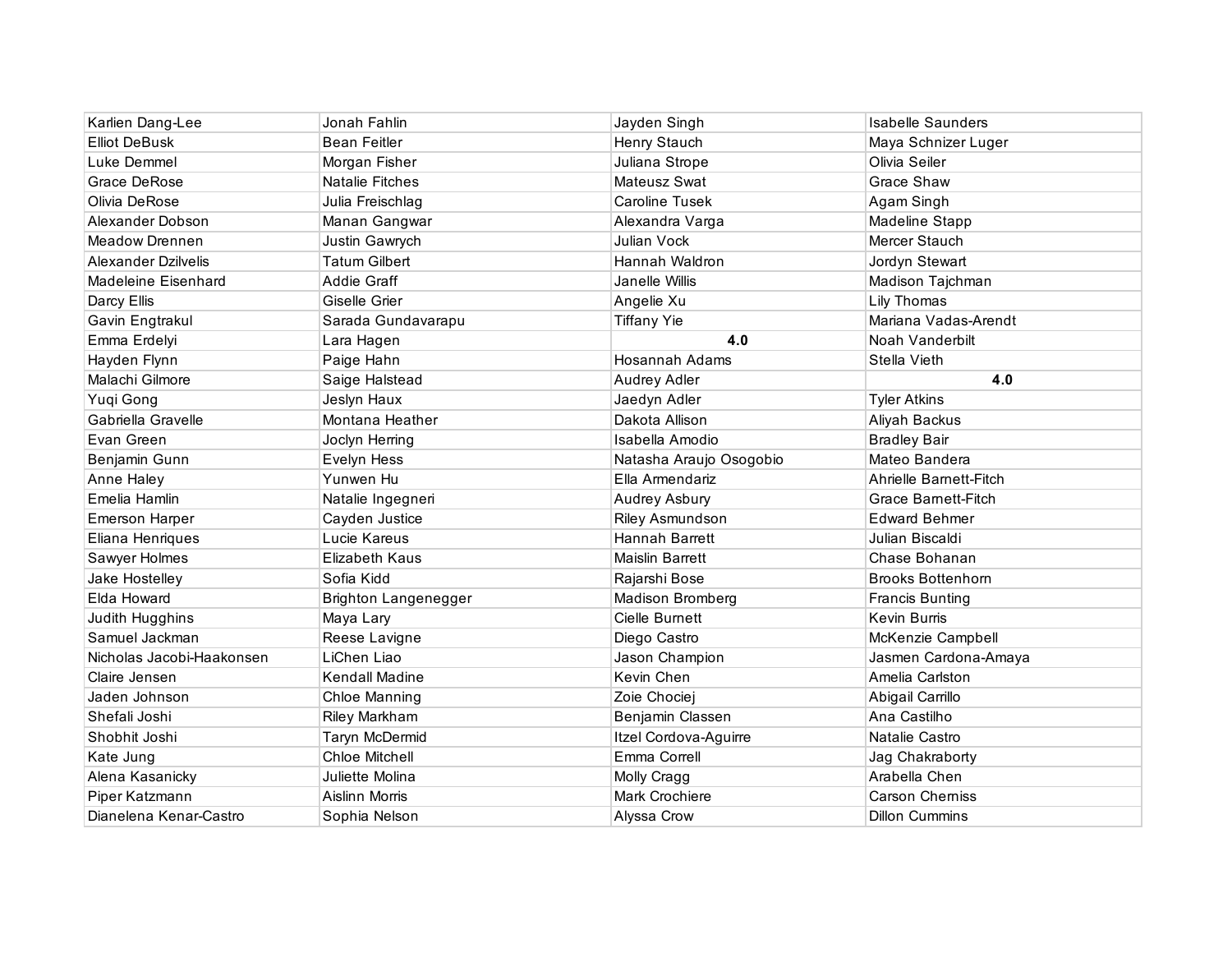| | | | |
|---|---|---|---|
| Karlien Dang-Lee | Jonah Fahlin | Jayden Singh | Isabelle Saunders |
| Elliot DeBusk | Bean Feitler | Henry Stauch | Maya Schnizer Luger |
| Luke Demmel | Morgan Fisher | Juliana Strope | Olivia Seiler |
| Grace DeRose | Natalie Fitches | Mateusz Swat | Grace Shaw |
| Olivia DeRose | Julia Freischlag | Caroline Tusek | Agam Singh |
| Alexander Dobson | Manan Gangwar | Alexandra Varga | Madeline Stapp |
| Meadow Drennen | Justin Gawrych | Julian Vock | Mercer Stauch |
| Alexander Dzilvelis | Tatum Gilbert | Hannah Waldron | Jordyn Stewart |
| Madeleine Eisenhard | Addie Graff | Janelle Willis | Madison Tajchman |
| Darcy Ellis | Giselle Grier | Angelie Xu | Lily Thomas |
| Gavin Engtrakul | Sarada Gundavarapu | Tiffany Yie | Mariana Vadas-Arendt |
| Emma Erdelyi | Lara Hagen | **4.0** | Noah Vanderbilt |
| Hayden Flynn | Paige Hahn | Hosannah Adams | Stella Vieth |
| Malachi Gilmore | Saige Halstead | Audrey Adler | **4.0** |
| Yuqi Gong | Jeslyn Haux | Jaedyn Adler | Tyler Atkins |
| Gabriella Gravelle | Montana Heather | Dakota Allison | Aliyah Backus |
| Evan Green | Joclyn Herring | Isabella Amodio | Bradley Bair |
| Benjamin Gunn | Evelyn Hess | Natasha Araujo Osogobio | Mateo Bandera |
| Anne Haley | Yunwen Hu | Ella Armendariz | Ahrielle Barnett-Fitch |
| Emelia Hamlin | Natalie Ingegneri | Audrey Asbury | Grace Barnett-Fitch |
| Emerson Harper | Cayden Justice | Riley Asmundson | Edward Behmer |
| Eliana Henriques | Lucie Kareus | Hannah Barrett | Julian Biscaldi |
| Sawyer Holmes | Elizabeth Kaus | Maislin Barrett | Chase Bohanan |
| Jake Hostelley | Sofia Kidd | Rajarshi Bose | Brooks Bottenhorn |
| Elda Howard | Brighton Langenegger | Madison Bromberg | Francis Bunting |
| Judith Hugghins | Maya Lary | Cielle Burnett | Kevin Burris |
| Samuel Jackman | Reese Lavigne | Diego Castro | McKenzie Campbell |
| Nicholas Jacobi-Haakonsen | LiChen Liao | Jason Champion | Jasmen Cardona-Amaya |
| Claire Jensen | Kendall Madine | Kevin Chen | Amelia Carlston |
| Jaden Johnson | Chloe Manning | Zoie Chociej | Abigail Carrillo |
| Shefali Joshi | Riley Markham | Benjamin Classen | Ana Castilho |
| Shobhit Joshi | Taryn McDermid | Itzel Cordova-Aguirre | Natalie Castro |
| Kate Jung | Chloe Mitchell | Emma Correll | Jag Chakraborty |
| Alena Kasanicky | Juliette Molina | Molly Cragg | Arabella Chen |
| Piper Katzmann | Aislinn Morris | Mark Crochiere | Carson Cherniss |
| Dianelena Kenar-Castro | Sophia Nelson | Alyssa Crow | Dillon Cummins |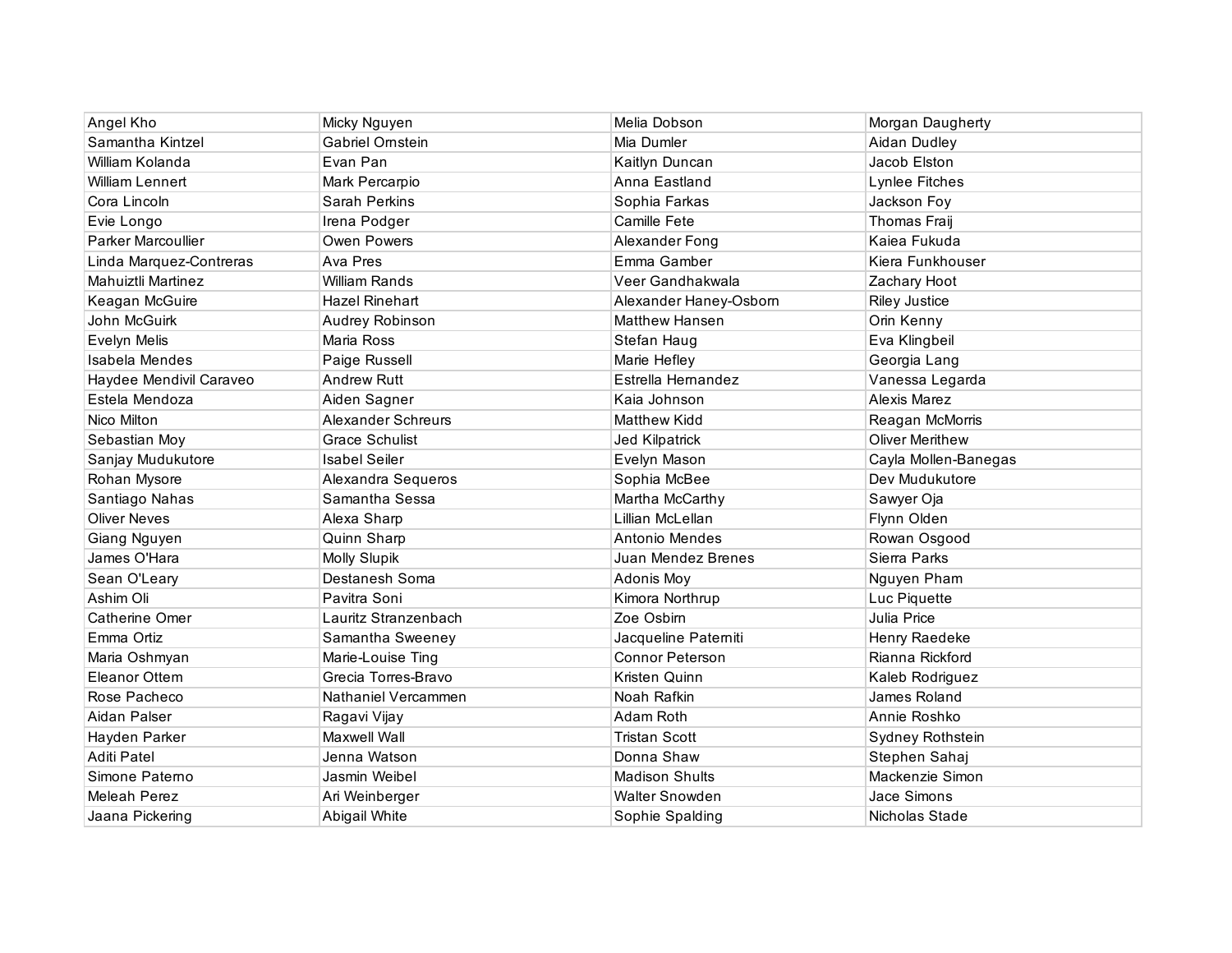| | | | |
|---|---|---|---|
| Angel Kho | Micky Nguyen | Melia Dobson | Morgan Daugherty |
| Samantha Kintzel | Gabriel Ornstein | Mia Dumler | Aidan Dudley |
| William Kolanda | Evan Pan | Kaitlyn Duncan | Jacob Elston |
| William Lennert | Mark Percarpio | Anna Eastland | Lynlee Fitches |
| Cora Lincoln | Sarah Perkins | Sophia Farkas | Jackson Foy |
| Evie Longo | Irena Podger | Camille Fete | Thomas Fraij |
| Parker Marcoullier | Owen Powers | Alexander Fong | Kaiea Fukuda |
| Linda Marquez-Contreras | Ava Pres | Emma Gamber | Kiera Funkhouser |
| Mahuiztli Martinez | William Rands | Veer Gandhakwala | Zachary Hoot |
| Keagan McGuire | Hazel Rinehart | Alexander Haney-Osborn | Riley Justice |
| John McGuirk | Audrey Robinson | Matthew Hansen | Orin Kenny |
| Evelyn Melis | Maria Ross | Stefan Haug | Eva Klingbeil |
| Isabela Mendes | Paige Russell | Marie Hefley | Georgia Lang |
| Haydee Mendivil Caraveo | Andrew Rutt | Estrella Hernandez | Vanessa Legarda |
| Estela Mendoza | Aiden Sagner | Kaia Johnson | Alexis Marez |
| Nico Milton | Alexander Schreurs | Matthew Kidd | Reagan McMorris |
| Sebastian Moy | Grace Schulist | Jed Kilpatrick | Oliver Merithew |
| Sanjay Mudukutore | Isabel Seiler | Evelyn Mason | Cayla Mollen-Banegas |
| Rohan Mysore | Alexandra Sequeros | Sophia McBee | Dev Mudukutore |
| Santiago Nahas | Samantha Sessa | Martha McCarthy | Sawyer Oja |
| Oliver Neves | Alexa Sharp | Lillian McLellan | Flynn Olden |
| Giang Nguyen | Quinn Sharp | Antonio Mendes | Rowan Osgood |
| James O'Hara | Molly Slupik | Juan Mendez Brenes | Sierra Parks |
| Sean O'Leary | Destanesh Soma | Adonis Moy | Nguyen Pham |
| Ashim Oli | Pavitra Soni | Kimora Northrup | Luc Piquette |
| Catherine Omer | Lauritz Stranzenbach | Zoe Osbirn | Julia Price |
| Emma Ortiz | Samantha Sweeney | Jacqueline Paterniti | Henry Raedeke |
| Maria Oshmyan | Marie-Louise Ting | Connor Peterson | Rianna Rickford |
| Eleanor Ottem | Grecia Torres-Bravo | Kristen Quinn | Kaleb Rodriguez |
| Rose Pacheco | Nathaniel Vercammen | Noah Rafkin | James Roland |
| Aidan Palser | Ragavi Vijay | Adam Roth | Annie Roshko |
| Hayden Parker | Maxwell Wall | Tristan Scott | Sydney Rothstein |
| Aditi Patel | Jenna Watson | Donna Shaw | Stephen Sahaj |
| Simone Paterno | Jasmin Weibel | Madison Shults | Mackenzie Simon |
| Meleah Perez | Ari Weinberger | Walter Snowden | Jace Simons |
| Jaana Pickering | Abigail White | Sophie Spalding | Nicholas Stade |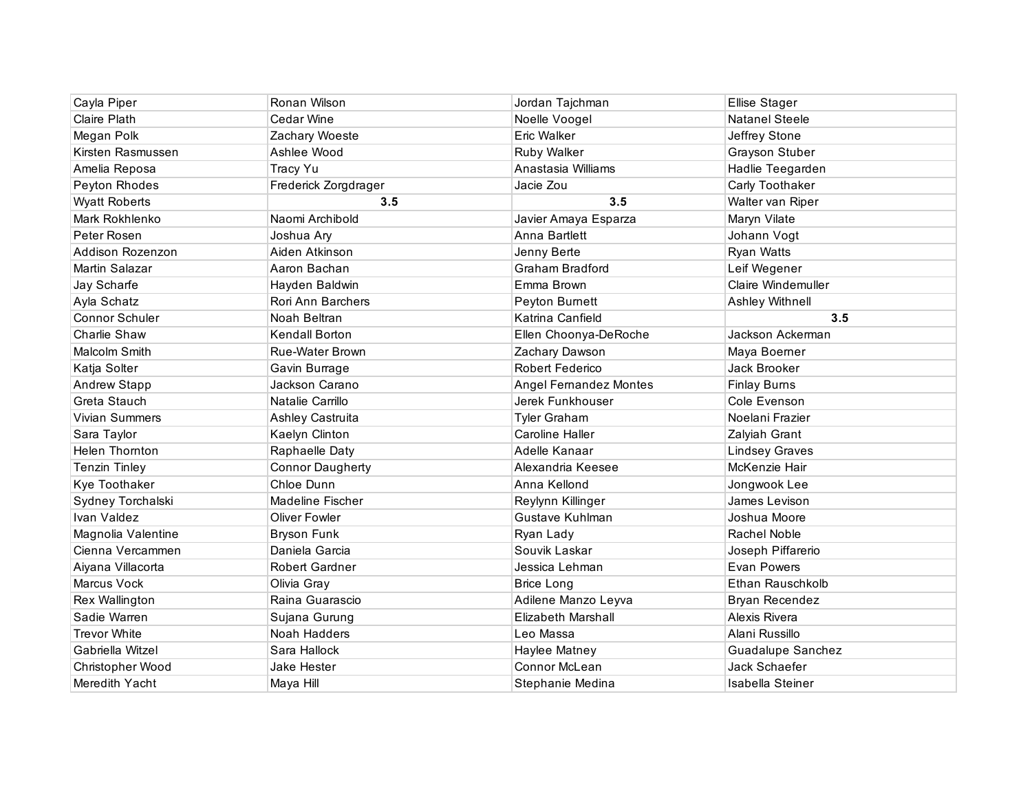| | | | |
|---|---|---|---|
| Cayla Piper | Ronan Wilson | Jordan Tajchman | Ellise Stager |
| Claire Plath | Cedar Wine | Noelle Voogel | Natanel Steele |
| Megan Polk | Zachary Woeste | Eric Walker | Jeffrey Stone |
| Kirsten Rasmussen | Ashlee Wood | Ruby Walker | Grayson Stuber |
| Amelia Reposa | Tracy Yu | Anastasia Williams | Hadlie Teegarden |
| Peyton Rhodes | Frederick Zorgdrager | Jacie Zou | Carly Toothaker |
| Wyatt Roberts | **3.5** | **3.5** | Walter van Riper |
| Mark Rokhlenko | Naomi Archibold | Javier Amaya Esparza | Maryn Vilate |
| Peter Rosen | Joshua Ary | Anna Bartlett | Johann Vogt |
| Addison Rozenzon | Aiden Atkinson | Jenny Berte | Ryan Watts |
| Martin Salazar | Aaron Bachan | Graham Bradford | Leif Wegener |
| Jay Scharfe | Hayden Baldwin | Emma Brown | Claire Windemuller |
| Ayla Schatz | Rori Ann Barchers | Peyton Burnett | Ashley Withnell |
| Connor Schuler | Noah Beltran | Katrina Canfield | **3.5** |
| Charlie Shaw | Kendall Borton | Ellen Choonya-DeRoche | Jackson Ackerman |
| Malcolm Smith | Rue-Water Brown | Zachary Dawson | Maya Boerner |
| Katja Solter | Gavin Burrage | Robert Federico | Jack Brooker |
| Andrew Stapp | Jackson Carano | Angel Fernandez Montes | Finlay Burns |
| Greta Stauch | Natalie Carrillo | Jerek Funkhouser | Cole Evenson |
| Vivian Summers | Ashley Castruita | Tyler Graham | Noelani Frazier |
| Sara Taylor | Kaelyn Clinton | Caroline Haller | Zalyiah Grant |
| Helen Thornton | Raphaelle Daty | Adelle Kanaar | Lindsey Graves |
| Tenzin Tinley | Connor Daugherty | Alexandria Keesee | McKenzie Hair |
| Kye Toothaker | Chloe Dunn | Anna Kellond | Jongwook Lee |
| Sydney Torchalski | Madeline Fischer | Reylynn Killinger | James Levison |
| Ivan Valdez | Oliver Fowler | Gustave Kuhlman | Joshua Moore |
| Magnolia Valentine | Bryson Funk | Ryan Lady | Rachel Noble |
| Cienna Vercammen | Daniela Garcia | Souvik Laskar | Joseph Piffarerio |
| Aiyana Villacorta | Robert Gardner | Jessica Lehman | Evan Powers |
| Marcus Vock | Olivia Gray | Brice Long | Ethan Rauschkolb |
| Rex Wallington | Raina Guarascio | Adilene Manzo Leyva | Bryan Recendez |
| Sadie Warren | Sujana Gurung | Elizabeth Marshall | Alexis Rivera |
| Trevor White | Noah Hadders | Leo Massa | Alani Russillo |
| Gabriella Witzel | Sara Hallock | Haylee Matney | Guadalupe Sanchez |
| Christopher Wood | Jake Hester | Connor McLean | Jack Schaefer |
| Meredith Yacht | Maya Hill | Stephanie Medina | Isabella Steiner |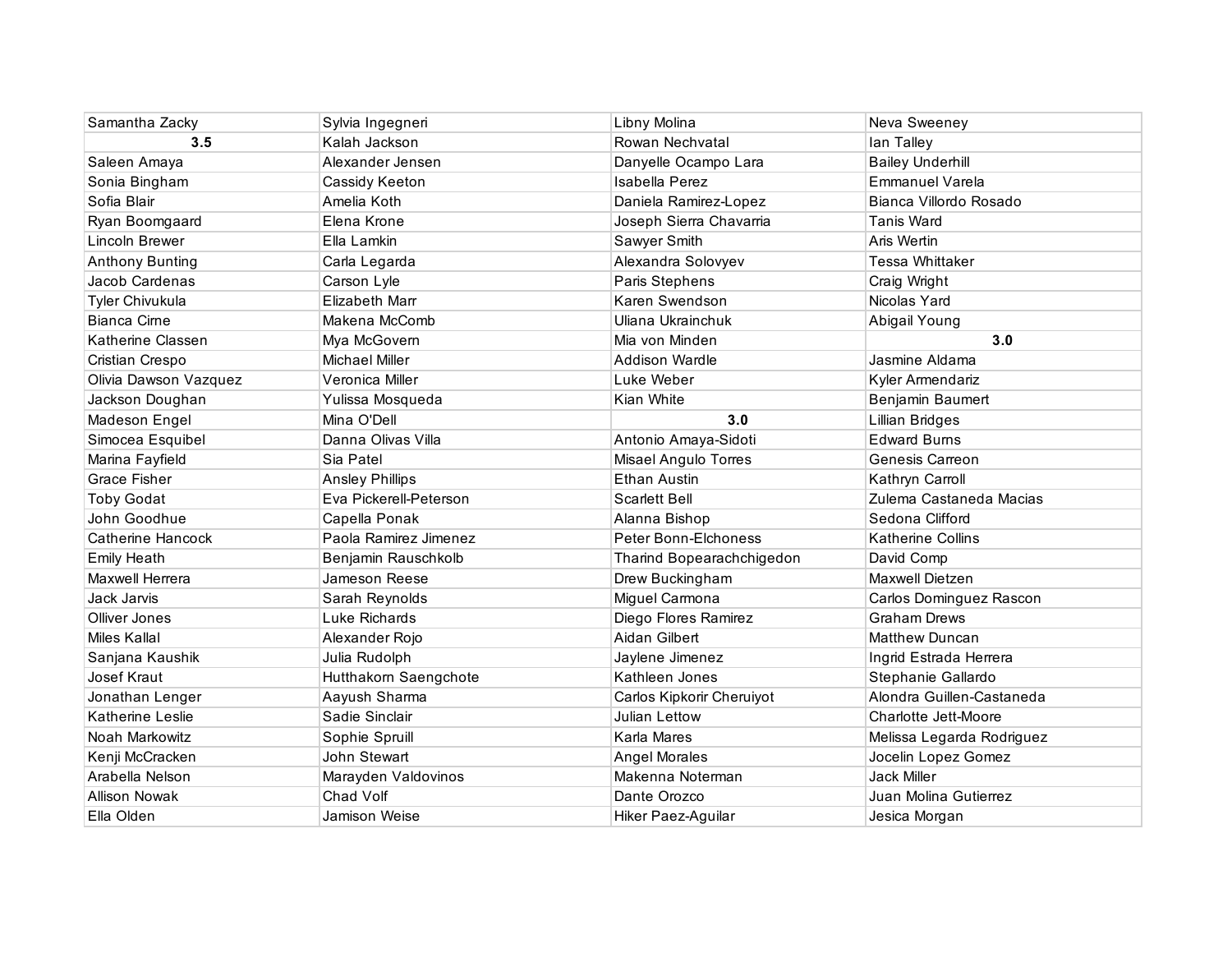| | | | |
|---|---|---|---|
| Samantha Zacky | Sylvia Ingegneri | Libny Molina | Neva Sweeney |
| **3.5** | Kalah Jackson | Rowan Nechvatal | Ian Talley |
| Saleen Amaya | Alexander Jensen | Danyelle Ocampo Lara | Bailey Underhill |
| Sonia Bingham | Cassidy Keeton | Isabella Perez | Emmanuel Varela |
| Sofia Blair | Amelia Koth | Daniela Ramirez-Lopez | Bianca Villordo Rosado |
| Ryan Boomgaard | Elena Krone | Joseph Sierra Chavarria | Tanis Ward |
| Lincoln Brewer | Ella Lamkin | Sawyer Smith | Aris Wertin |
| Anthony Bunting | Carla Legarda | Alexandra Solovyev | Tessa Whittaker |
| Jacob Cardenas | Carson Lyle | Paris Stephens | Craig Wright |
| Tyler Chivukula | Elizabeth Marr | Karen Swendson | Nicolas Yard |
| Bianca Cirne | Makena McComb | Uliana Ukrainchuk | Abigail Young |
| Katherine Classen | Mya McGovern | Mia von Minden | **3.0** |
| Cristian Crespo | Michael Miller | Addison Wardle | Jasmine Aldama |
| Olivia Dawson Vazquez | Veronica Miller | Luke Weber | Kyler Armendariz |
| Jackson Doughan | Yulissa Mosqueda | Kian White | Benjamin Baumert |
| Madeson Engel | Mina O'Dell | **3.0** | Lillian Bridges |
| Simocea Esquibel | Danna Olivas Villa | Antonio Amaya-Sidoti | Edward Burns |
| Marina Fayfield | Sia Patel | Misael Angulo Torres | Genesis Carreon |
| Grace Fisher | Ansley Phillips | Ethan Austin | Kathryn Carroll |
| Toby Godat | Eva Pickerell-Peterson | Scarlett Bell | Zulema Castaneda Macias |
| John Goodhue | Capella Ponak | Alanna Bishop | Sedona Clifford |
| Catherine Hancock | Paola Ramirez Jimenez | Peter Bonn-Elchoness | Katherine Collins |
| Emily Heath | Benjamin Rauschkolb | Tharind Bopearachchigedon | David Comp |
| Maxwell Herrera | Jameson Reese | Drew Buckingham | Maxwell Dietzen |
| Jack Jarvis | Sarah Reynolds | Miguel Carmona | Carlos Dominguez Rascon |
| Olliver Jones | Luke Richards | Diego Flores Ramirez | Graham Drews |
| Miles Kallal | Alexander Rojo | Aidan Gilbert | Matthew Duncan |
| Sanjana Kaushik | Julia Rudolph | Jaylene Jimenez | Ingrid Estrada Herrera |
| Josef Kraut | Hutthakorn Saengchote | Kathleen Jones | Stephanie Gallardo |
| Jonathan Lenger | Aayush Sharma | Carlos Kipkorir Cheruiyot | Alondra Guillen-Castaneda |
| Katherine Leslie | Sadie Sinclair | Julian Lettow | Charlotte Jett-Moore |
| Noah Markowitz | Sophie Spruill | Karla Mares | Melissa Legarda Rodriguez |
| Kenji McCracken | John Stewart | Angel Morales | Jocelin Lopez Gomez |
| Arabella Nelson | Marayden Valdovinos | Makenna Noterman | Jack Miller |
| Allison Nowak | Chad Volf | Dante Orozco | Juan Molina Gutierrez |
| Ella Olden | Jamison Weise | Hiker Paez-Aguilar | Jesica Morgan |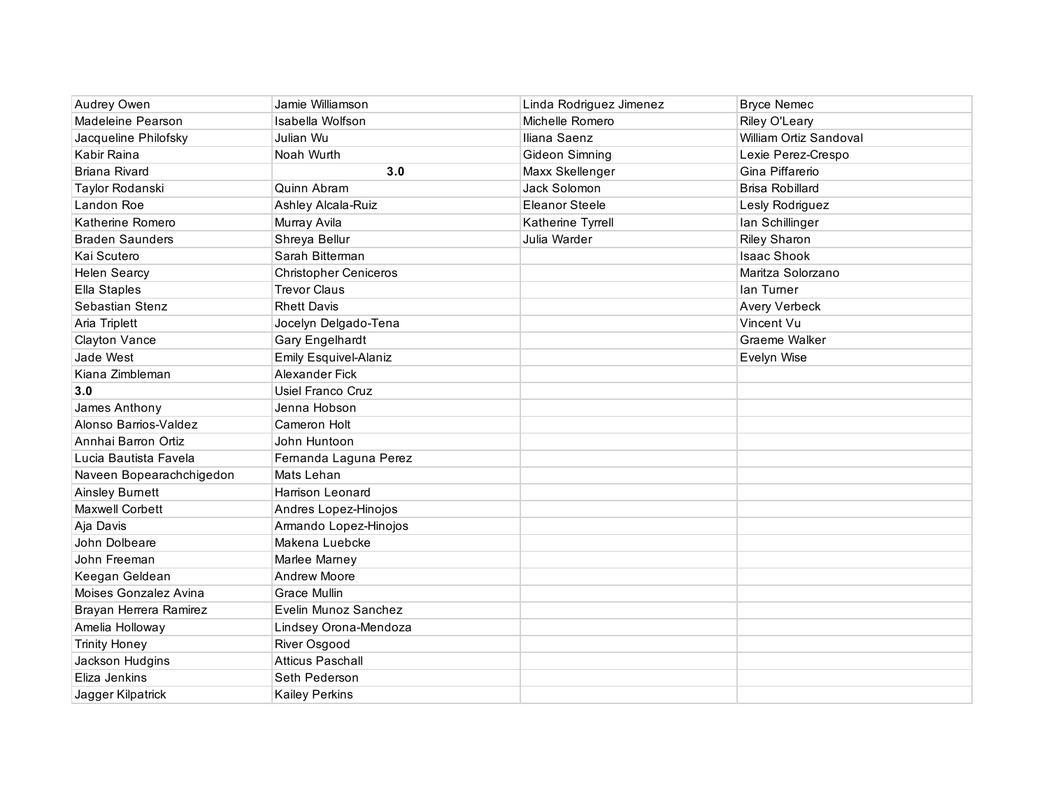| | | | |
|---|---|---|---|
| Audrey Owen | Jamie Williamson | Linda Rodriguez Jimenez | Bryce Nemec |
| Madeleine Pearson | Isabella Wolfson | Michelle Romero | Riley O'Leary |
| Jacqueline Philofsky | Julian Wu | Iliana Saenz | William Ortiz Sandoval |
| Kabir Raina | Noah Wurth | Gideon Simning | Lexie Perez-Crespo |
| Briana Rivard | **3.0** | Maxx Skellenger | Gina Piffarerio |
| Taylor Rodanski | Quinn Abram | Jack Solomon | Brisa Robillard |
| Landon Roe | Ashley Alcala-Ruiz | Eleanor Steele | Lesly Rodriguez |
| Katherine Romero | Murray Avila | Katherine Tyrrell | Ian Schillinger |
| Braden Saunders | Shreya Bellur | Julia Warder | Riley Sharon |
| Kai Scutero | Sarah Bitterman | | Isaac Shook |
| Helen Searcy | Christopher Ceniceros | | Maritza Solorzano |
| Ella Staples | Trevor Claus | | Ian Turner |
| Sebastian Stenz | Rhett Davis | | Avery Verbeck |
| Aria Triplett | Jocelyn Delgado-Tena | | Vincent Vu |
| Clayton Vance | Gary Engelhardt | | Graeme Walker |
| Jade West | Emily Esquivel-Alaniz | | Evelyn Wise |
| Kiana Zimbleman | Alexander Fick | | |
| **3.0** | Usiel Franco Cruz | | |
| James Anthony | Jenna Hobson | | |
| Alonso Barrios-Valdez | Cameron Holt | | |
| Annhai Barron Ortiz | John Huntoon | | |
| Lucia Bautista Favela | Fernanda Laguna Perez | | |
| Naveen Bopearachchigedon | Mats Lehan | | |
| Ainsley Burnett | Harrison Leonard | | |
| Maxwell Corbett | Andres Lopez-Hinojos | | |
| Aja Davis | Armando Lopez-Hinojos | | |
| John Dolbeare | Makena Luebcke | | |
| John Freeman | Marlee Marney | | |
| Keegan Geldean | Andrew Moore | | |
| Moises Gonzalez Avina | Grace Mullin | | |
| Brayan Herrera Ramirez | Evelin Munoz Sanchez | | |
| Amelia Holloway | Lindsey Orona-Mendoza | | |
| Trinity Honey | River Osgood | | |
| Jackson Hudgins | Atticus Paschall | | |
| Eliza Jenkins | Seth Pederson | | |
| Jagger Kilpatrick | Kailey Perkins | | |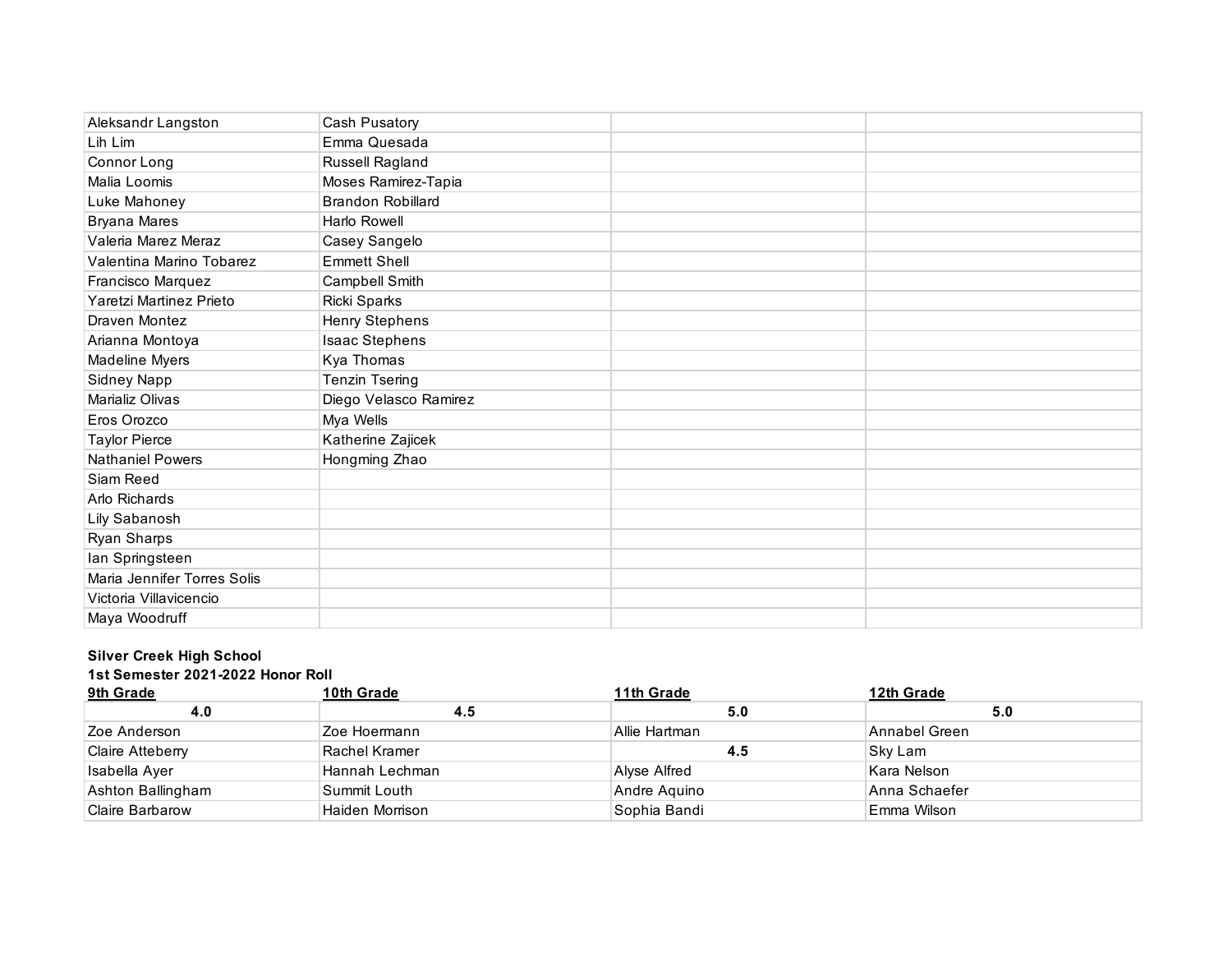| | | | |
|---|---|---|---|
| Aleksandr Langston | Cash Pusatory | | |
| Lih Lim | Emma Quesada | | |
| Connor Long | Russell Ragland | | |
| Malia Loomis | Moses Ramirez-Tapia | | |
| Luke Mahoney | Brandon Robillard | | |
| Bryana Mares | Harlo Rowell | | |
| Valeria Marez Meraz | Casey Sangelo | | |
| Valentina Marino Tobarez | Emmett Shell | | |
| Francisco Marquez | Campbell Smith | | |
| Yaretzi Martinez Prieto | Ricki Sparks | | |
| Draven Montez | Henry Stephens | | |
| Arianna Montoya | Isaac Stephens | | |
| Madeline Myers | Kya Thomas | | |
| Sidney Napp | Tenzin Tsering | | |
| Marializ Olivas | Diego Velasco Ramirez | | |
| Eros Orozco | Mya Wells | | |
| Taylor Pierce | Katherine Zajicek | | |
| Nathaniel Powers | Hongming Zhao | | |
| Siam Reed | | | |
| Arlo Richards | | | |
| Lily Sabanosh | | | |
| Ryan Sharps | | | |
| Ian Springsteen | | | |
| Maria Jennifer Torres Solis | | | |
| Victoria Villavicencio | | | |
| Maya Woodruff | | | |

**Silver Creek High School**
**1st Semester 2021-2022 Honor Roll**

| 9th Grade | 10th Grade | 11th Grade | 12th Grade |
|---|---|---|---|
| **4.0** | **4.5** | **5.0** | **5.0** |
| Zoe Anderson | Zoe Hoermann | Allie Hartman | Annabel Green |
| Claire Atteberry | Rachel Kramer | **4.5** | Sky Lam |
| Isabella Ayer | Hannah Lechman | Alyse Alfred | Kara Nelson |
| Ashton Ballingham | Summit Louth | Andre Aquino | Anna Schaefer |
| Claire Barbarow | Haiden Morrison | Sophia Bandi | Emma Wilson |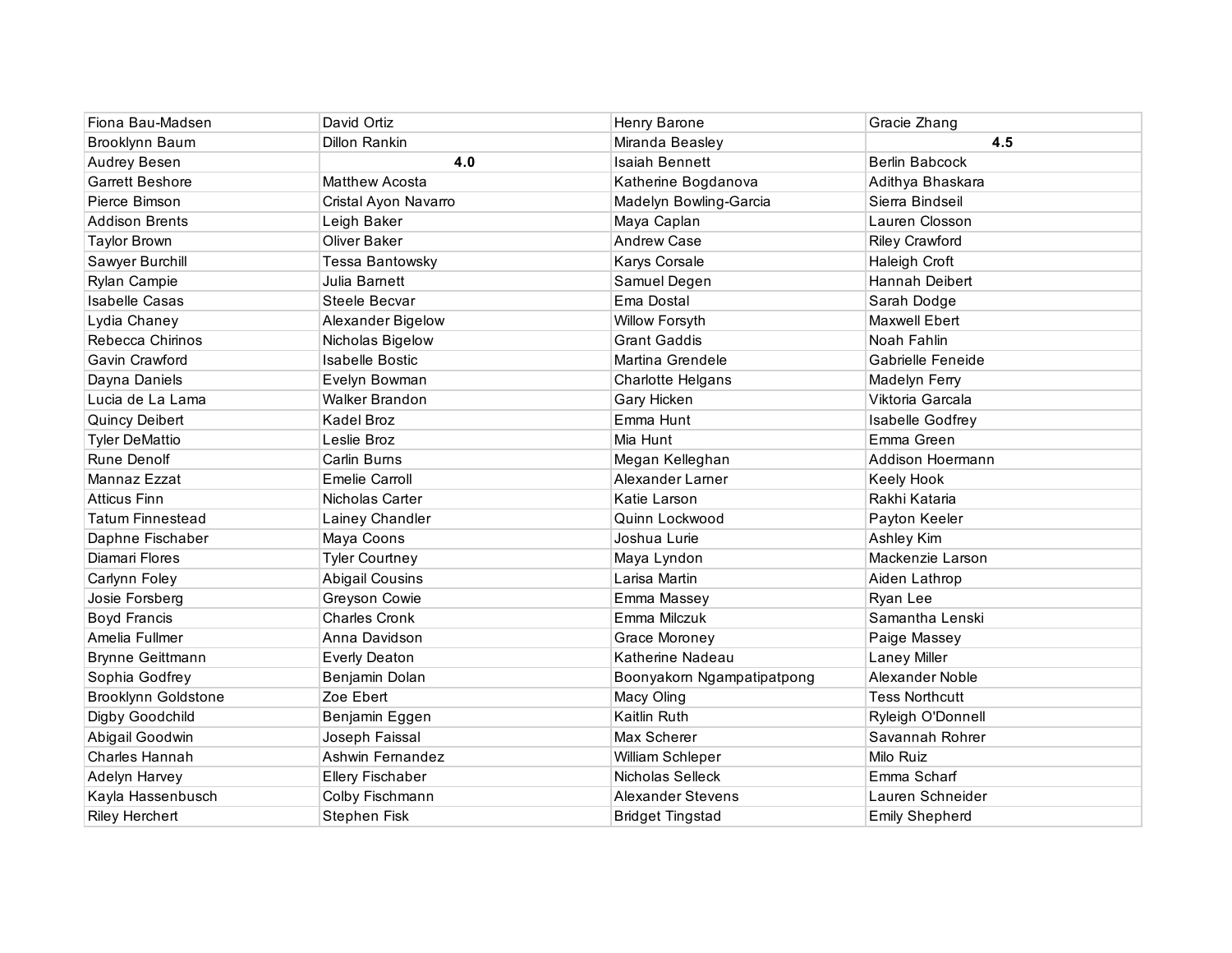| | | | |
|---|---|---|---|
| Fiona Bau-Madsen | David Ortiz | Henry Barone | Gracie Zhang |
| Brooklynn Baum | Dillon Rankin | Miranda Beasley | **4.5** |
| Audrey Besen | **4.0** | Isaiah Bennett | Berlin Babcock |
| Garrett Beshore | Matthew Acosta | Katherine Bogdanova | Adithya Bhaskara |
| Pierce Bimson | Cristal Ayon Navarro | Madelyn Bowling-Garcia | Sierra Bindseil |
| Addison Brents | Leigh Baker | Maya Caplan | Lauren Closson |
| Taylor Brown | Oliver Baker | Andrew Case | Riley Crawford |
| Sawyer Burchill | Tessa Bantowsky | Karys Corsale | Haleigh Croft |
| Rylan Campie | Julia Barnett | Samuel Degen | Hannah Deibert |
| Isabelle Casas | Steele Becvar | Ema Dostal | Sarah Dodge |
| Lydia Chaney | Alexander Bigelow | Willow Forsyth | Maxwell Ebert |
| Rebecca Chirinos | Nicholas Bigelow | Grant Gaddis | Noah Fahlin |
| Gavin Crawford | Isabelle Bostic | Martina Grendele | Gabrielle Feneide |
| Dayna Daniels | Evelyn Bowman | Charlotte Helgans | Madelyn Ferry |
| Lucia de La Lama | Walker Brandon | Gary Hicken | Viktoria Garcala |
| Quincy Deibert | Kadel Broz | Emma Hunt | Isabelle Godfrey |
| Tyler DeMattio | Leslie Broz | Mia Hunt | Emma Green |
| Rune Denolf | Carlin Burns | Megan Kelleghan | Addison Hoermann |
| Mannaz Ezzat | Emelie Carroll | Alexander Larner | Keely Hook |
| Atticus Finn | Nicholas Carter | Katie Larson | Rakhi Kataria |
| Tatum Finnestead | Lainey Chandler | Quinn Lockwood | Payton Keeler |
| Daphne Fischaber | Maya Coons | Joshua Lurie | Ashley Kim |
| Diamari Flores | Tyler Courtney | Maya Lyndon | Mackenzie Larson |
| Carlynn Foley | Abigail Cousins | Larisa Martin | Aiden Lathrop |
| Josie Forsberg | Greyson Cowie | Emma Massey | Ryan Lee |
| Boyd Francis | Charles Cronk | Emma Milczuk | Samantha Lenski |
| Amelia Fullmer | Anna Davidson | Grace Moroney | Paige Massey |
| Brynne Geittmann | Everly Deaton | Katherine Nadeau | Laney Miller |
| Sophia Godfrey | Benjamin Dolan | Boonyakorn Ngampatipatpong | Alexander Noble |
| Brooklynn Goldstone | Zoe Ebert | Macy Oling | Tess Northcutt |
| Digby Goodchild | Benjamin Eggen | Kaitlin Ruth | Ryleigh O'Donnell |
| Abigail Goodwin | Joseph Faissal | Max Scherer | Savannah Rohrer |
| Charles Hannah | Ashwin Fernandez | William Schleper | Milo Ruiz |
| Adelyn Harvey | Ellery Fischaber | Nicholas Selleck | Emma Scharf |
| Kayla Hassenbusch | Colby Fischmann | Alexander Stevens | Lauren Schneider |
| Riley Herchert | Stephen Fisk | Bridget Tingstad | Emily Shepherd |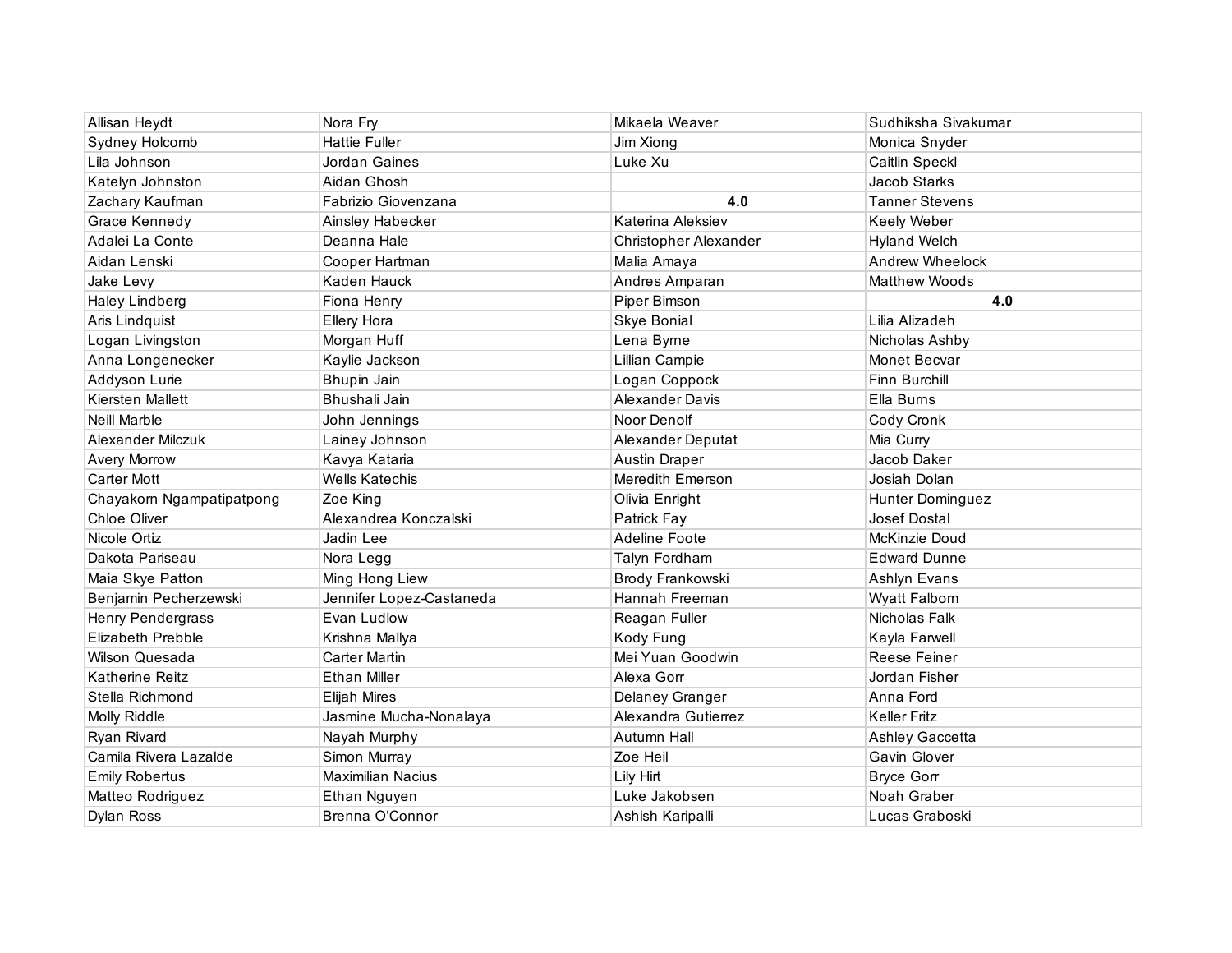| | | | |
|---|---|---|---|
| Allisan Heydt | Nora Fry | Mikaela Weaver | Sudhiksha Sivakumar |
| Sydney Holcomb | Hattie Fuller | Jim Xiong | Monica Snyder |
| Lila Johnson | Jordan Gaines | Luke Xu | Caitlin Speckl |
| Katelyn Johnston | Aidan Ghosh | | Jacob Starks |
| Zachary Kaufman | Fabrizio Giovenzana | **4.0** | Tanner Stevens |
| Grace Kennedy | Ainsley Habecker | Katerina Aleksiev | Keely Weber |
| Adalei La Conte | Deanna Hale | Christopher Alexander | Hyland Welch |
| Aidan Lenski | Cooper Hartman | Malia Amaya | Andrew Wheelock |
| Jake Levy | Kaden Hauck | Andres Amparan | Matthew Woods |
| Haley Lindberg | Fiona Henry | Piper Bimson | **4.0** |
| Aris Lindquist | Ellery Hora | Skye Bonial | Lilia Alizadeh |
| Logan Livingston | Morgan Huff | Lena Byrne | Nicholas Ashby |
| Anna Longenecker | Kaylie Jackson | Lillian Campie | Monet Becvar |
| Addyson Lurie | Bhupin Jain | Logan Coppock | Finn Burchill |
| Kiersten Mallett | Bhushali Jain | Alexander Davis | Ella Burns |
| Neill Marble | John Jennings | Noor Denolf | Cody Cronk |
| Alexander Milczuk | Lainey Johnson | Alexander Deputat | Mia Curry |
| Avery Morrow | Kavya Kataria | Austin Draper | Jacob Daker |
| Carter Mott | Wells Katechis | Meredith Emerson | Josiah Dolan |
| Chayakorn Ngampatipatpong | Zoe King | Olivia Enright | Hunter Dominguez |
| Chloe Oliver | Alexandrea Konczalski | Patrick Fay | Josef Dostal |
| Nicole Ortiz | Jadin Lee | Adeline Foote | McKinzie Doud |
| Dakota Pariseau | Nora Legg | Talyn Fordham | Edward Dunne |
| Maia Skye Patton | Ming Hong Liew | Brody Frankowski | Ashlyn Evans |
| Benjamin Pecherzewski | Jennifer Lopez-Castaneda | Hannah Freeman | Wyatt Falborn |
| Henry Pendergrass | Evan Ludlow | Reagan Fuller | Nicholas Falk |
| Elizabeth Prebble | Krishna Mallya | Kody Fung | Kayla Farwell |
| Wilson Quesada | Carter Martin | Mei Yuan Goodwin | Reese Feiner |
| Katherine Reitz | Ethan Miller | Alexa Gorr | Jordan Fisher |
| Stella Richmond | Elijah Mires | Delaney Granger | Anna Ford |
| Molly Riddle | Jasmine Mucha-Nonalaya | Alexandra Gutierrez | Keller Fritz |
| Ryan Rivard | Nayah Murphy | Autumn Hall | Ashley Gaccetta |
| Camila Rivera Lazalde | Simon Murray | Zoe Heil | Gavin Glover |
| Emily Robertus | Maximilian Nacius | Lily Hirt | Bryce Gorr |
| Matteo Rodriguez | Ethan Nguyen | Luke Jakobsen | Noah Graber |
| Dylan Ross | Brenna O'Connor | Ashish Karipalli | Lucas Graboski |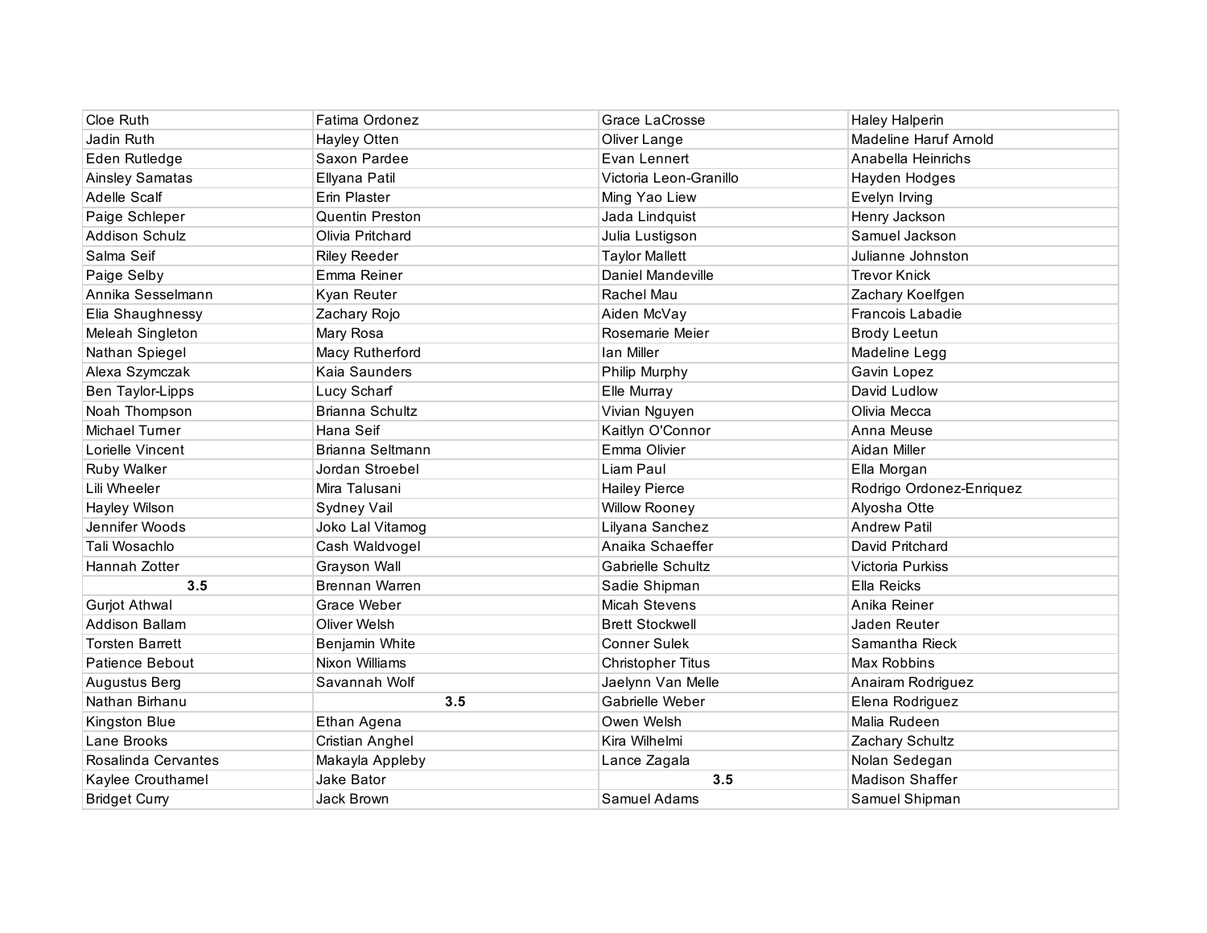| | | | |
|---|---|---|---|
| Cloe Ruth | Fatima Ordonez | Grace LaCrosse | Haley Halperin |
| Jadin Ruth | Hayley Otten | Oliver Lange | Madeline Haruf Arnold |
| Eden Rutledge | Saxon Pardee | Evan Lennert | Anabella Heinrichs |
| Ainsley Samatas | Ellyana Patil | Victoria Leon-Granillo | Hayden Hodges |
| Adelle Scalf | Erin Plaster | Ming Yao Liew | Evelyn Irving |
| Paige Schleper | Quentin Preston | Jada Lindquist | Henry Jackson |
| Addison Schulz | Olivia Pritchard | Julia Lustigson | Samuel Jackson |
| Salma Seif | Riley Reeder | Taylor Mallett | Julianne Johnston |
| Paige Selby | Emma Reiner | Daniel Mandeville | Trevor Knick |
| Annika Sesselmann | Kyan Reuter | Rachel Mau | Zachary Koelfgen |
| Elia Shaughnessy | Zachary Rojo | Aiden McVay | Francois Labadie |
| Meleah Singleton | Mary Rosa | Rosemarie Meier | Brody Leetun |
| Nathan Spiegel | Macy Rutherford | Ian Miller | Madeline Legg |
| Alexa Szymczak | Kaia Saunders | Philip Murphy | Gavin Lopez |
| Ben Taylor-Lipps | Lucy Scharf | Elle Murray | David Ludlow |
| Noah Thompson | Brianna Schultz | Vivian Nguyen | Olivia Mecca |
| Michael Turner | Hana Seif | Kaitlyn O'Connor | Anna Meuse |
| Lorielle Vincent | Brianna Seltmann | Emma Olivier | Aidan Miller |
| Ruby Walker | Jordan Stroebel | Liam Paul | Ella Morgan |
| Lili Wheeler | Mira Talusani | Hailey Pierce | Rodrigo Ordonez-Enriquez |
| Hayley Wilson | Sydney Vail | Willow Rooney | Alyosha Otte |
| Jennifer Woods | Joko Lal Vitamog | Lilyana Sanchez | Andrew Patil |
| Tali Wosachlo | Cash Waldvogel | Anaika Schaeffer | David Pritchard |
| Hannah Zotter | Grayson Wall | Gabrielle Schultz | Victoria Purkiss |
| **3.5** | Brennan Warren | Sadie Shipman | Ella Reicks |
| Gurjot Athwal | Grace Weber | Micah Stevens | Anika Reiner |
| Addison Ballam | Oliver Welsh | Brett Stockwell | Jaden Reuter |
| Torsten Barrett | Benjamin White | Conner Sulek | Samantha Rieck |
| Patience Bebout | Nixon Williams | Christopher Titus | Max Robbins |
| Augustus Berg | Savannah Wolf | Jaelynn Van Melle | Anairam Rodriguez |
| Nathan Birhanu | **3.5** | Gabrielle Weber | Elena Rodriguez |
| Kingston Blue | Ethan Agena | Owen Welsh | Malia Rudeen |
| Lane Brooks | Cristian Anghel | Kira Wilhelmi | Zachary Schultz |
| Rosalinda Cervantes | Makayla Appleby | Lance Zagala | Nolan Sedegan |
| Kaylee Crouthamel | Jake Bator | **3.5** | Madison Shaffer |
| Bridget Curry | Jack Brown | Samuel Adams | Samuel Shipman |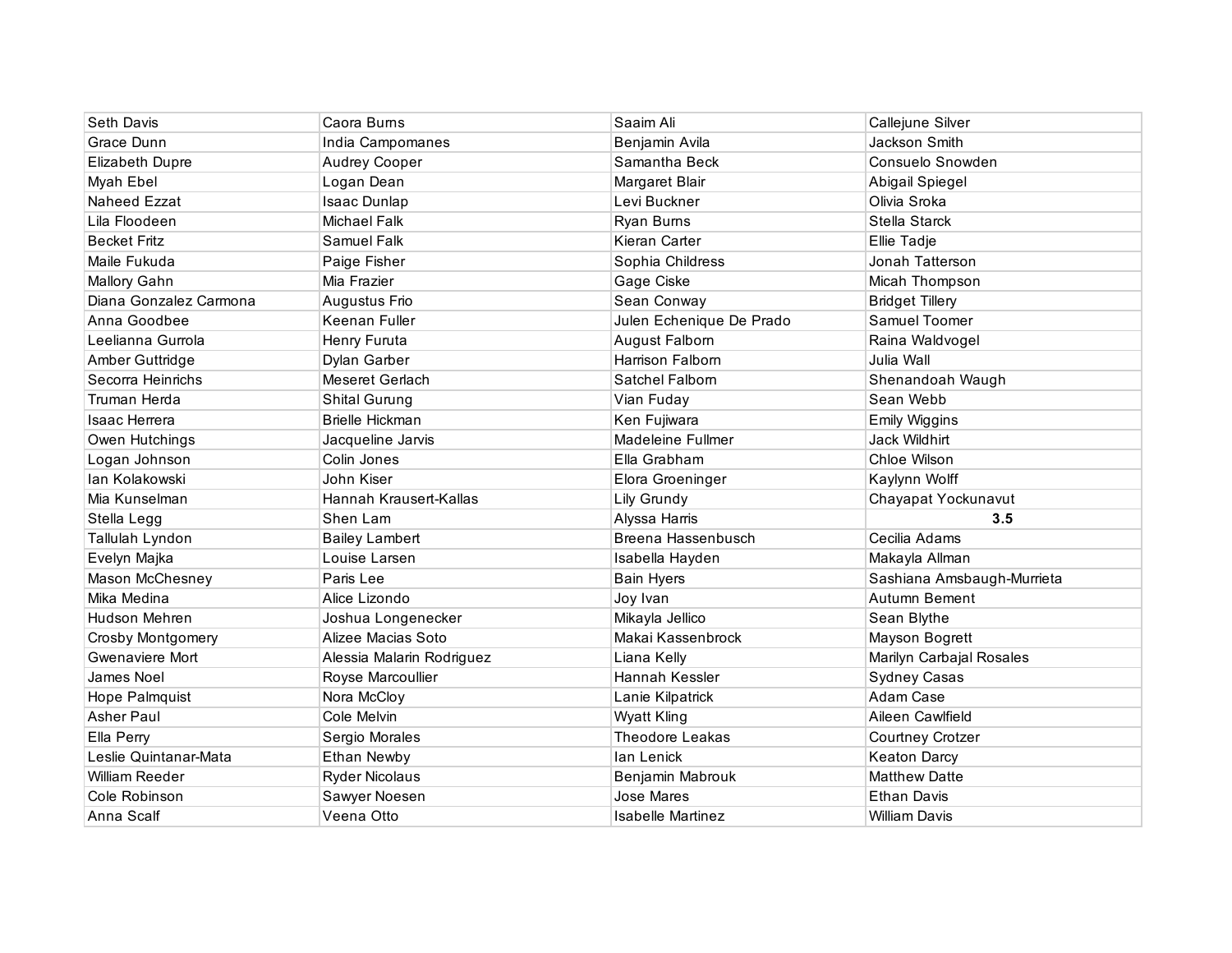| | | | |
|---|---|---|---|
| Seth Davis | Caora Burns | Saaim Ali | Callejune Silver |
| Grace Dunn | India Campomanes | Benjamin Avila | Jackson Smith |
| Elizabeth Dupre | Audrey Cooper | Samantha Beck | Consuelo Snowden |
| Myah Ebel | Logan Dean | Margaret Blair | Abigail Spiegel |
| Naheed Ezzat | Isaac Dunlap | Levi Buckner | Olivia Sroka |
| Lila Floodeen | Michael Falk | Ryan Burns | Stella Starck |
| Becket Fritz | Samuel Falk | Kieran Carter | Ellie Tadje |
| Maile Fukuda | Paige Fisher | Sophia Childress | Jonah Tatterson |
| Mallory Gahn | Mia Frazier | Gage Ciske | Micah Thompson |
| Diana Gonzalez Carmona | Augustus Frio | Sean Conway | Bridget Tillery |
| Anna Goodbee | Keenan Fuller | Julen Echenique De Prado | Samuel Toomer |
| Leelianna Gurrola | Henry Furuta | August Falborn | Raina Waldvogel |
| Amber Guttridge | Dylan Garber | Harrison Falborn | Julia Wall |
| Secorra Heinrichs | Meseret Gerlach | Satchel Falborn | Shenandoah Waugh |
| Truman Herda | Shital Gurung | Vian Fuday | Sean Webb |
| Isaac Herrera | Brielle Hickman | Ken Fujiwara | Emily Wiggins |
| Owen Hutchings | Jacqueline Jarvis | Madeleine Fullmer | Jack Wildhirt |
| Logan Johnson | Colin Jones | Ella Grabham | Chloe Wilson |
| Ian Kolakowski | John Kiser | Elora Groeninger | Kaylynn Wolff |
| Mia Kunselman | Hannah Krausert-Kallas | Lily Grundy | Chayapat Yockunavut |
| Stella Legg | Shen Lam | Alyssa Harris | **3.5** |
| Tallulah Lyndon | Bailey Lambert | Breena Hassenbusch | Cecilia Adams |
| Evelyn Majka | Louise Larsen | Isabella Hayden | Makayla Allman |
| Mason McChesney | Paris Lee | Bain Hyers | Sashiana Amsbaugh-Murrieta |
| Mika Medina | Alice Lizondo | Joy Ivan | Autumn Bement |
| Hudson Mehren | Joshua Longenecker | Mikayla Jellico | Sean Blythe |
| Crosby Montgomery | Alizee Macias Soto | Makai Kassenbrock | Mayson Bogrett |
| Gwenaviere Mort | Alessia Malarin Rodriguez | Liana Kelly | Marilyn Carbajal Rosales |
| James Noel | Royse Marcoullier | Hannah Kessler | Sydney Casas |
| Hope Palmquist | Nora McCloy | Lanie Kilpatrick | Adam Case |
| Asher Paul | Cole Melvin | Wyatt Kling | Aileen Cawlfield |
| Ella Perry | Sergio Morales | Theodore Leakas | Courtney Crotzer |
| Leslie Quintanar-Mata | Ethan Newby | Ian Lenick | Keaton Darcy |
| William Reeder | Ryder Nicolaus | Benjamin Mabrouk | Matthew Datte |
| Cole Robinson | Sawyer Noesen | Jose Mares | Ethan Davis |
| Anna Scalf | Veena Otto | Isabelle Martinez | William Davis |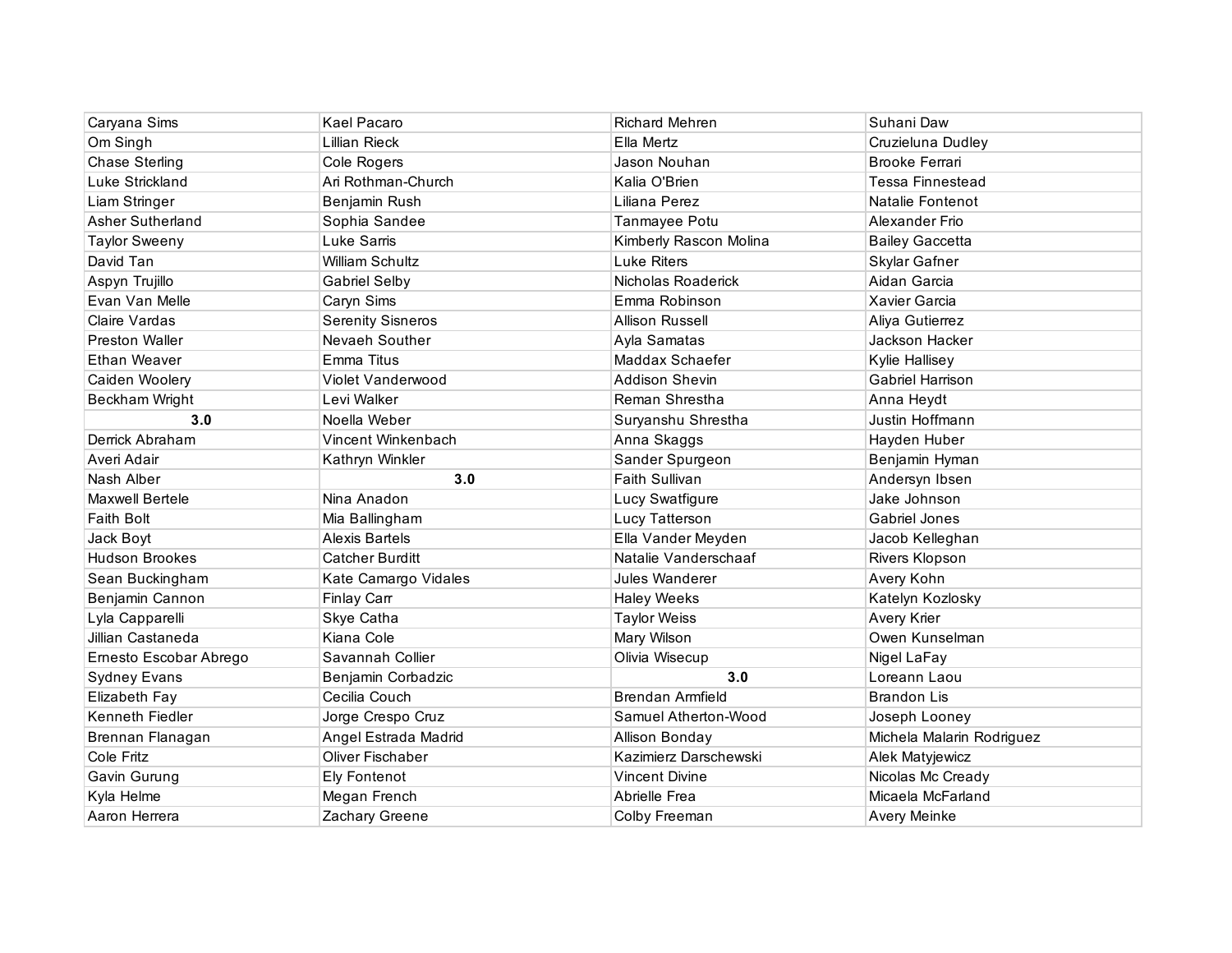| | | | |
|---|---|---|---|
| Caryana Sims | Kael Pacaro | Richard Mehren | Suhani Daw |
| Om Singh | Lillian Rieck | Ella Mertz | Cruzieluna Dudley |
| Chase Sterling | Cole Rogers | Jason Nouhan | Brooke Ferrari |
| Luke Strickland | Ari Rothman-Church | Kalia O'Brien | Tessa Finnestead |
| Liam Stringer | Benjamin Rush | Liliana Perez | Natalie Fontenot |
| Asher Sutherland | Sophia Sandee | Tanmayee Potu | Alexander Frio |
| Taylor Sweeny | Luke Sarris | Kimberly Rascon Molina | Bailey Gaccetta |
| David Tan | William Schultz | Luke Riters | Skylar Gafner |
| Aspyn Trujillo | Gabriel Selby | Nicholas Roaderick | Aidan Garcia |
| Evan Van Melle | Caryn Sims | Emma Robinson | Xavier Garcia |
| Claire Vardas | Serenity Sisneros | Allison Russell | Aliya Gutierrez |
| Preston Waller | Nevaeh Souther | Ayla Samatas | Jackson Hacker |
| Ethan Weaver | Emma Titus | Maddax Schaefer | Kylie Hallisey |
| Caiden Woolery | Violet Vanderwood | Addison Shevin | Gabriel Harrison |
| Beckham Wright | Levi Walker | Reman Shrestha | Anna Heydt |
| **3.0** | Noella Weber | Suryanshu Shrestha | Justin Hoffmann |
| Derrick Abraham | Vincent Winkenbach | Anna Skaggs | Hayden Huber |
| Averi Adair | Kathryn Winkler | Sander Spurgeon | Benjamin Hyman |
| Nash Alber | **3.0** | Faith Sullivan | Andersyn Ibsen |
| Maxwell Bertele | Nina Anadon | Lucy Swatfigure | Jake Johnson |
| Faith Bolt | Mia Ballingham | Lucy Tatterson | Gabriel Jones |
| Jack Boyt | Alexis Bartels | Ella Vander Meyden | Jacob Kelleghan |
| Hudson Brookes | Catcher Burditt | Natalie Vanderschaaf | Rivers Klopson |
| Sean Buckingham | Kate Camargo Vidales | Jules Wanderer | Avery Kohn |
| Benjamin Cannon | Finlay Carr | Haley Weeks | Katelyn Kozlosky |
| Lyla Capparelli | Skye Catha | Taylor Weiss | Avery Krier |
| Jillian Castaneda | Kiana Cole | Mary Wilson | Owen Kunselman |
| Ernesto Escobar Abrego | Savannah Collier | Olivia Wisecup | Nigel LaFay |
| Sydney Evans | Benjamin Corbadzic | **3.0** | Loreann Laou |
| Elizabeth Fay | Cecilia Couch | Brendan Armfield | Brandon Lis |
| Kenneth Fiedler | Jorge Crespo Cruz | Samuel Atherton-Wood | Joseph Looney |
| Brennan Flanagan | Angel Estrada Madrid | Allison Bonday | Michela Malarin Rodriguez |
| Cole Fritz | Oliver Fischaber | Kazimierz Darschewski | Alek Matyjewicz |
| Gavin Gurung | Ely Fontenot | Vincent Divine | Nicolas Mc Cready |
| Kyla Helme | Megan French | Abrielle Frea | Micaela McFarland |
| Aaron Herrera | Zachary Greene | Colby Freeman | Avery Meinke |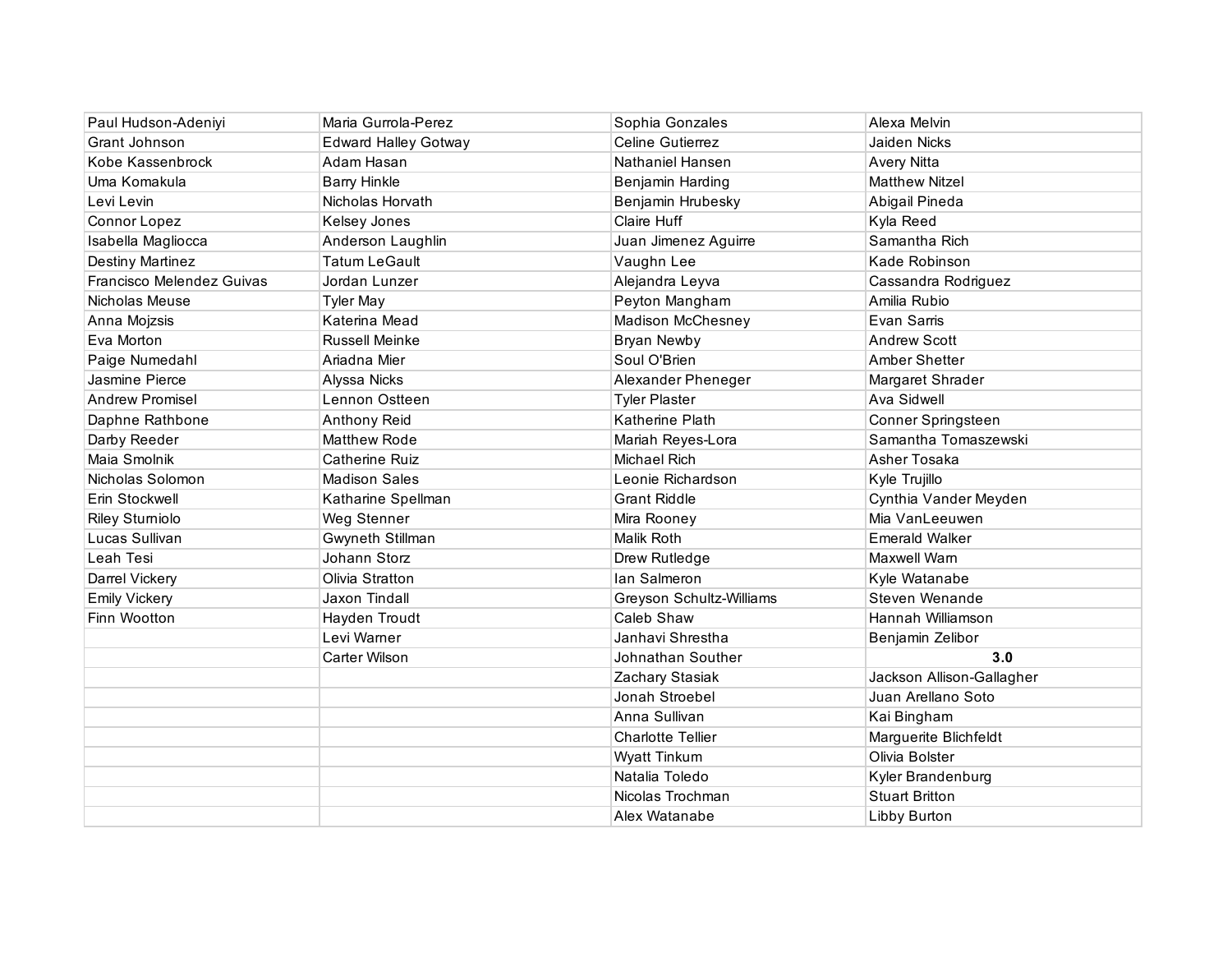| | | | |
|---|---|---|---|
| Paul Hudson-Adeniyi | Maria Gurrola-Perez | Sophia Gonzales | Alexa Melvin |
| Grant Johnson | Edward Halley Gotway | Celine Gutierrez | Jaiden Nicks |
| Kobe Kassenbrock | Adam Hasan | Nathaniel Hansen | Avery Nitta |
| Uma Komakula | Barry Hinkle | Benjamin Harding | Matthew Nitzel |
| Levi Levin | Nicholas Horvath | Benjamin Hrubesky | Abigail Pineda |
| Connor Lopez | Kelsey Jones | Claire Huff | Kyla Reed |
| Isabella Magliocca | Anderson Laughlin | Juan Jimenez Aguirre | Samantha Rich |
| Destiny Martinez | Tatum LeGault | Vaughn Lee | Kade Robinson |
| Francisco Melendez Guivas | Jordan Lunzer | Alejandra Leyva | Cassandra Rodriguez |
| Nicholas Meuse | Tyler May | Peyton Mangham | Amilia Rubio |
| Anna Mojzsis | Katerina Mead | Madison McChesney | Evan Sarris |
| Eva Morton | Russell Meinke | Bryan Newby | Andrew Scott |
| Paige Numedahl | Ariadna Mier | Soul O'Brien | Amber Shetter |
| Jasmine Pierce | Alyssa Nicks | Alexander Pheneger | Margaret Shrader |
| Andrew Promisel | Lennon Ostteen | Tyler Plaster | Ava Sidwell |
| Daphne Rathbone | Anthony Reid | Katherine Plath | Conner Springsteen |
| Darby Reeder | Matthew Rode | Mariah Reyes-Lora | Samantha Tomaszewski |
| Maia Smolnik | Catherine Ruiz | Michael Rich | Asher Tosaka |
| Nicholas Solomon | Madison Sales | Leonie Richardson | Kyle Trujillo |
| Erin Stockwell | Katharine Spellman | Grant Riddle | Cynthia Vander Meyden |
| Riley Sturniolo | Weg Stenner | Mira Rooney | Mia VanLeeuwen |
| Lucas Sullivan | Gwyneth Stillman | Malik Roth | Emerald Walker |
| Leah Tesi | Johann Storz | Drew Rutledge | Maxwell Warn |
| Darrel Vickery | Olivia Stratton | Ian Salmeron | Kyle Watanabe |
| Emily Vickery | Jaxon Tindall | Greyson Schultz-Williams | Steven Wenande |
| Finn Wootton | Hayden Troudt | Caleb Shaw | Hannah Williamson |
| | Levi Warner | Janhavi Shrestha | Benjamin Zelibor |
| | Carter Wilson | Johnathan Souther | **3.0** |
| | | Zachary Stasiak | Jackson Allison-Gallagher |
| | | Jonah Stroebel | Juan Arellano Soto |
| | | Anna Sullivan | Kai Bingham |
| | | Charlotte Tellier | Marguerite Blichfeldt |
| | | Wyatt Tinkum | Olivia Bolster |
| | | Natalia Toledo | Kyler Brandenburg |
| | | Nicolas Trochman | Stuart Britton |
| | | Alex Watanabe | Libby Burton |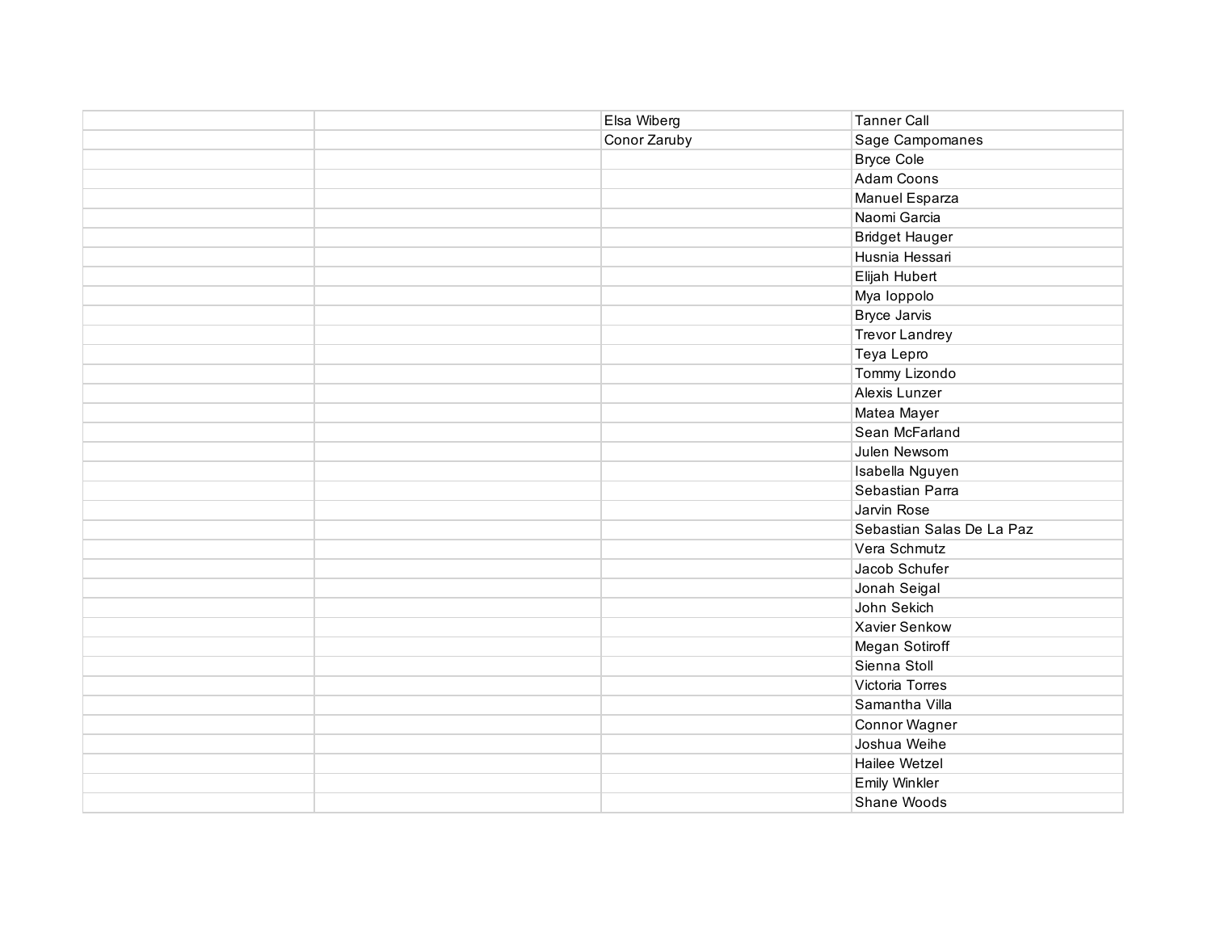| | | | |
|---|---|---|---|
| | | Elsa Wiberg | Tanner Call |
| | | Conor Zaruby | Sage Campomanes |
| | | | Bryce Cole |
| | | | Adam Coons |
| | | | Manuel Esparza |
| | | | Naomi Garcia |
| | | | Bridget Hauger |
| | | | Husnia Hessari |
| | | | Elijah Hubert |
| | | | Mya Ioppolo |
| | | | Bryce Jarvis |
| | | | Trevor Landrey |
| | | | Teya Lepro |
| | | | Tommy Lizondo |
| | | | Alexis Lunzer |
| | | | Matea Mayer |
| | | | Sean McFarland |
| | | | Julen Newsom |
| | | | Isabella Nguyen |
| | | | Sebastian Parra |
| | | | Jarvin Rose |
| | | | Sebastian Salas De La Paz |
| | | | Vera Schmutz |
| | | | Jacob Schufer |
| | | | Jonah Seigal |
| | | | John Sekich |
| | | | Xavier Senkow |
| | | | Megan Sotiroff |
| | | | Sienna Stoll |
| | | | Victoria Torres |
| | | | Samantha Villa |
| | | | Connor Wagner |
| | | | Joshua Weihe |
| | | | Hailee Wetzel |
| | | | Emily Winkler |
| | | | Shane Woods |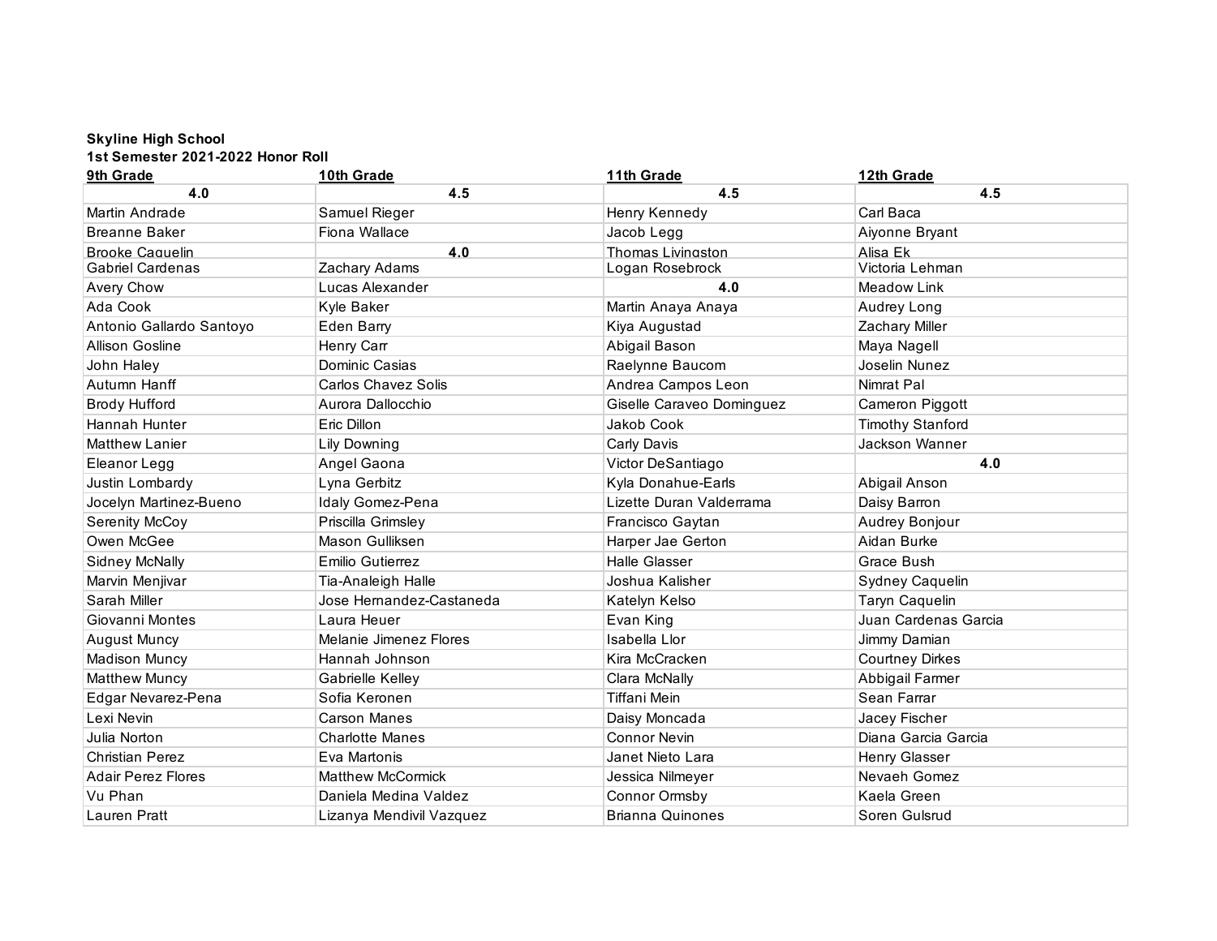**Skyline High School**
**1st Semester 2021-2022 Honor Roll**

| 9th Grade | 10th Grade | 11th Grade | 12th Grade |
|---|---|---|---|
| **4.0** | **4.5** | **4.5** | **4.5** |
| Martin Andrade | Samuel Rieger | Henry Kennedy | Carl Baca |
| Breanne Baker | Fiona Wallace | Jacob Legg | Aiyonne Bryant |
| Brooke Caquelin | **4.0** | Thomas Livingston | Alisa Ek |
| Gabriel Cardenas | Zachary Adams | Logan Rosebrock | Victoria Lehman |
| Avery Chow | Lucas Alexander | **4.0** | Meadow Link |
| Ada Cook | Kyle Baker | Martin Anaya Anaya | Audrey Long |
| Antonio Gallardo Santoyo | Eden Barry | Kiya Augustad | Zachary Miller |
| Allison Gosline | Henry Carr | Abigail Bason | Maya Nagell |
| John Haley | Dominic Casias | Raelynne Baucom | Joselin Nunez |
| Autumn Hanff | Carlos Chavez Solis | Andrea Campos Leon | Nimrat Pal |
| Brody Hufford | Aurora Dallocchio | Giselle Caraveo Dominguez | Cameron Piggott |
| Hannah Hunter | Eric Dillon | Jakob Cook | Timothy Stanford |
| Matthew Lanier | Lily Downing | Carly Davis | Jackson Wanner |
| Eleanor Legg | Angel Gaona | Victor DeSantiago | **4.0** |
| Justin Lombardy | Lyna Gerbitz | Kyla Donahue-Earls | Abigail Anson |
| Jocelyn Martinez-Bueno | Idaly Gomez-Pena | Lizette Duran Valderrama | Daisy Barron |
| Serenity McCoy | Priscilla Grimsley | Francisco Gaytan | Audrey Bonjour |
| Owen McGee | Mason Gulliksen | Harper Jae Gerton | Aidan Burke |
| Sidney McNally | Emilio Gutierrez | Halle Glasser | Grace Bush |
| Marvin Menjivar | Tia-Analeigh Halle | Joshua Kalisher | Sydney Caquelin |
| Sarah Miller | Jose Hernandez-Castaneda | Katelyn Kelso | Taryn Caquelin |
| Giovanni Montes | Laura Heuer | Evan King | Juan Cardenas Garcia |
| August Muncy | Melanie Jimenez Flores | Isabella Llor | Jimmy Damian |
| Madison Muncy | Hannah Johnson | Kira McCracken | Courtney Dirkes |
| Matthew Muncy | Gabrielle Kelley | Clara McNally | Abbigail Farmer |
| Edgar Nevarez-Pena | Sofia Keronen | Tiffani Mein | Sean Farrar |
| Lexi Nevin | Carson Manes | Daisy Moncada | Jacey Fischer |
| Julia Norton | Charlotte Manes | Connor Nevin | Diana Garcia Garcia |
| Christian Perez | Eva Martonis | Janet Nieto Lara | Henry Glasser |
| Adair Perez Flores | Matthew McCormick | Jessica Nilmeyer | Nevaeh Gomez |
| Vu Phan | Daniela Medina Valdez | Connor Ormsby | Kaela Green |
| Lauren Pratt | Lizanya Mendivil Vazquez | Brianna Quinones | Soren Gulsrud |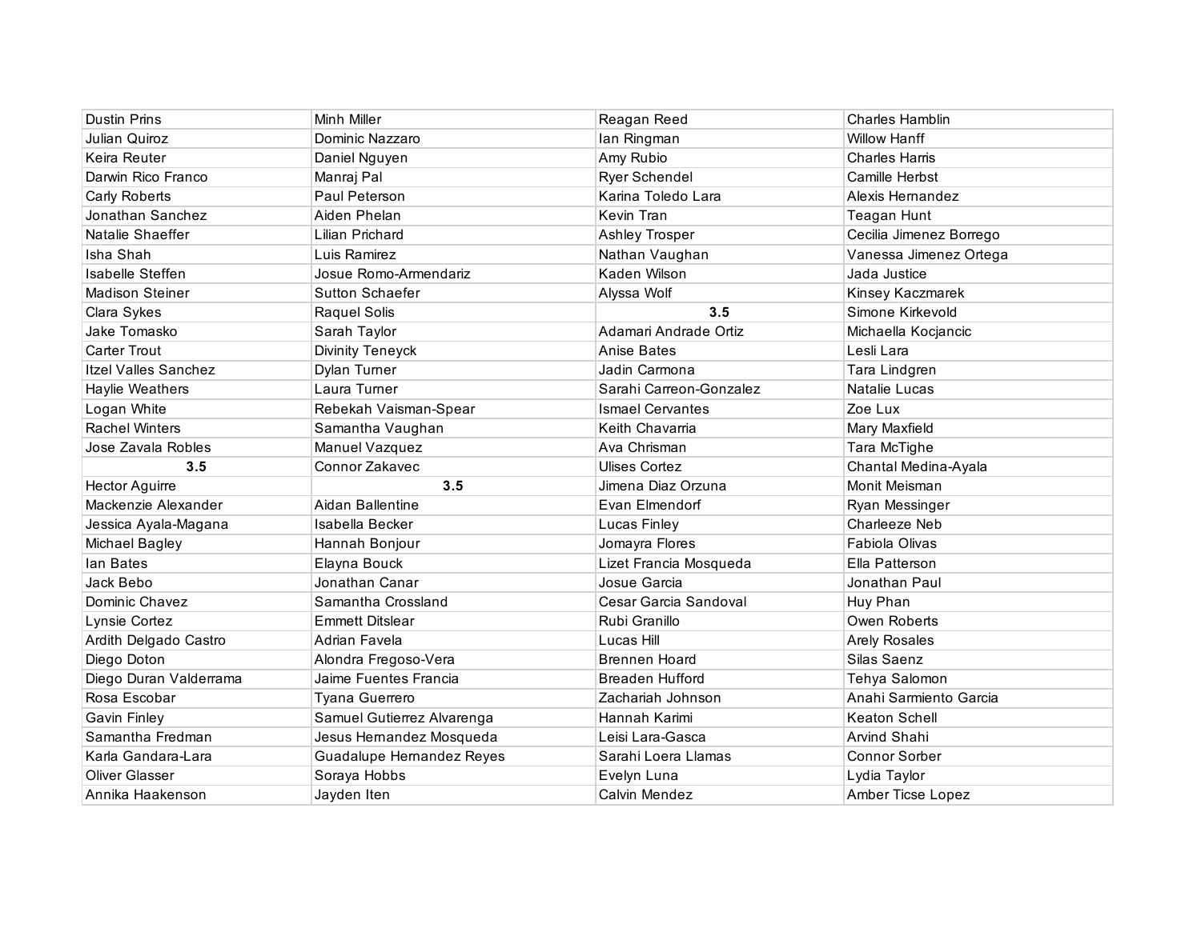| | | | |
|---|---|---|---|
| Dustin Prins | Minh Miller | Reagan Reed | Charles Hamblin |
| Julian Quiroz | Dominic Nazzaro | Ian Ringman | Willow Hanff |
| Keira Reuter | Daniel Nguyen | Amy Rubio | Charles Harris |
| Darwin Rico Franco | Manraj Pal | Ryer Schendel | Camille Herbst |
| Carly Roberts | Paul Peterson | Karina Toledo Lara | Alexis Hernandez |
| Jonathan Sanchez | Aiden Phelan | Kevin Tran | Teagan Hunt |
| Natalie Shaeffer | Lilian Prichard | Ashley Trosper | Cecilia Jimenez Borrego |
| Isha Shah | Luis Ramirez | Nathan Vaughan | Vanessa Jimenez Ortega |
| Isabelle Steffen | Josue Romo-Armendariz | Kaden Wilson | Jada Justice |
| Madison Steiner | Sutton Schaefer | Alyssa Wolf | Kinsey Kaczmarek |
| Clara Sykes | Raquel Solis | **3.5** | Simone Kirkevold |
| Jake Tomasko | Sarah Taylor | Adamari Andrade Ortiz | Michaella Kocjancic |
| Carter Trout | Divinity Teneyck | Anise Bates | Lesli Lara |
| Itzel Valles Sanchez | Dylan Turner | Jadin Carmona | Tara Lindgren |
| Haylie Weathers | Laura Turner | Sarahi Carreon-Gonzalez | Natalie Lucas |
| Logan White | Rebekah Vaisman-Spear | Ismael Cervantes | Zoe Lux |
| Rachel Winters | Samantha Vaughan | Keith Chavarria | Mary Maxfield |
| Jose Zavala Robles | Manuel Vazquez | Ava Chrisman | Tara McTighe |
| **3.5** | Connor Zakavec | Ulises Cortez | Chantal Medina-Ayala |
| Hector Aguirre | **3.5** | Jimena Diaz Orzuna | Monit Meisman |
| Mackenzie Alexander | Aidan Ballentine | Evan Elmendorf | Ryan Messinger |
| Jessica Ayala-Magana | Isabella Becker | Lucas Finley | Charleeze Neb |
| Michael Bagley | Hannah Bonjour | Jomayra Flores | Fabiola Olivas |
| Ian Bates | Elayna Bouck | Lizet Francia Mosqueda | Ella Patterson |
| Jack Bebo | Jonathan Canar | Josue Garcia | Jonathan Paul |
| Dominic Chavez | Samantha Crossland | Cesar Garcia Sandoval | Huy Phan |
| Lynsie Cortez | Emmett Ditslear | Rubi Granillo | Owen Roberts |
| Ardith Delgado Castro | Adrian Favela | Lucas Hill | Arely Rosales |
| Diego Doton | Alondra Fregoso-Vera | Brennen Hoard | Silas Saenz |
| Diego Duran Valderrama | Jaime Fuentes Francia | Breaden Hufford | Tehya Salomon |
| Rosa Escobar | Tyana Guerrero | Zachariah Johnson | Anahi Sarmiento Garcia |
| Gavin Finley | Samuel Gutierrez Alvarenga | Hannah Karimi | Keaton Schell |
| Samantha Fredman | Jesus Hernandez Mosqueda | Leisi Lara-Gasca | Arvind Shahi |
| Karla Gandara-Lara | Guadalupe Hernandez Reyes | Sarahi Loera Llamas | Connor Sorber |
| Oliver Glasser | Soraya Hobbs | Evelyn Luna | Lydia Taylor |
| Annika Haakenson | Jayden Iten | Calvin Mendez | Amber Ticse Lopez |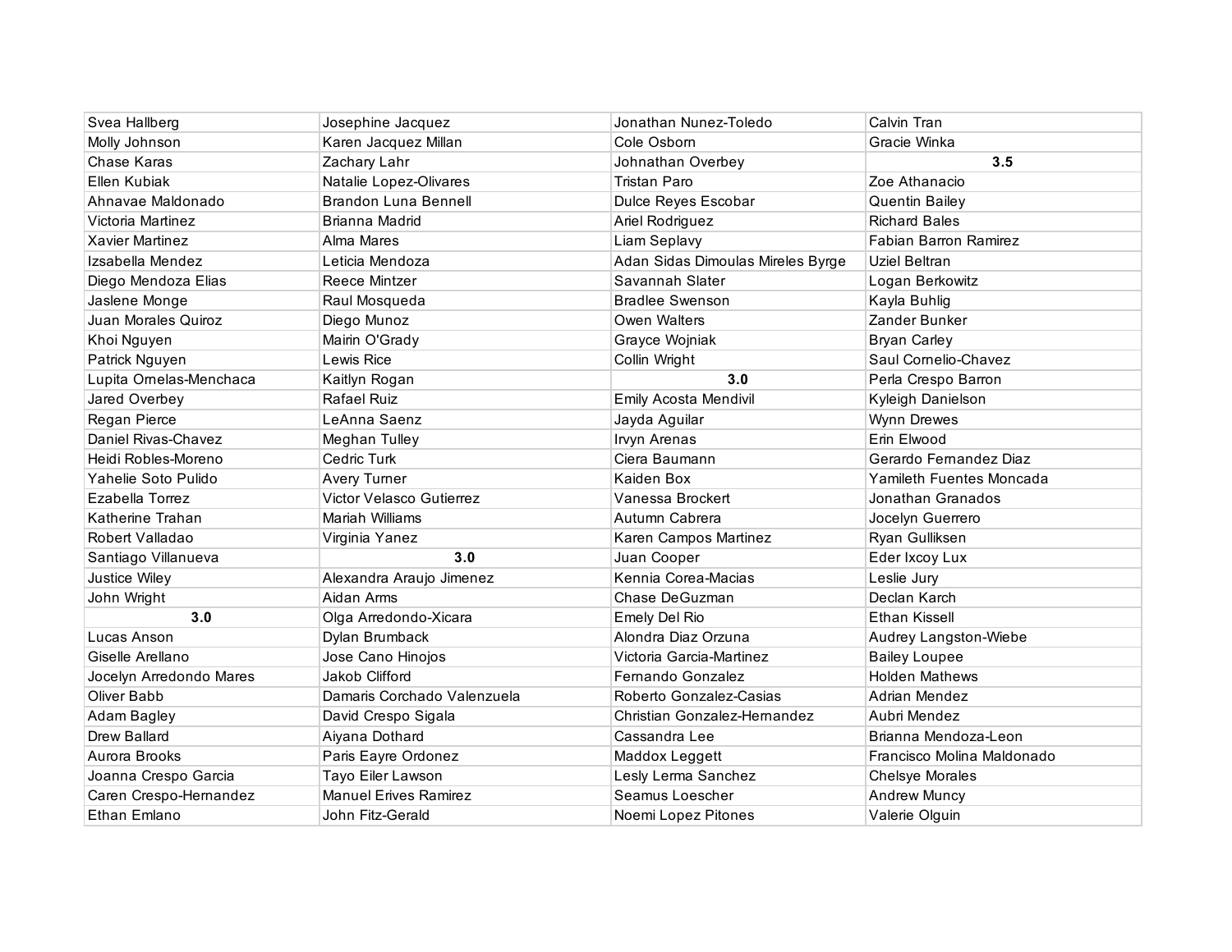| | | | |
|---|---|---|---|
| Svea Hallberg | Josephine Jacquez | Jonathan Nunez-Toledo | Calvin Tran |
| Molly Johnson | Karen Jacquez Millan | Cole Osborn | Gracie Winka |
| Chase Karas | Zachary Lahr | Johnathan Overbey | **3.5** |
| Ellen Kubiak | Natalie Lopez-Olivares | Tristan Paro | Zoe Athanacio |
| Ahnavae Maldonado | Brandon Luna Bennell | Dulce Reyes Escobar | Quentin Bailey |
| Victoria Martinez | Brianna Madrid | Ariel Rodriguez | Richard Bales |
| Xavier Martinez | Alma Mares | Liam Seplavy | Fabian Barron Ramirez |
| Izsabella Mendez | Leticia Mendoza | Adan Sidas Dimoulas Mireles Byrge | Uziel Beltran |
| Diego Mendoza Elias | Reece Mintzer | Savannah Slater | Logan Berkowitz |
| Jaslene Monge | Raul Mosqueda | Bradlee Swenson | Kayla Buhlig |
| Juan Morales Quiroz | Diego Munoz | Owen Walters | Zander Bunker |
| Khoi Nguyen | Mairin O'Grady | Grayce Wojniak | Bryan Carley |
| Patrick Nguyen | Lewis Rice | Collin Wright | Saul Cornelio-Chavez |
| Lupita Ornelas-Menchaca | Kaitlyn Rogan | **3.0** | Perla Crespo Barron |
| Jared Overbey | Rafael Ruiz | Emily Acosta Mendivil | Kyleigh Danielson |
| Regan Pierce | LeAnna Saenz | Jayda Aguilar | Wynn Drewes |
| Daniel Rivas-Chavez | Meghan Tulley | Irvyn Arenas | Erin Elwood |
| Heidi Robles-Moreno | Cedric Turk | Ciera Baumann | Gerardo Fernandez Diaz |
| Yahelie Soto Pulido | Avery Turner | Kaiden Box | Yamileth Fuentes Moncada |
| Ezabella Torrez | Victor Velasco Gutierrez | Vanessa Brockert | Jonathan Granados |
| Katherine Trahan | Mariah Williams | Autumn Cabrera | Jocelyn Guerrero |
| Robert Valladao | Virginia Yanez | Karen Campos Martinez | Ryan Gulliksen |
| Santiago Villanueva | **3.0** | Juan Cooper | Eder Ixcoy Lux |
| Justice Wiley | Alexandra Araujo Jimenez | Kennia Corea-Macias | Leslie Jury |
| John Wright | Aidan Arms | Chase DeGuzman | Declan Karch |
| **3.0** | Olga Arredondo-Xicara | Emely Del Rio | Ethan Kissell |
| Lucas Anson | Dylan Brumback | Alondra Diaz Orzuna | Audrey Langston-Wiebe |
| Giselle Arellano | Jose Cano Hinojos | Victoria Garcia-Martinez | Bailey Loupee |
| Jocelyn Arredondo Mares | Jakob Clifford | Fernando Gonzalez | Holden Mathews |
| Oliver Babb | Damaris Corchado Valenzuela | Roberto Gonzalez-Casias | Adrian Mendez |
| Adam Bagley | David Crespo Sigala | Christian Gonzalez-Hernandez | Aubri Mendez |
| Drew Ballard | Aiyana Dothard | Cassandra Lee | Brianna Mendoza-Leon |
| Aurora Brooks | Paris Eayre Ordonez | Maddox Leggett | Francisco Molina Maldonado |
| Joanna Crespo Garcia | Tayo Eiler Lawson | Lesly Lerma Sanchez | Chelsye Morales |
| Caren Crespo-Hernandez | Manuel Erives Ramirez | Seamus Loescher | Andrew Muncy |
| Ethan Emlano | John Fitz-Gerald | Noemi Lopez Pitones | Valerie Olguin |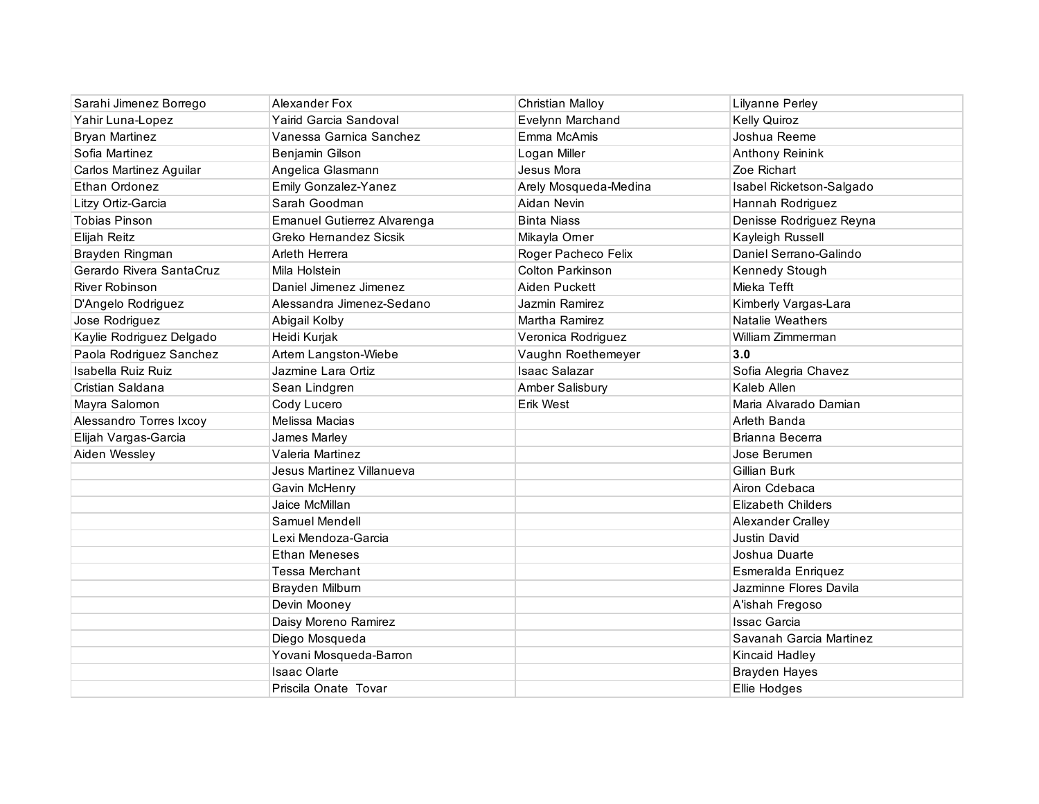| | | | |
|---|---|---|---|
| Sarahi Jimenez Borrego | Alexander Fox | Christian Malloy | Lilyanne Perley |
| Yahir Luna-Lopez | Yairid Garcia Sandoval | Evelynn Marchand | Kelly Quiroz |
| Bryan Martinez | Vanessa Garnica Sanchez | Emma McAmis | Joshua Reeme |
| Sofia Martinez | Benjamin Gilson | Logan Miller | Anthony Reinink |
| Carlos Martinez Aguilar | Angelica Glasmann | Jesus Mora | Zoe Richart |
| Ethan Ordonez | Emily Gonzalez-Yanez | Arely Mosqueda-Medina | Isabel Ricketson-Salgado |
| Litzy Ortiz-Garcia | Sarah Goodman | Aidan Nevin | Hannah Rodriguez |
| Tobias Pinson | Emanuel Gutierrez Alvarenga | Binta Niass | Denisse Rodriguez Reyna |
| Elijah Reitz | Greko Hernandez Sicsik | Mikayla Orner | Kayleigh Russell |
| Brayden Ringman | Arleth Herrera | Roger Pacheco Felix | Daniel Serrano-Galindo |
| Gerardo Rivera SantaCruz | Mila Holstein | Colton Parkinson | Kennedy Stough |
| River Robinson | Daniel Jimenez Jimenez | Aiden Puckett | Mieka Tefft |
| D'Angelo Rodriguez | Alessandra Jimenez-Sedano | Jazmin Ramirez | Kimberly Vargas-Lara |
| Jose Rodriguez | Abigail Kolby | Martha Ramirez | Natalie Weathers |
| Kaylie Rodriguez Delgado | Heidi Kurjak | Veronica Rodriguez | William Zimmerman |
| Paola Rodriguez Sanchez | Artem Langston-Wiebe | Vaughn Roethemeyer | **3.0** |
| Isabella Ruiz Ruiz | Jazmine Lara Ortiz | Isaac Salazar | Sofia Alegria Chavez |
| Cristian Saldana | Sean Lindgren | Amber Salisbury | Kaleb Allen |
| Mayra Salomon | Cody Lucero | Erik West | Maria Alvarado Damian |
| Alessandro Torres Ixcoy | Melissa Macias | | Arleth Banda |
| Elijah Vargas-Garcia | James Marley | | Brianna Becerra |
| Aiden Wessley | Valeria Martinez | | Jose Berumen |
| | Jesus Martinez Villanueva | | Gillian Burk |
| | Gavin McHenry | | Airon Cdebaca |
| | Jaice McMillan | | Elizabeth Childers |
| | Samuel Mendell | | Alexander Cralley |
| | Lexi Mendoza-Garcia | | Justin David |
| | Ethan Meneses | | Joshua Duarte |
| | Tessa Merchant | | Esmeralda Enriquez |
| | Brayden Milburn | | Jazminne Flores Davila |
| | Devin Mooney | | A'ishah Fregoso |
| | Daisy Moreno Ramirez | | Issac Garcia |
| | Diego Mosqueda | | Savanah Garcia Martinez |
| | Yovani Mosqueda-Barron | | Kincaid Hadley |
| | Isaac Olarte | | Brayden Hayes |
| | Priscila Onate Tovar | | Ellie Hodges |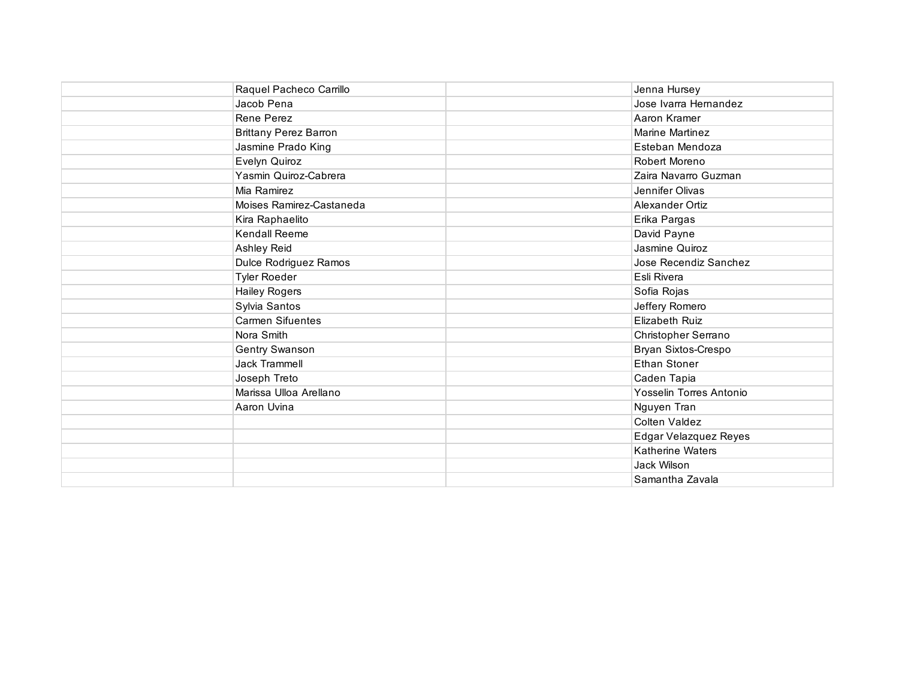| | | | |
|---|---|---|---|
| | Raquel Pacheco Carrillo | | Jenna Hursey |
| | Jacob Pena | | Jose Ivarra Hernandez |
| | Rene Perez | | Aaron Kramer |
| | Brittany Perez Barron | | Marine Martinez |
| | Jasmine Prado King | | Esteban Mendoza |
| | Evelyn Quiroz | | Robert Moreno |
| | Yasmin Quiroz-Cabrera | | Zaira Navarro Guzman |
| | Mia Ramirez | | Jennifer Olivas |
| | Moises Ramirez-Castaneda | | Alexander Ortiz |
| | Kira Raphaelito | | Erika Pargas |
| | Kendall Reeme | | David Payne |
| | Ashley Reid | | Jasmine Quiroz |
| | Dulce Rodriguez Ramos | | Jose Recendiz Sanchez |
| | Tyler Roeder | | Esli Rivera |
| | Hailey Rogers | | Sofia Rojas |
| | Sylvia Santos | | Jeffery Romero |
| | Carmen Sifuentes | | Elizabeth Ruiz |
| | Nora Smith | | Christopher Serrano |
| | Gentry Swanson | | Bryan Sixtos-Crespo |
| | Jack Trammell | | Ethan Stoner |
| | Joseph Treto | | Caden Tapia |
| | Marissa Ulloa Arellano | | Yosselin Torres Antonio |
| | Aaron Uvina | | Nguyen Tran |
| | | | Colten Valdez |
| | | | Edgar Velazquez Reyes |
| | | | Katherine Waters |
| | | | Jack Wilson |
| | | | Samantha Zavala |